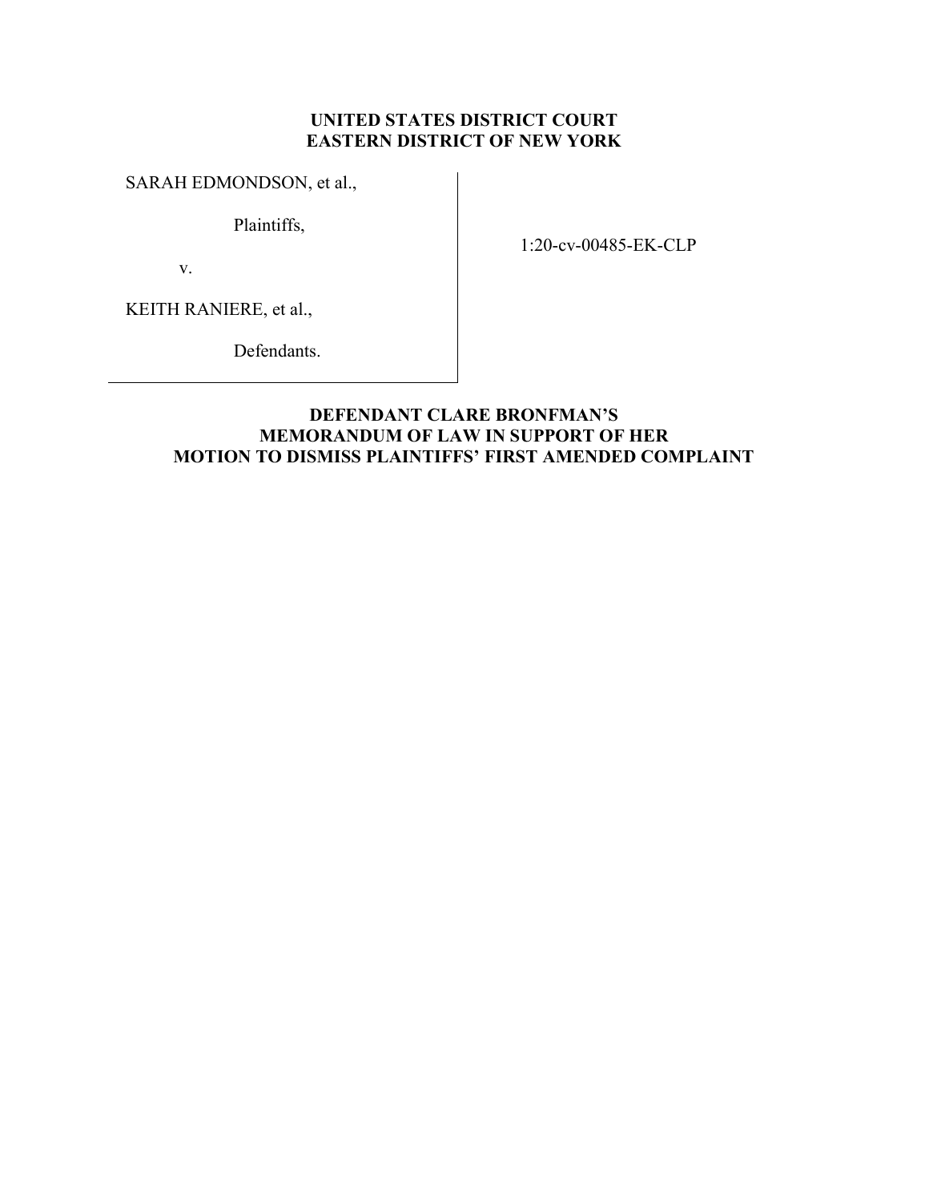**UNITED STATES DISTRICT COURT**
**EASTERN DISTRICT OF NEW YORK**

SARAH EDMONDSON, et al.,

Plaintiffs,

v.

KEITH RANIERE, et al.,

Defendants.

1:20-cv-00485-EK-CLP

**DEFENDANT CLARE BRONFMAN'S**
**MEMORANDUM OF LAW IN SUPPORT OF HER**
**MOTION TO DISMISS PLAINTIFFS' FIRST AMENDED COMPLAINT**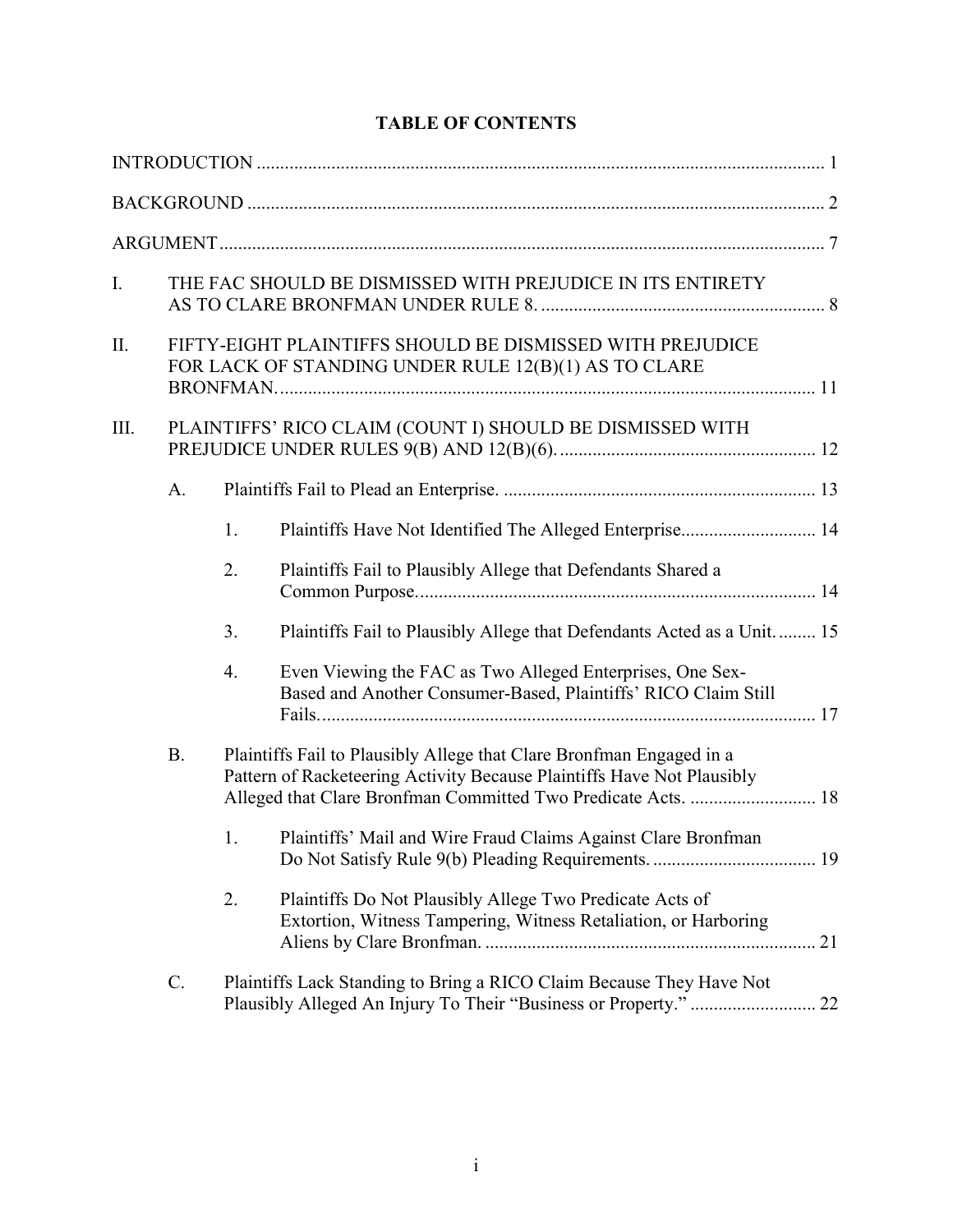## TABLE OF CONTENTS

INTRODUCTION ........................................................................................................................... 1

BACKGROUND ............................................................................................................................. 2

ARGUMENT .................................................................................................................................. 7

I. THE FAC SHOULD BE DISMISSED WITH PREJUDICE IN ITS ENTIRETY AS TO CLARE BRONFMAN UNDER RULE 8. ............................................................. 8

II. FIFTY-EIGHT PLAINTIFFS SHOULD BE DISMISSED WITH PREJUDICE FOR LACK OF STANDING UNDER RULE 12(B)(1) AS TO CLARE BRONFMAN. .................................................................................................................. 11

III. PLAINTIFFS' RICO CLAIM (COUNT I) SHOULD BE DISMISSED WITH PREJUDICE UNDER RULES 9(B) AND 12(B)(6). ....................................................... 12

  A. Plaintiffs Fail to Plead an Enterprise. .................................................................... 13

    1. Plaintiffs Have Not Identified The Alleged Enterprise............................. 14

    2. Plaintiffs Fail to Plausibly Allege that Defendants Shared a Common Purpose...................................................................................... 14

    3. Plaintiffs Fail to Plausibly Allege that Defendants Acted as a Unit......... 15

    4. Even Viewing the FAC as Two Alleged Enterprises, One Sex-Based and Another Consumer-Based, Plaintiffs' RICO Claim Still Fails........................................................................................................... 17

  B. Plaintiffs Fail to Plausibly Allege that Clare Bronfman Engaged in a Pattern of Racketeering Activity Because Plaintiffs Have Not Plausibly Alleged that Clare Bronfman Committed Two Predicate Acts. ........................... 18

    1. Plaintiffs' Mail and Wire Fraud Claims Against Clare Bronfman Do Not Satisfy Rule 9(b) Pleading Requirements. ................................... 19

    2. Plaintiffs Do Not Plausibly Allege Two Predicate Acts of Extortion, Witness Tampering, Witness Retaliation, or Harboring Aliens by Clare Bronfman. ....................................................................... 21

  C. Plaintiffs Lack Standing to Bring a RICO Claim Because They Have Not Plausibly Alleged An Injury To Their "Business or Property." ........................... 22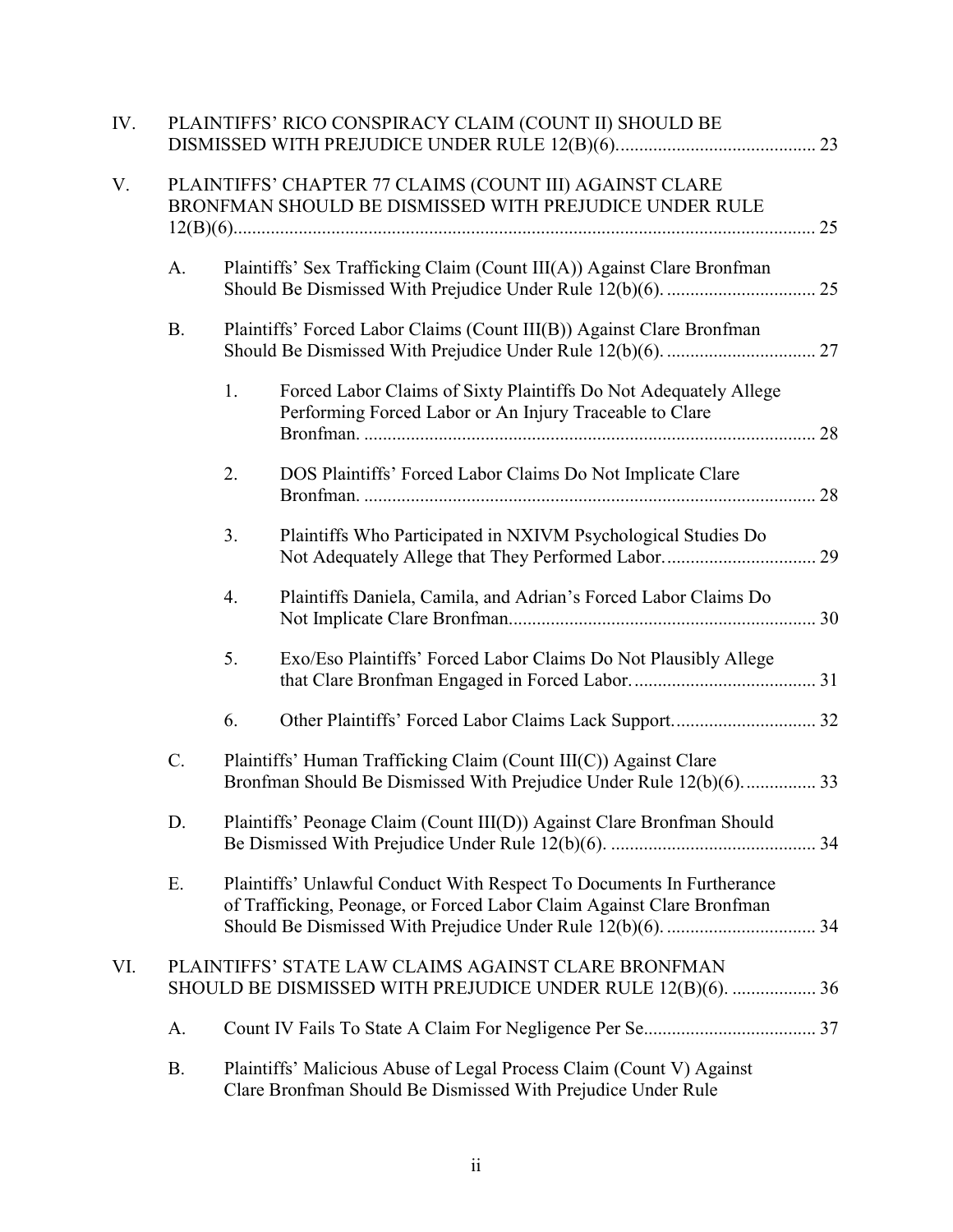IV. PLAINTIFFS' RICO CONSPIRACY CLAIM (COUNT II) SHOULD BE DISMISSED WITH PREJUDICE UNDER RULE 12(B)(6)........................................... 23

V. PLAINTIFFS' CHAPTER 77 CLAIMS (COUNT III) AGAINST CLARE BRONFMAN SHOULD BE DISMISSED WITH PREJUDICE UNDER RULE 12(B)(6)........................................................................................................................... 25

- A. Plaintiffs' Sex Trafficking Claim (Count III(A)) Against Clare Bronfman Should Be Dismissed With Prejudice Under Rule 12(b)(6). ................................ 25
- B. Plaintiffs' Forced Labor Claims (Count III(B)) Against Clare Bronfman Should Be Dismissed With Prejudice Under Rule 12(b)(6). ................................ 27
  1. Forced Labor Claims of Sixty Plaintiffs Do Not Adequately Allege Performing Forced Labor or An Injury Traceable to Clare Bronfman. ................................................................................................ 28
  2. DOS Plaintiffs' Forced Labor Claims Do Not Implicate Clare Bronfman. ................................................................................................ 28
  3. Plaintiffs Who Participated in NXIVM Psychological Studies Do Not Adequately Allege that They Performed Labor................................ 29
  4. Plaintiffs Daniela, Camila, and Adrian's Forced Labor Claims Do Not Implicate Clare Bronfman................................................................ 30
  5. Exo/Eso Plaintiffs' Forced Labor Claims Do Not Plausibly Allege that Clare Bronfman Engaged in Forced Labor....................................... 31
  6. Other Plaintiffs' Forced Labor Claims Lack Support.............................. 32
- C. Plaintiffs' Human Trafficking Claim (Count III(C)) Against Clare Bronfman Should Be Dismissed With Prejudice Under Rule 12(b)(6)............... 33
- D. Plaintiffs' Peonage Claim (Count III(D)) Against Clare Bronfman Should Be Dismissed With Prejudice Under Rule 12(b)(6). ........................................... 34
- E. Plaintiffs' Unlawful Conduct With Respect To Documents In Furtherance of Trafficking, Peonage, or Forced Labor Claim Against Clare Bronfman Should Be Dismissed With Prejudice Under Rule 12(b)(6). ................................ 34

VI. PLAINTIFFS' STATE LAW CLAIMS AGAINST CLARE BRONFMAN SHOULD BE DISMISSED WITH PREJUDICE UNDER RULE 12(B)(6). .................. 36

- A. Count IV Fails To State A Claim For Negligence Per Se.................................... 37
- B. Plaintiffs' Malicious Abuse of Legal Process Claim (Count V) Against Clare Bronfman Should Be Dismissed With Prejudice Under Rule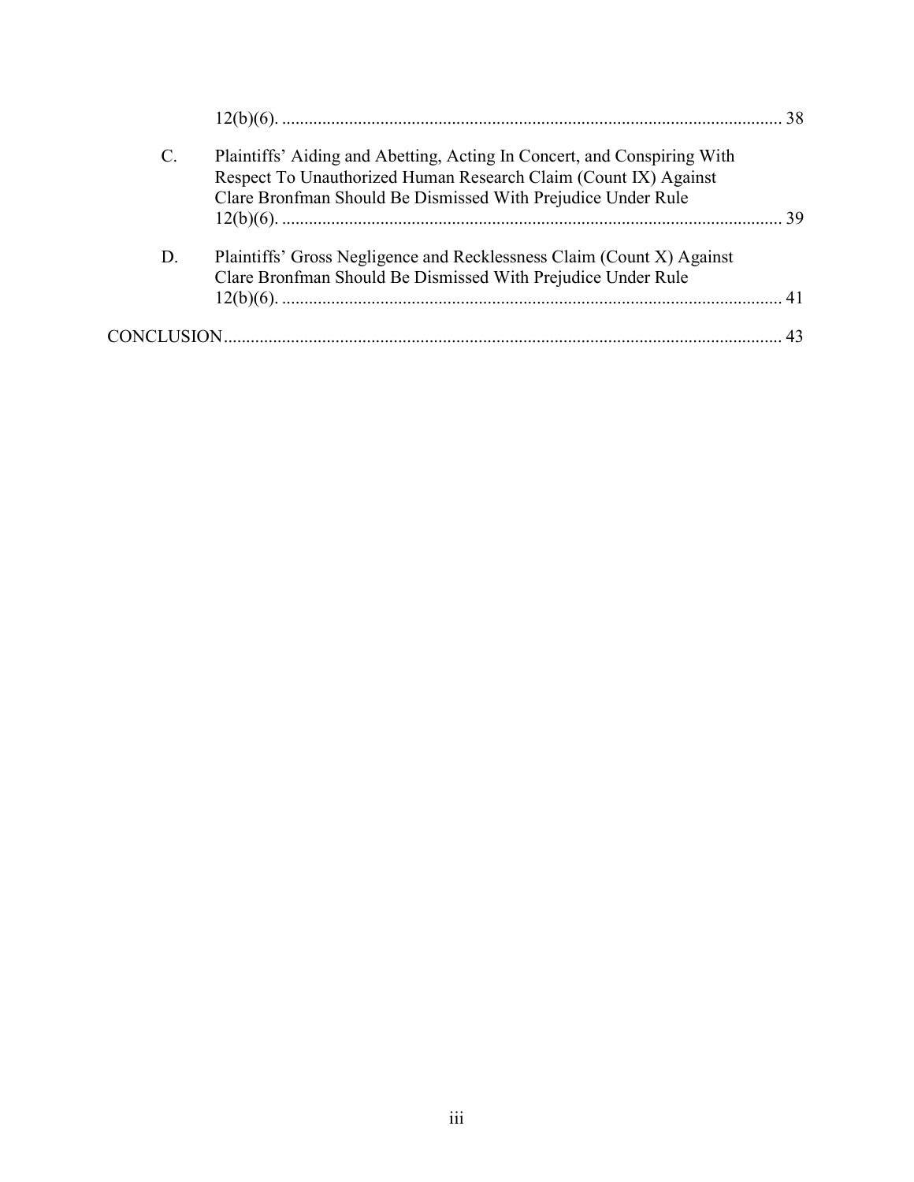12(b)(6). .......................................................................................................... 38

C. Plaintiffs' Aiding and Abetting, Acting In Concert, and Conspiring With Respect To Unauthorized Human Research Claim (Count IX) Against Clare Bronfman Should Be Dismissed With Prejudice Under Rule 12(b)(6). .......................................................................................................... 39

D. Plaintiffs' Gross Negligence and Recklessness Claim (Count X) Against Clare Bronfman Should Be Dismissed With Prejudice Under Rule 12(b)(6). .......................................................................................................... 41

CONCLUSION.......................................................................................................... 43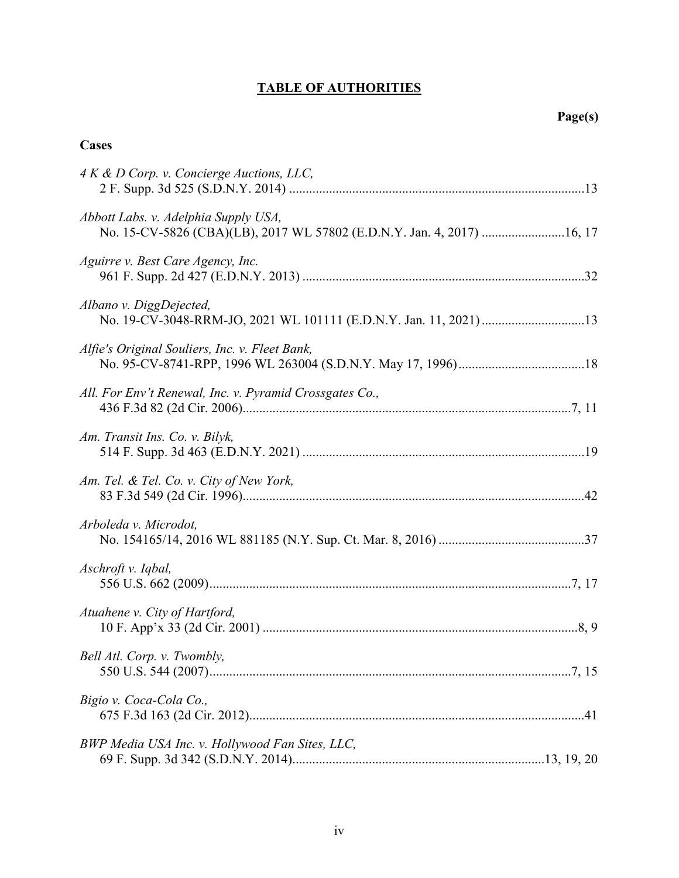# **TABLE OF AUTHORITIES**

**Page(s)**

**Cases**

*4 K & D Corp. v. Concierge Auctions, LLC,*
2 F. Supp. 3d 525 (S.D.N.Y. 2014) ....................................................................................13

*Abbott Labs. v. Adelphia Supply USA,*
No. 15-CV-5826 (CBA)(LB), 2017 WL 57802 (E.D.N.Y. Jan. 4, 2017) .........................16, 17

*Aguirre v. Best Care Agency, Inc.*
961 F. Supp. 2d 427 (E.D.N.Y. 2013) ....................................................................................32

*Albano v. DiggDejected,*
No. 19-CV-3048-RRM-JO, 2021 WL 101111 (E.D.N.Y. Jan. 11, 2021) ...............................13

*Alfie's Original Souliers, Inc. v. Fleet Bank,*
No. 95-CV-8741-RPP, 1996 WL 263004 (S.D.N.Y. May 17, 1996).......................................18

*All. For Env't Renewal, Inc. v. Pyramid Crossgates Co.,*
436 F.3d 82 (2d Cir. 2006)..................................................................................................7, 11

*Am. Transit Ins. Co. v. Bilyk,*
514 F. Supp. 3d 463 (E.D.N.Y. 2021) ....................................................................................19

*Am. Tel. & Tel. Co. v. City of New York,*
83 F.3d 549 (2d Cir. 1996)......................................................................................................42

*Arboleda v. Microdot,*
No. 154165/14, 2016 WL 881185 (N.Y. Sup. Ct. Mar. 8, 2016) ............................................37

*Aschroft v. Iqbal,*
556 U.S. 662 (2009)............................................................................................................7, 17

*Atuahene v. City of Hartford,*
10 F. App'x 33 (2d Cir. 2001) ...............................................................................................8, 9

*Bell Atl. Corp. v. Twombly,*
550 U.S. 544 (2007)............................................................................................................7, 15

*Bigio v. Coca-Cola Co.,*
675 F.3d 163 (2d Cir. 2012)....................................................................................................41

*BWP Media USA Inc. v. Hollywood Fan Sites, LLC,*
69 F. Supp. 3d 342 (S.D.N.Y. 2014)...........................................................................13, 19, 20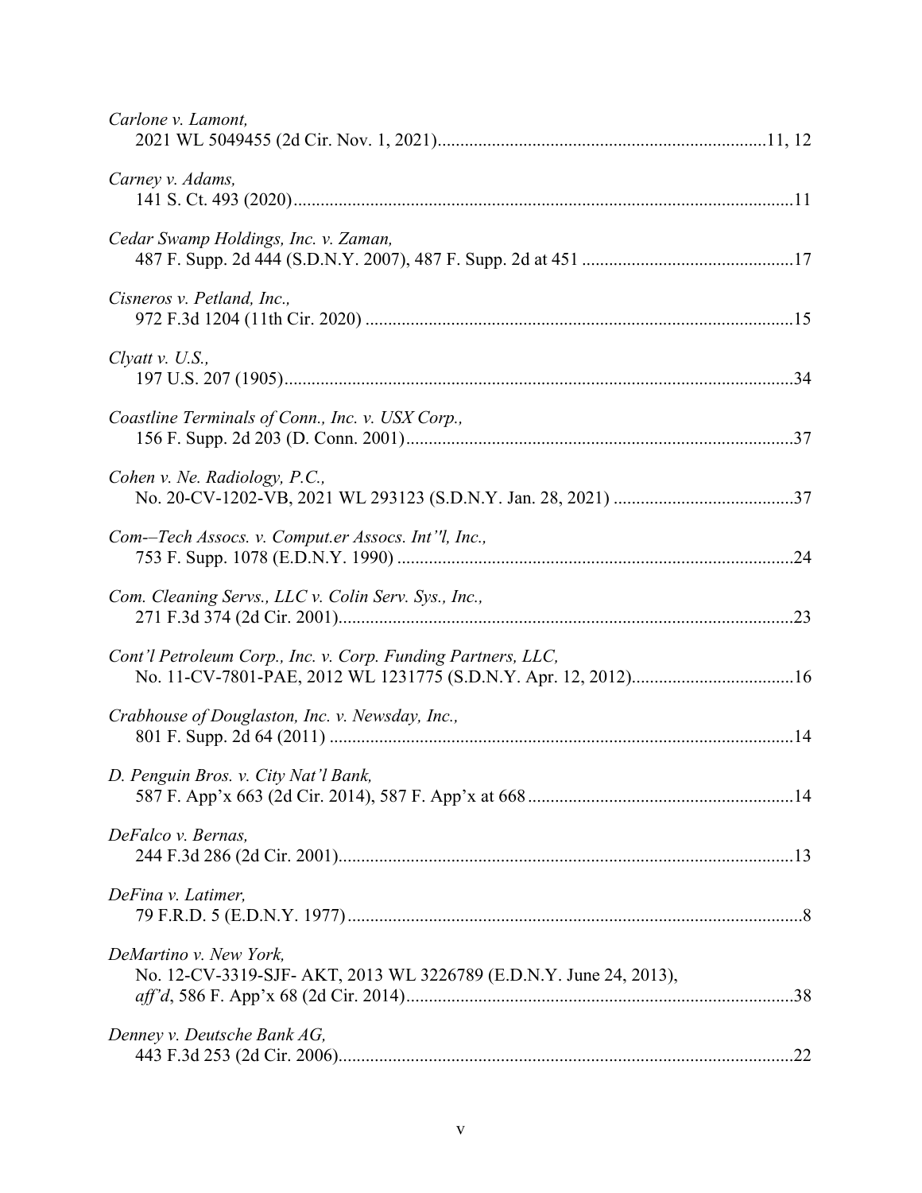*Carlone v. Lamont*,
2021 WL 5049455 (2d Cir. Nov. 1, 2021)........................................................................11, 12

*Carney v. Adams*,
141 S. Ct. 493 (2020)..............................................................................................................11

*Cedar Swamp Holdings, Inc. v. Zaman*,
487 F. Supp. 2d 444 (S.D.N.Y. 2007), 487 F. Supp. 2d at 451 ..............................................17

*Cisneros v. Petland, Inc.*,
972 F.3d 1204 (11th Cir. 2020) ..............................................................................................15

*Clyatt v. U.S.*,
197 U.S. 207 (1905)................................................................................................................34

*Coastline Terminals of Conn., Inc. v. USX Corp.*,
156 F. Supp. 2d 203 (D. Conn. 2001).....................................................................................37

*Cohen v. Ne. Radiology, P.C.*,
No. 20-CV-1202-VB, 2021 WL 293123 (S.D.N.Y. Jan. 28, 2021) ........................................37

*Com-–Tech Assocs. v. Comput.er Assocs. Int''l, Inc.*,
753 F. Supp. 1078 (E.D.N.Y. 1990) .......................................................................................24

*Com. Cleaning Servs., LLC v. Colin Serv. Sys., Inc.*,
271 F.3d 374 (2d Cir. 2001)....................................................................................................23

*Cont'l Petroleum Corp., Inc. v. Corp. Funding Partners, LLC*,
No. 11-CV-7801-PAE, 2012 WL 1231775 (S.D.N.Y. Apr. 12, 2012)...................................16

*Crabhouse of Douglaston, Inc. v. Newsday, Inc.*,
801 F. Supp. 2d 64 (2011) ......................................................................................................14

*D. Penguin Bros. v. City Nat'l Bank*,
587 F. App'x 663 (2d Cir. 2014), 587 F. App'x at 668...........................................................14

*DeFalco v. Bernas*,
244 F.3d 286 (2d Cir. 2001)....................................................................................................13

*DeFina v. Latimer*,
79 F.R.D. 5 (E.D.N.Y. 1977)....................................................................................................8

*DeMartino v. New York*,
No. 12-CV-3319-SJF- AKT, 2013 WL 3226789 (E.D.N.Y. June 24, 2013),
*aff'd*, 586 F. App'x 68 (2d Cir. 2014).....................................................................................38

*Denney v. Deutsche Bank AG*,
443 F.3d 253 (2d Cir. 2006)....................................................................................................22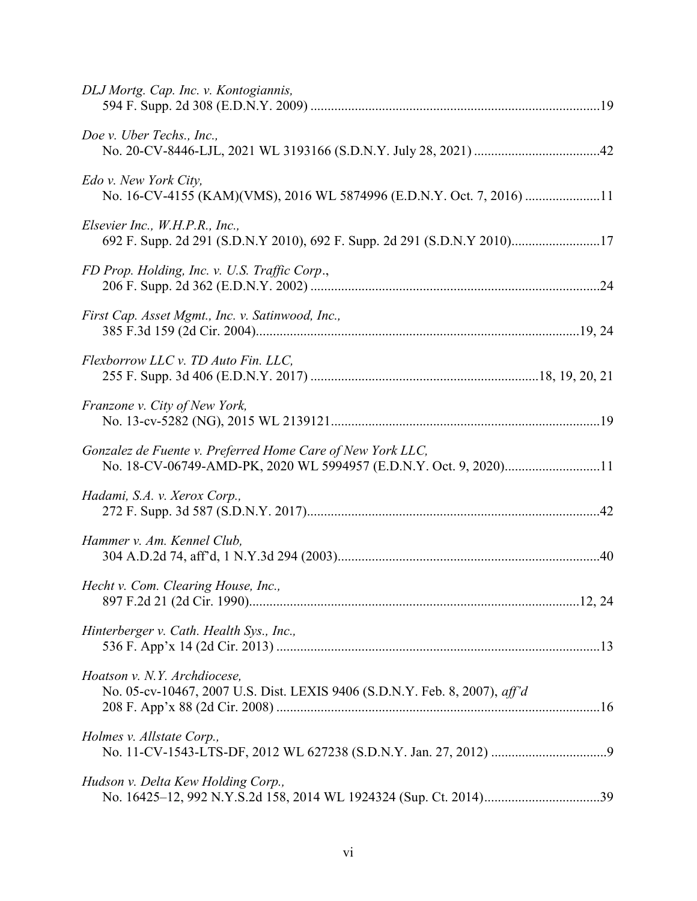*DLJ Mortg. Cap. Inc. v. Kontogiannis*,
594 F. Supp. 2d 308 (E.D.N.Y. 2009) .....................................................................................19

*Doe v. Uber Techs., Inc.*,
No. 20-CV-8446-LJL, 2021 WL 3193166 (S.D.N.Y. July 28, 2021) .....................................42

*Edo v. New York City*,
No. 16-CV-4155 (KAM)(VMS), 2016 WL 5874996 (E.D.N.Y. Oct. 7, 2016) ......................11

*Elsevier Inc., W.H.P.R., Inc.*,
692 F. Supp. 2d 291 (S.D.N.Y 2010), 692 F. Supp. 2d 291 (S.D.N.Y 2010)..........................17

*FD Prop. Holding, Inc. v. U.S. Traffic Corp*.,
206 F. Supp. 2d 362 (E.D.N.Y. 2002) .....................................................................................24

*First Cap. Asset Mgmt., Inc. v. Satinwood, Inc.*,
385 F.3d 159 (2d Cir. 2004)...............................................................................................19, 24

*Flexborrow LLC v. TD Auto Fin. LLC*,
255 F. Supp. 3d 406 (E.D.N.Y. 2017) ..................................................................18, 19, 20, 21

*Franzone v. City of New York*,
No. 13-cv-5282 (NG), 2015 WL 2139121...............................................................................19

*Gonzalez de Fuente v. Preferred Home Care of New York LLC*,
No. 18-CV-06749-AMD-PK, 2020 WL 5994957 (E.D.N.Y. Oct. 9, 2020)............................11

*Hadami, S.A. v. Xerox Corp.*,
272 F. Supp. 3d 587 (S.D.N.Y. 2017).....................................................................................42

*Hammer v. Am. Kennel Club*,
304 A.D.2d 74, aff'd, 1 N.Y.3d 294 (2003).............................................................................40

*Hecht v. Com. Clearing House, Inc.*,
897 F.2d 21 (2d Cir. 1990).................................................................................................12, 24

*Hinterberger v. Cath. Health Sys., Inc.*,
536 F. App'x 14 (2d Cir. 2013) ..............................................................................................13

*Hoatson v. N.Y. Archdiocese*,
No. 05-cv-10467, 2007 U.S. Dist. LEXIS 9406 (S.D.N.Y. Feb. 8, 2007), *aff'd*
208 F. App'x 88 (2d Cir. 2008) ..............................................................................................16

*Holmes v. Allstate Corp.*,
No. 11-CV-1543-LTS-DF, 2012 WL 627238 (S.D.N.Y. Jan. 27, 2012) ..................................9

*Hudson v. Delta Kew Holding Corp.*,
No. 16425–12, 992 N.Y.S.2d 158, 2014 WL 1924324 (Sup. Ct. 2014)..................................39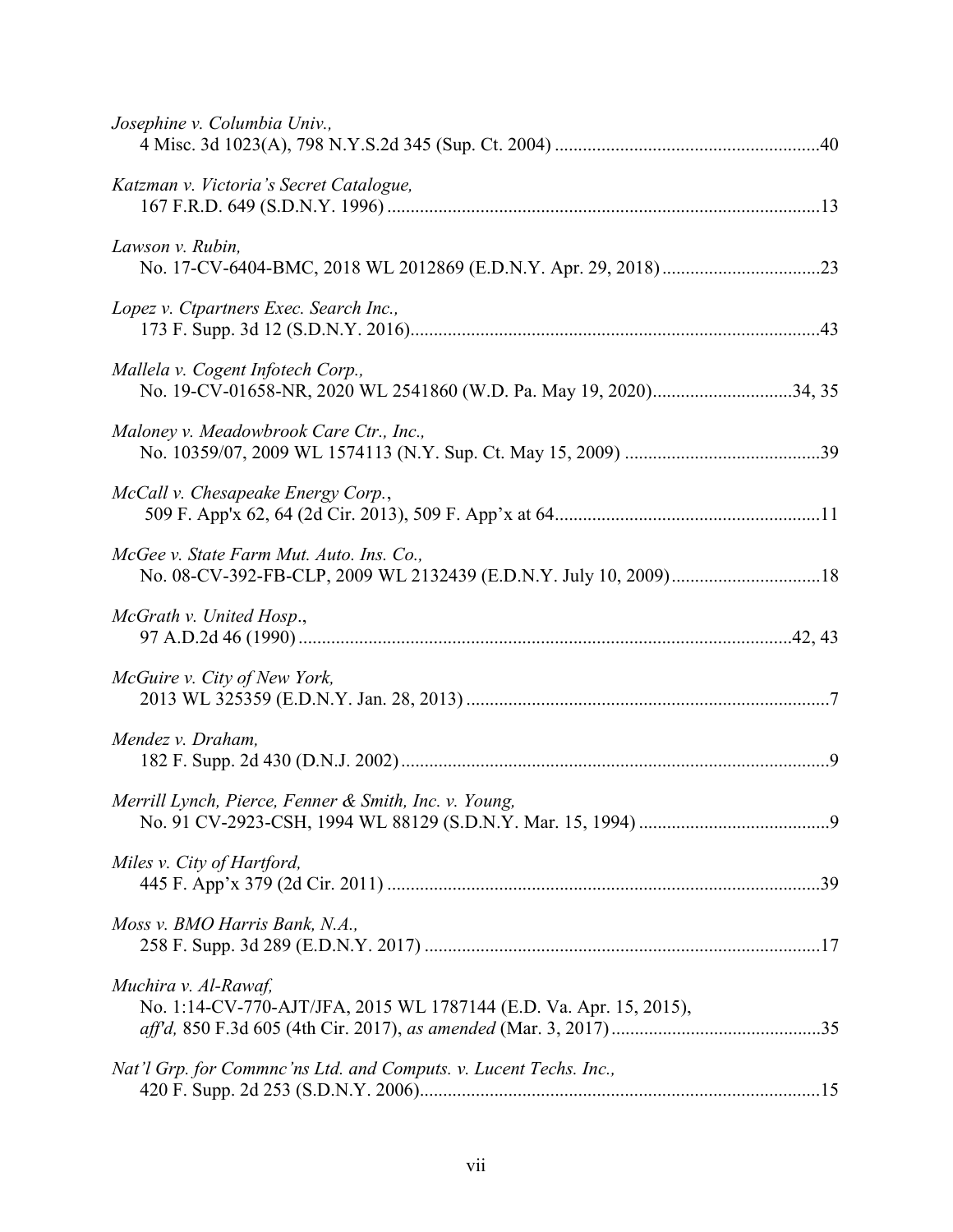*Josephine v. Columbia Univ.,*
4 Misc. 3d 1023(A), 798 N.Y.S.2d 345 (Sup. Ct. 2004) .........................................................40

*Katzman v. Victoria's Secret Catalogue,*
167 F.R.D. 649 (S.D.N.Y. 1996) ............................................................................................13

*Lawson v. Rubin,*
No. 17-CV-6404-BMC, 2018 WL 2012869 (E.D.N.Y. Apr. 29, 2018) ..................................23

*Lopez v. Ctpartners Exec. Search Inc.,*
173 F. Supp. 3d 12 (S.D.N.Y. 2016).......................................................................................43

*Mallela v. Cogent Infotech Corp.,*
No. 19-CV-01658-NR, 2020 WL 2541860 (W.D. Pa. May 19, 2020).............................34, 35

*Maloney v. Meadowbrook Care Ctr., Inc.,*
No. 10359/07, 2009 WL 1574113 (N.Y. Sup. Ct. May 15, 2009) ..........................................39

*McCall v. Chesapeake Energy Corp.*,
509 F. App'x 62, 64 (2d Cir. 2013), 509 F. App'x at 64........................................................11

*McGee v. State Farm Mut. Auto. Ins. Co.,*
No. 08-CV-392-FB-CLP, 2009 WL 2132439 (E.D.N.Y. July 10, 2009)................................18

*McGrath v. United Hosp*.,
97 A.D.2d 46 (1990) .........................................................................................................42, 43

*McGuire v. City of New York,*
2013 WL 325359 (E.D.N.Y. Jan. 28, 2013) .............................................................................7

*Mendez v. Draham,*
182 F. Supp. 2d 430 (D.N.J. 2002)............................................................................................9

*Merrill Lynch, Pierce, Fenner & Smith, Inc. v. Young,*
No. 91 CV-2923-CSH, 1994 WL 88129 (S.D.N.Y. Mar. 15, 1994) .........................................9

*Miles v. City of Hartford,*
445 F. App'x 379 (2d Cir. 2011) ............................................................................................39

*Moss v. BMO Harris Bank, N.A.,*
258 F. Supp. 3d 289 (E.D.N.Y. 2017) ....................................................................................17

*Muchira v. Al-Rawaf,*
No. 1:14-CV-770-AJT/JFA, 2015 WL 1787144 (E.D. Va. Apr. 15, 2015),
*aff'd,* 850 F.3d 605 (4th Cir. 2017), *as amended* (Mar. 3, 2017) ............................................35

*Nat'l Grp. for Commnc'ns Ltd. and Computs. v. Lucent Techs. Inc.,*
420 F. Supp. 2d 253 (S.D.N.Y. 2006).....................................................................................15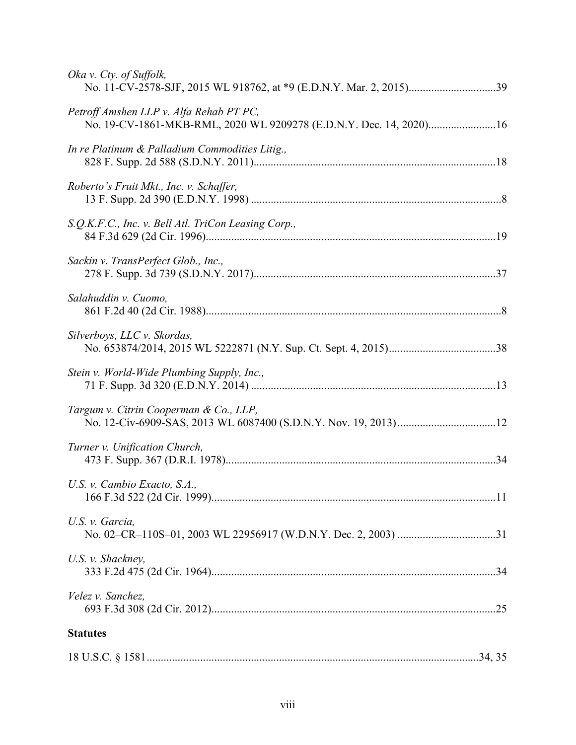*Oka v. Cty. of Suffolk*,
No. 11-CV-2578-SJF, 2015 WL 918762, at *9 (E.D.N.Y. Mar. 2, 2015)...............................39

*Petroff Amshen LLP v. Alfa Rehab PT PC*,
No. 19-CV-1861-MKB-RML, 2020 WL 9209278 (E.D.N.Y. Dec. 14, 2020)........................16

*In re Platinum & Palladium Commodities Litig.*,
828 F. Supp. 2d 588 (S.D.N.Y. 2011)......................................................................................18

*Roberto's Fruit Mkt., Inc. v. Schaffer*,
13 F. Supp. 2d 390 (E.D.N.Y. 1998) ..........................................................................................8

*S.Q.K.F.C., Inc. v. Bell Atl. TriCon Leasing Corp.*,
84 F.3d 629 (2d Cir. 1996).......................................................................................................19

*Sackin v. TransPerfect Glob., Inc.*,
278 F. Supp. 3d 739 (S.D.N.Y. 2017)......................................................................................37

*Salahuddin v. Cuomo*,
861 F.2d 40 (2d Cir. 1988)..........................................................................................................8

*Silverboys, LLC v. Skordas*,
No. 653874/2014, 2015 WL 5222871 (N.Y. Sup. Ct. Sept. 4, 2015)......................................38

*Stein v. World-Wide Plumbing Supply, Inc.*,
71 F. Supp. 3d 320 (E.D.N.Y. 2014) .......................................................................................13

*Targum v. Citrin Cooperman & Co., LLP*,
No. 12-Civ-6909-SAS, 2013 WL 6087400 (S.D.N.Y. Nov. 19, 2013)...................................12

*Turner v. Unification Church*,
473 F. Supp. 367 (D.R.I. 1978)................................................................................................34

*U.S. v. Cambio Exacto, S.A.*,
166 F.3d 522 (2d Cir. 1999).....................................................................................................11

*U.S. v. Garcia*,
No. 02–CR–110S–01, 2003 WL 22956917 (W.D.N.Y. Dec. 2, 2003) ...................................31

*U.S. v. Shackney*,
333 F.2d 475 (2d Cir. 1964).....................................................................................................34

*Velez v. Sanchez*,
693 F.3d 308 (2d Cir. 2012).....................................................................................................25

**Statutes**

18 U.S.C. § 1581.....................................................................................................................34, 35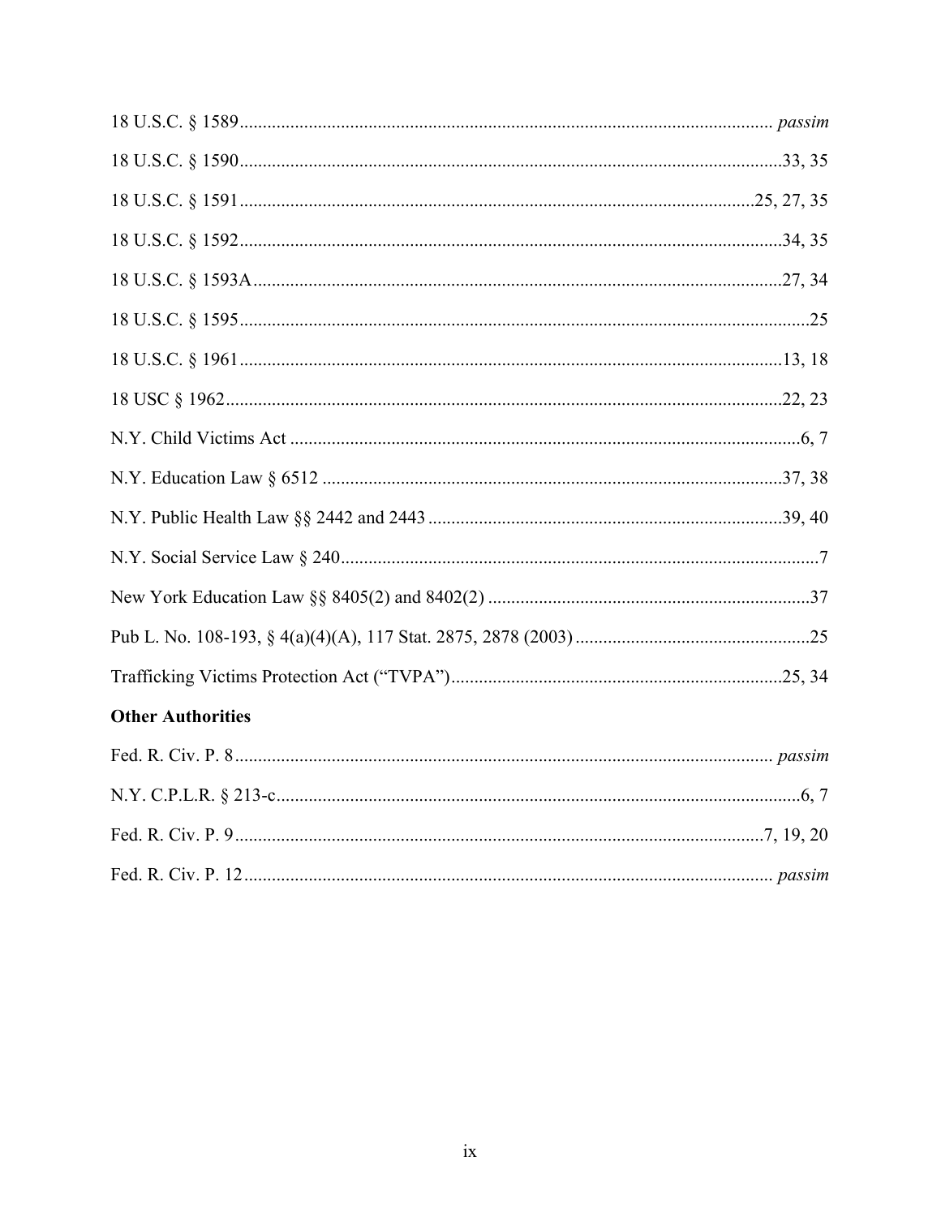18 U.S.C. § 1589 .................................................................................................................... *passim*

18 U.S.C. § 1590 .................................................................................................................. 33, 35

18 U.S.C. § 1591 ............................................................................................................ 25, 27, 35

18 U.S.C. § 1592 .................................................................................................................. 34, 35

18 U.S.C. § 1593A ............................................................................................................... 27, 34

18 U.S.C. § 1595 ........................................................................................................................ 25

18 U.S.C. § 1961 .................................................................................................................. 13, 18

18 USC § 1962 ...................................................................................................................... 22, 23

N.Y. Child Victims Act .............................................................................................................. 6, 7

N.Y. Education Law § 6512 .................................................................................................. 37, 38

N.Y. Public Health Law §§ 2442 and 2443 ............................................................................ 39, 40

N.Y. Social Service Law § 240 ....................................................................................................... 7

New York Education Law §§ 8405(2) and 8402(2) ..................................................................... 37

Pub L. No. 108-193, § 4(a)(4)(A), 117 Stat. 2875, 2878 (2003) .................................................. 25

Trafficking Victims Protection Act ("TVPA") ........................................................................ 25, 34

**Other Authorities**

Fed. R. Civ. P. 8 ..................................................................................................................... *passim*

N.Y. C.P.L.R. § 213-c ................................................................................................................ 6, 7

Fed. R. Civ. P. 9 .................................................................................................................. 7, 19, 20

Fed. R. Civ. P. 12 ................................................................................................................... *passim*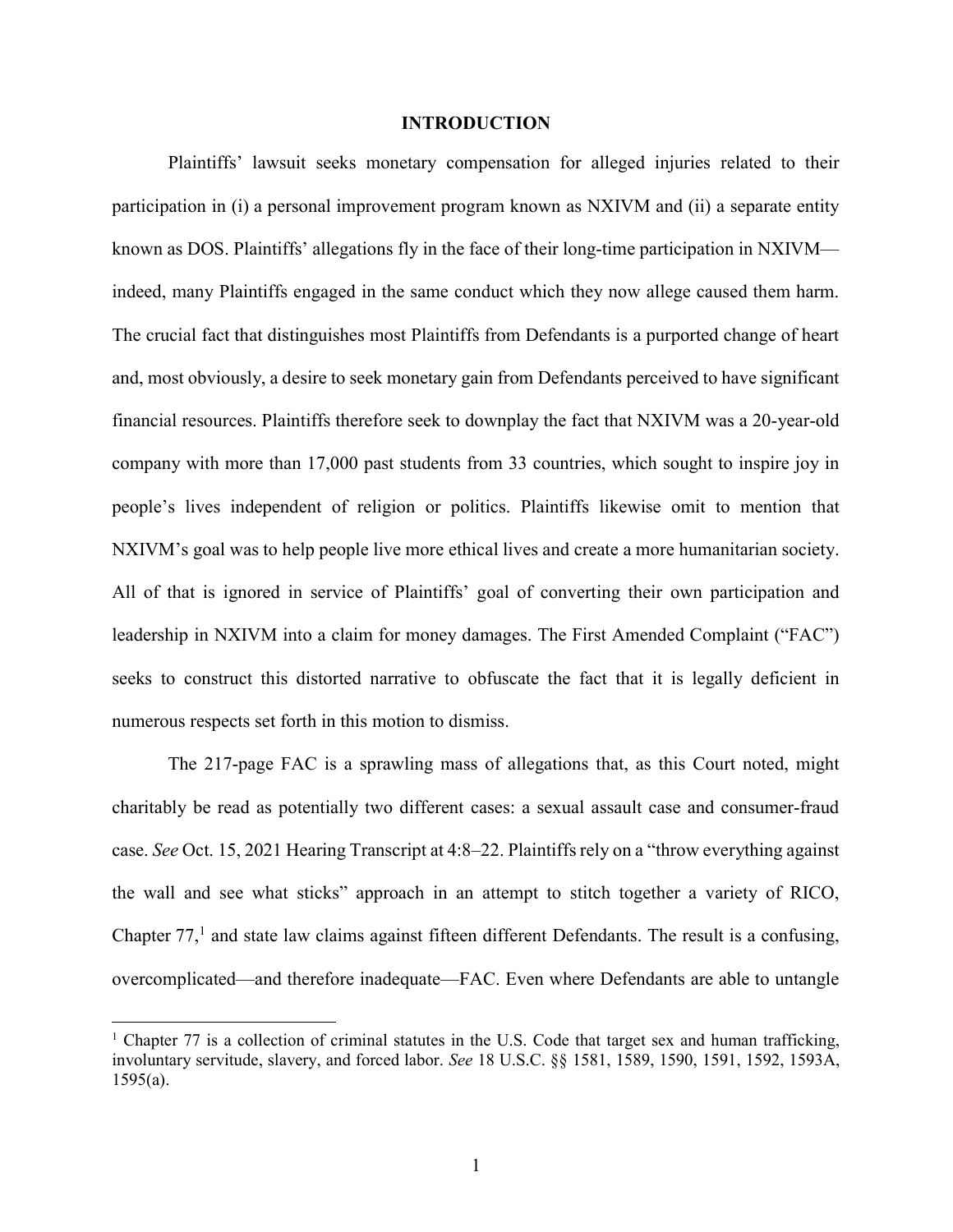# INTRODUCTION

Plaintiffs' lawsuit seeks monetary compensation for alleged injuries related to their participation in (i) a personal improvement program known as NXIVM and (ii) a separate entity known as DOS. Plaintiffs' allegations fly in the face of their long-time participation in NXIVM—indeed, many Plaintiffs engaged in the same conduct which they now allege caused them harm. The crucial fact that distinguishes most Plaintiffs from Defendants is a purported change of heart and, most obviously, a desire to seek monetary gain from Defendants perceived to have significant financial resources. Plaintiffs therefore seek to downplay the fact that NXIVM was a 20-year-old company with more than 17,000 past students from 33 countries, which sought to inspire joy in people's lives independent of religion or politics. Plaintiffs likewise omit to mention that NXIVM's goal was to help people live more ethical lives and create a more humanitarian society. All of that is ignored in service of Plaintiffs' goal of converting their own participation and leadership in NXIVM into a claim for money damages. The First Amended Complaint ("FAC") seeks to construct this distorted narrative to obfuscate the fact that it is legally deficient in numerous respects set forth in this motion to dismiss.

The 217-page FAC is a sprawling mass of allegations that, as this Court noted, might charitably be read as potentially two different cases: a sexual assault case and consumer-fraud case. *See* Oct. 15, 2021 Hearing Transcript at 4:8–22. Plaintiffs rely on a "throw everything against the wall and see what sticks" approach in an attempt to stitch together a variety of RICO, Chapter 77,[1] and state law claims against fifteen different Defendants. The result is a confusing, overcomplicated—and therefore inadequate—FAC. Even where Defendants are able to untangle

[1] Chapter 77 is a collection of criminal statutes in the U.S. Code that target sex and human trafficking, involuntary servitude, slavery, and forced labor. *See* 18 U.S.C. §§ 1581, 1589, 1590, 1591, 1592, 1593A, 1595(a).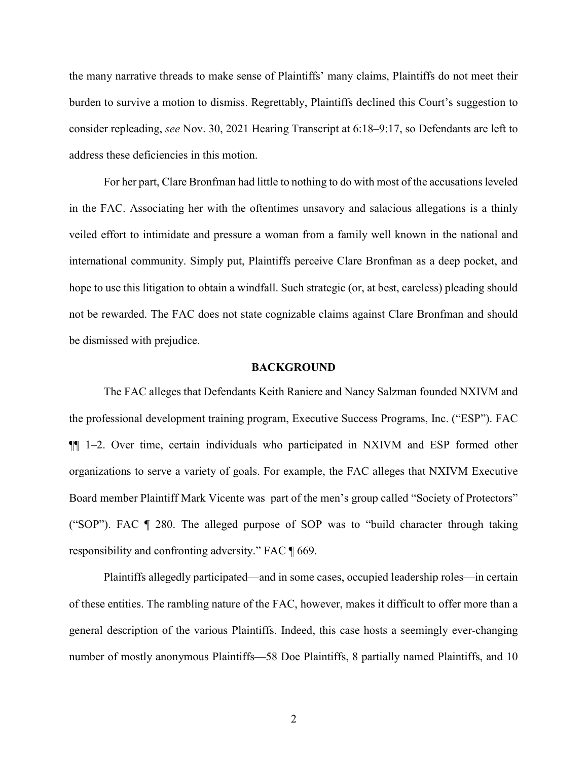the many narrative threads to make sense of Plaintiffs' many claims, Plaintiffs do not meet their burden to survive a motion to dismiss. Regrettably, Plaintiffs declined this Court's suggestion to consider repleading, *see* Nov. 30, 2021 Hearing Transcript at 6:18–9:17, so Defendants are left to address these deficiencies in this motion.

For her part, Clare Bronfman had little to nothing to do with most of the accusations leveled in the FAC. Associating her with the oftentimes unsavory and salacious allegations is a thinly veiled effort to intimidate and pressure a woman from a family well known in the national and international community. Simply put, Plaintiffs perceive Clare Bronfman as a deep pocket, and hope to use this litigation to obtain a windfall. Such strategic (or, at best, careless) pleading should not be rewarded. The FAC does not state cognizable claims against Clare Bronfman and should be dismissed with prejudice.

## BACKGROUND

The FAC alleges that Defendants Keith Raniere and Nancy Salzman founded NXIVM and the professional development training program, Executive Success Programs, Inc. ("ESP"). FAC ¶¶ 1–2. Over time, certain individuals who participated in NXIVM and ESP formed other organizations to serve a variety of goals. For example, the FAC alleges that NXIVM Executive Board member Plaintiff Mark Vicente was part of the men's group called "Society of Protectors" ("SOP"). FAC ¶ 280. The alleged purpose of SOP was to "build character through taking responsibility and confronting adversity." FAC ¶ 669.

Plaintiffs allegedly participated—and in some cases, occupied leadership roles—in certain of these entities. The rambling nature of the FAC, however, makes it difficult to offer more than a general description of the various Plaintiffs. Indeed, this case hosts a seemingly ever-changing number of mostly anonymous Plaintiffs—58 Doe Plaintiffs, 8 partially named Plaintiffs, and 10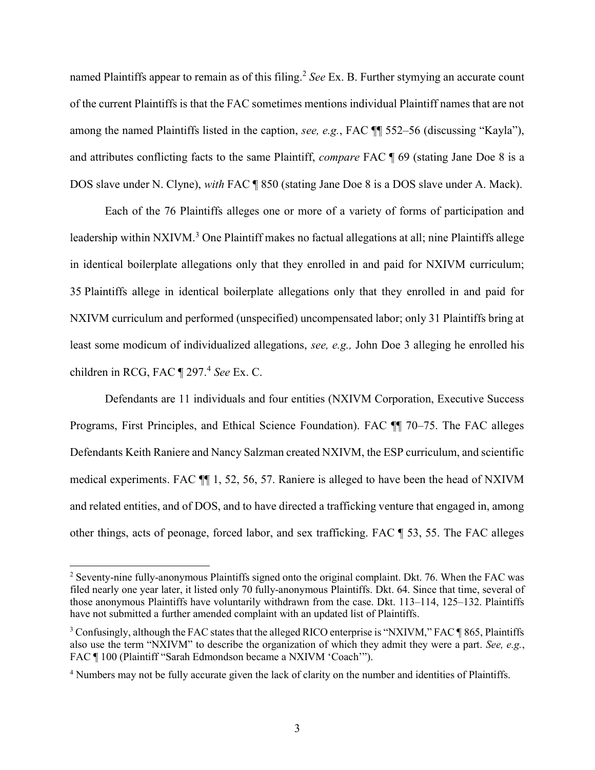named Plaintiffs appear to remain as of this filing.[2] *See* Ex. B. Further stymying an accurate count of the current Plaintiffs is that the FAC sometimes mentions individual Plaintiff names that are not among the named Plaintiffs listed in the caption, *see, e.g.*, FAC ¶¶ 552–56 (discussing "Kayla"), and attributes conflicting facts to the same Plaintiff, *compare* FAC ¶ 69 (stating Jane Doe 8 is a DOS slave under N. Clyne), *with* FAC ¶ 850 (stating Jane Doe 8 is a DOS slave under A. Mack).

Each of the 76 Plaintiffs alleges one or more of a variety of forms of participation and leadership within NXIVM.[3] One Plaintiff makes no factual allegations at all; nine Plaintiffs allege in identical boilerplate allegations only that they enrolled in and paid for NXIVM curriculum; 35 Plaintiffs allege in identical boilerplate allegations only that they enrolled in and paid for NXIVM curriculum and performed (unspecified) uncompensated labor; only 31 Plaintiffs bring at least some modicum of individualized allegations, *see, e.g.,* John Doe 3 alleging he enrolled his children in RCG, FAC ¶ 297.[4] *See* Ex. C.

Defendants are 11 individuals and four entities (NXIVM Corporation, Executive Success Programs, First Principles, and Ethical Science Foundation). FAC ¶¶ 70–75. The FAC alleges Defendants Keith Raniere and Nancy Salzman created NXIVM, the ESP curriculum, and scientific medical experiments. FAC ¶¶ 1, 52, 56, 57. Raniere is alleged to have been the head of NXIVM and related entities, and of DOS, and to have directed a trafficking venture that engaged in, among other things, acts of peonage, forced labor, and sex trafficking. FAC ¶ 53, 55. The FAC alleges

---

[2] Seventy-nine fully-anonymous Plaintiffs signed onto the original complaint. Dkt. 76. When the FAC was filed nearly one year later, it listed only 70 fully-anonymous Plaintiffs. Dkt. 64. Since that time, several of those anonymous Plaintiffs have voluntarily withdrawn from the case. Dkt. 113–114, 125–132. Plaintiffs have not submitted a further amended complaint with an updated list of Plaintiffs.

[3] Confusingly, although the FAC states that the alleged RICO enterprise is "NXIVM," FAC ¶ 865, Plaintiffs also use the term "NXIVM" to describe the organization of which they admit they were a part. *See, e.g.*, FAC ¶ 100 (Plaintiff "Sarah Edmondson became a NXIVM 'Coach'").

[4] Numbers may not be fully accurate given the lack of clarity on the number and identities of Plaintiffs.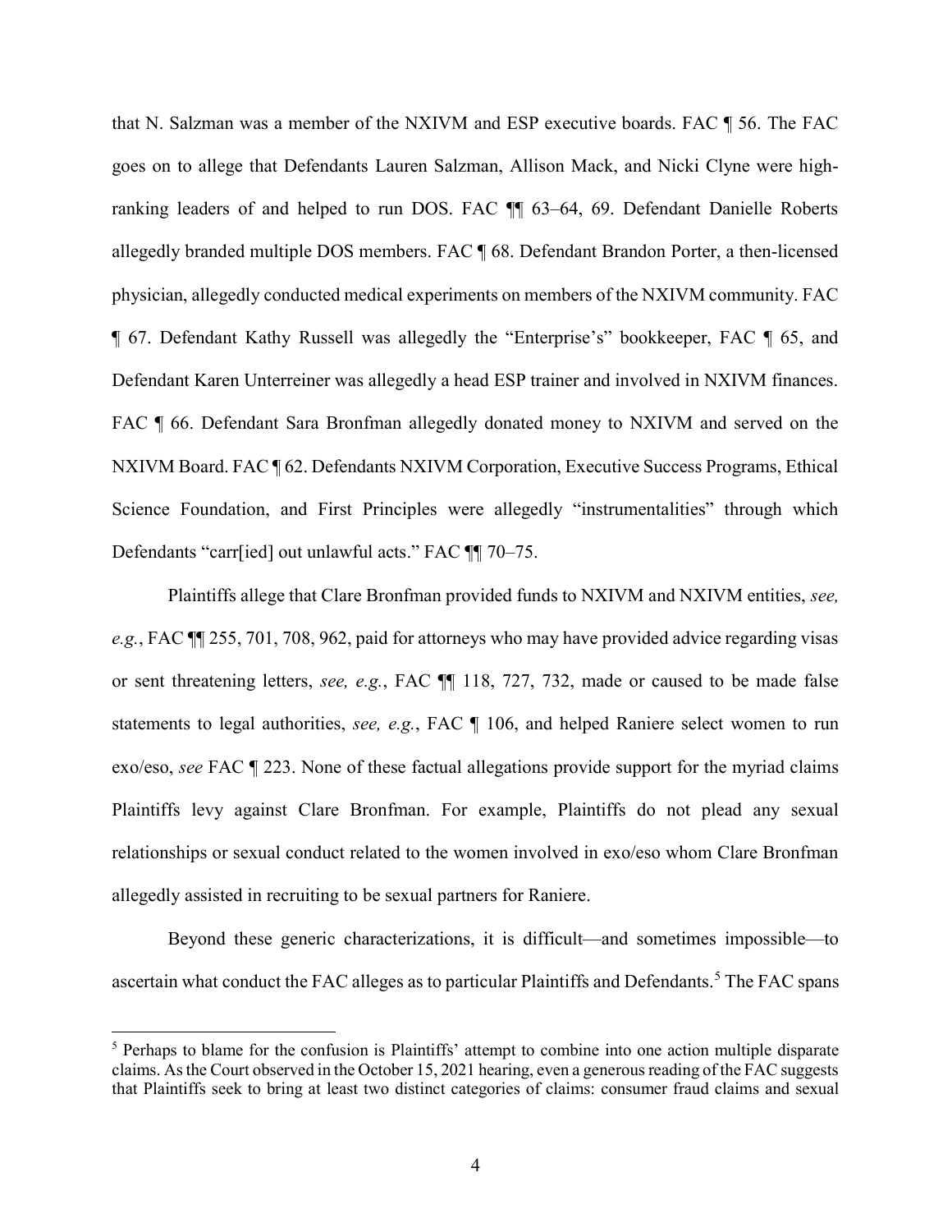that N. Salzman was a member of the NXIVM and ESP executive boards. FAC ¶ 56. The FAC goes on to allege that Defendants Lauren Salzman, Allison Mack, and Nicki Clyne were high-ranking leaders of and helped to run DOS. FAC ¶¶ 63–64, 69. Defendant Danielle Roberts allegedly branded multiple DOS members. FAC ¶ 68. Defendant Brandon Porter, a then-licensed physician, allegedly conducted medical experiments on members of the NXIVM community. FAC ¶ 67. Defendant Kathy Russell was allegedly the "Enterprise's" bookkeeper, FAC ¶ 65, and Defendant Karen Unterreiner was allegedly a head ESP trainer and involved in NXIVM finances. FAC ¶ 66. Defendant Sara Bronfman allegedly donated money to NXIVM and served on the NXIVM Board. FAC ¶ 62. Defendants NXIVM Corporation, Executive Success Programs, Ethical Science Foundation, and First Principles were allegedly "instrumentalities" through which Defendants "carr[ied] out unlawful acts." FAC ¶¶ 70–75.

Plaintiffs allege that Clare Bronfman provided funds to NXIVM and NXIVM entities, *see, e.g.*, FAC ¶¶ 255, 701, 708, 962, paid for attorneys who may have provided advice regarding visas or sent threatening letters, *see, e.g.*, FAC ¶¶ 118, 727, 732, made or caused to be made false statements to legal authorities, *see, e.g.*, FAC ¶ 106, and helped Raniere select women to run exo/eso, *see* FAC ¶ 223. None of these factual allegations provide support for the myriad claims Plaintiffs levy against Clare Bronfman. For example, Plaintiffs do not plead any sexual relationships or sexual conduct related to the women involved in exo/eso whom Clare Bronfman allegedly assisted in recruiting to be sexual partners for Raniere.

Beyond these generic characterizations, it is difficult—and sometimes impossible—to ascertain what conduct the FAC alleges as to particular Plaintiffs and Defendants.[5] The FAC spans

[5] Perhaps to blame for the confusion is Plaintiffs' attempt to combine into one action multiple disparate claims. As the Court observed in the October 15, 2021 hearing, even a generous reading of the FAC suggests that Plaintiffs seek to bring at least two distinct categories of claims: consumer fraud claims and sexual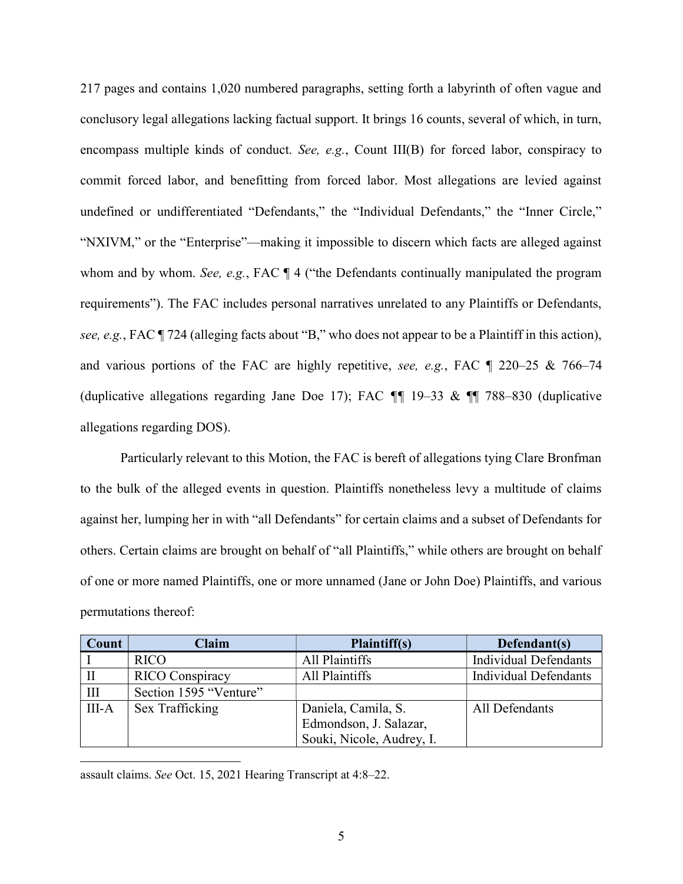217 pages and contains 1,020 numbered paragraphs, setting forth a labyrinth of often vague and conclusory legal allegations lacking factual support. It brings 16 counts, several of which, in turn, encompass multiple kinds of conduct. *See, e.g.*, Count III(B) for forced labor, conspiracy to commit forced labor, and benefitting from forced labor. Most allegations are levied against undefined or undifferentiated "Defendants," the "Individual Defendants," the "Inner Circle," "NXIVM," or the "Enterprise"—making it impossible to discern which facts are alleged against whom and by whom. *See, e.g.*, FAC ¶ 4 ("the Defendants continually manipulated the program requirements"). The FAC includes personal narratives unrelated to any Plaintiffs or Defendants, *see, e.g.*, FAC ¶ 724 (alleging facts about "B," who does not appear to be a Plaintiff in this action), and various portions of the FAC are highly repetitive, *see, e.g.*, FAC ¶ 220–25 & 766–74 (duplicative allegations regarding Jane Doe 17); FAC ¶¶ 19–33 & ¶¶ 788–830 (duplicative allegations regarding DOS).

Particularly relevant to this Motion, the FAC is bereft of allegations tying Clare Bronfman to the bulk of the alleged events in question. Plaintiffs nonetheless levy a multitude of claims against her, lumping her in with "all Defendants" for certain claims and a subset of Defendants for others. Certain claims are brought on behalf of "all Plaintiffs," while others are brought on behalf of one or more named Plaintiffs, one or more unnamed (Jane or John Doe) Plaintiffs, and various permutations thereof:

| Count | Claim | Plaintiff(s) | Defendant(s) |
|---|---|---|---|
| I | RICO | All Plaintiffs | Individual Defendants |
| II | RICO Conspiracy | All Plaintiffs | Individual Defendants |
| III | Section 1595 "Venture" | | |
| III-A | Sex Trafficking | Daniela, Camila, S. Edmondson, J. Salazar, Souki, Nicole, Audrey, I. | All Defendants |

assault claims. *See* Oct. 15, 2021 Hearing Transcript at 4:8–22.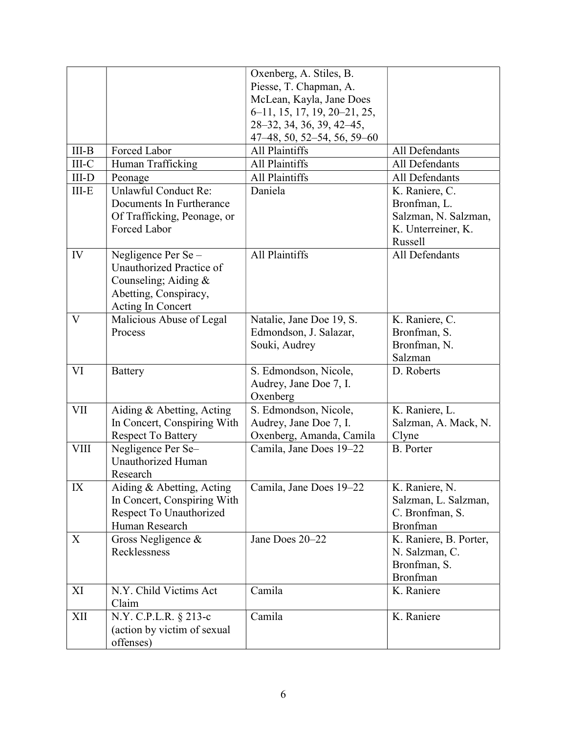| | | Oxenberg, A. Stiles, B. Piesse, T. Chapman, A. McLean, Kayla, Jane Does 6–11, 15, 17, 19, 20–21, 25, 28–32, 34, 36, 39, 42–45, 47–48, 50, 52–54, 56, 59–60 | |
|---|---|---|---|
| III-B | Forced Labor | All Plaintiffs | All Defendants |
| III-C | Human Trafficking | All Plaintiffs | All Defendants |
| III-D | Peonage | All Plaintiffs | All Defendants |
| III-E | Unlawful Conduct Re: Documents In Furtherance Of Trafficking, Peonage, or Forced Labor | Daniela | K. Raniere, C. Bronfman, L. Salzman, N. Salzman, K. Unterreiner, K. Russell |
| IV | Negligence Per Se – Unauthorized Practice of Counseling; Aiding & Abetting, Conspiracy, Acting In Concert | All Plaintiffs | All Defendants |
| V | Malicious Abuse of Legal Process | Natalie, Jane Doe 19, S. Edmondson, J. Salazar, Souki, Audrey | K. Raniere, C. Bronfman, S. Bronfman, N. Salzman |
| VI | Battery | S. Edmondson, Nicole, Audrey, Jane Doe 7, I. Oxenberg | D. Roberts |
| VII | Aiding & Abetting, Acting In Concert, Conspiring With Respect To Battery | S. Edmondson, Nicole, Audrey, Jane Doe 7, I. Oxenberg, Amanda, Camila | K. Raniere, L. Salzman, A. Mack, N. Clyne |
| VIII | Negligence Per Se– Unauthorized Human Research | Camila, Jane Does 19–22 | B. Porter |
| IX | Aiding & Abetting, Acting In Concert, Conspiring With Respect To Unauthorized Human Research | Camila, Jane Does 19–22 | K. Raniere, N. Salzman, L. Salzman, C. Bronfman, S. Bronfman |
| X | Gross Negligence & Recklessness | Jane Does 20–22 | K. Raniere, B. Porter, N. Salzman, C. Bronfman, S. Bronfman |
| XI | N.Y. Child Victims Act Claim | Camila | K. Raniere |
| XII | N.Y. C.P.L.R. § 213-c (action by victim of sexual offenses) | Camila | K. Raniere |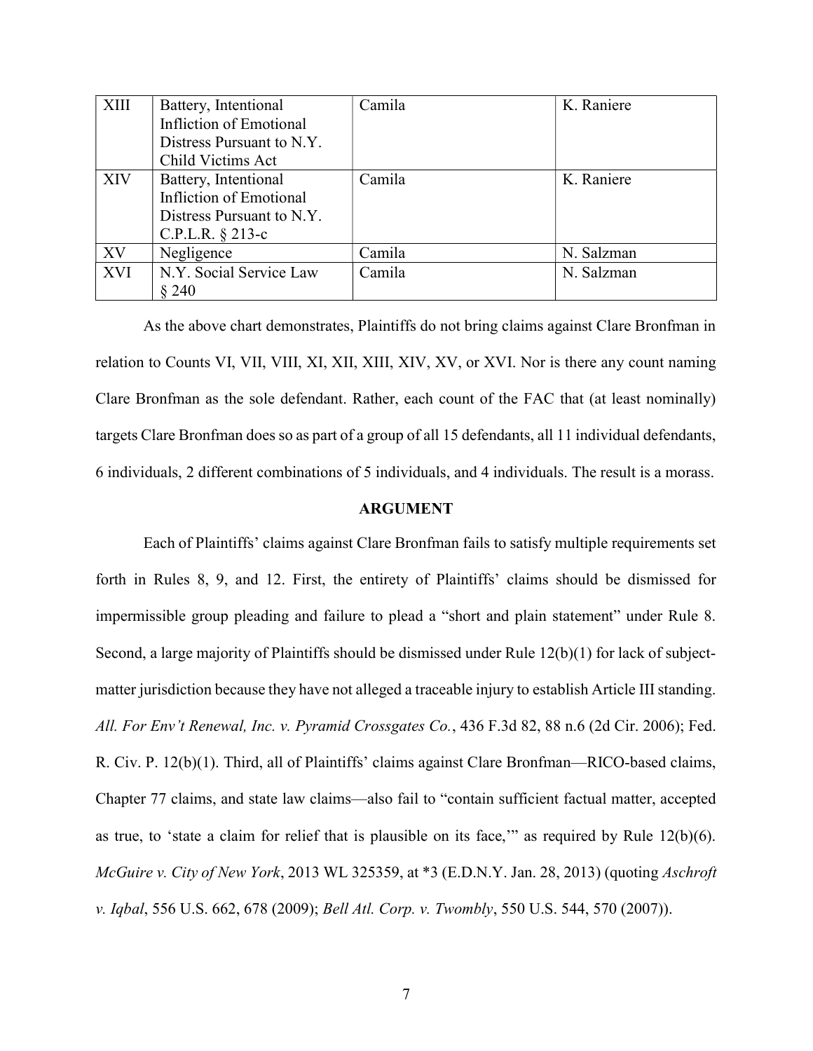| XIII | Battery, Intentional Infliction of Emotional Distress Pursuant to N.Y. Child Victims Act | Camila | K. Raniere |
|---|---|---|---|
| XIV | Battery, Intentional Infliction of Emotional Distress Pursuant to N.Y. C.P.L.R. § 213-c | Camila | K. Raniere |
| XV | Negligence | Camila | N. Salzman |
| XVI | N.Y. Social Service Law § 240 | Camila | N. Salzman |

As the above chart demonstrates, Plaintiffs do not bring claims against Clare Bronfman in relation to Counts VI, VII, VIII, XI, XII, XIII, XIV, XV, or XVI. Nor is there any count naming Clare Bronfman as the sole defendant. Rather, each count of the FAC that (at least nominally) targets Clare Bronfman does so as part of a group of all 15 defendants, all 11 individual defendants, 6 individuals, 2 different combinations of 5 individuals, and 4 individuals. The result is a morass.

## ARGUMENT

Each of Plaintiffs' claims against Clare Bronfman fails to satisfy multiple requirements set forth in Rules 8, 9, and 12. First, the entirety of Plaintiffs' claims should be dismissed for impermissible group pleading and failure to plead a "short and plain statement" under Rule 8. Second, a large majority of Plaintiffs should be dismissed under Rule 12(b)(1) for lack of subject-matter jurisdiction because they have not alleged a traceable injury to establish Article III standing. *All. For Env't Renewal, Inc. v. Pyramid Crossgates Co.*, 436 F.3d 82, 88 n.6 (2d Cir. 2006); Fed. R. Civ. P. 12(b)(1). Third, all of Plaintiffs' claims against Clare Bronfman—RICO-based claims, Chapter 77 claims, and state law claims—also fail to "contain sufficient factual matter, accepted as true, to 'state a claim for relief that is plausible on its face,'" as required by Rule 12(b)(6). *McGuire v. City of New York*, 2013 WL 325359, at *3 (E.D.N.Y. Jan. 28, 2013) (quoting *Aschroft v. Iqbal*, 556 U.S. 662, 678 (2009); *Bell Atl. Corp. v. Twombly*, 550 U.S. 544, 570 (2007)).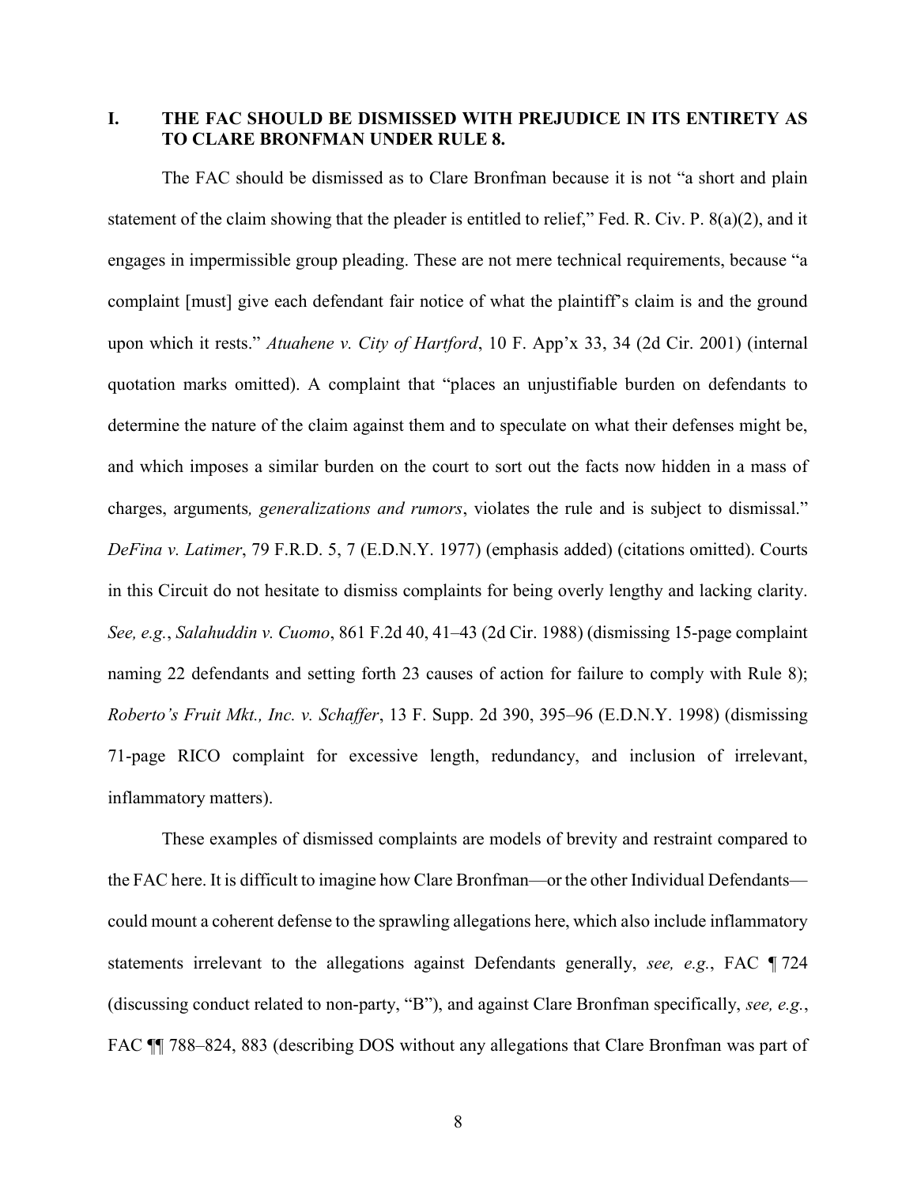## I. THE FAC SHOULD BE DISMISSED WITH PREJUDICE IN ITS ENTIRETY AS TO CLARE BRONFMAN UNDER RULE 8.

The FAC should be dismissed as to Clare Bronfman because it is not "a short and plain statement of the claim showing that the pleader is entitled to relief," Fed. R. Civ. P. 8(a)(2), and it engages in impermissible group pleading. These are not mere technical requirements, because "a complaint [must] give each defendant fair notice of what the plaintiff's claim is and the ground upon which it rests." *Atuahene v. City of Hartford*, 10 F. App'x 33, 34 (2d Cir. 2001) (internal quotation marks omitted). A complaint that "places an unjustifiable burden on defendants to determine the nature of the claim against them and to speculate on what their defenses might be, and which imposes a similar burden on the court to sort out the facts now hidden in a mass of charges, arguments*, generalizations and rumors*, violates the rule and is subject to dismissal." *DeFina v. Latimer*, 79 F.R.D. 5, 7 (E.D.N.Y. 1977) (emphasis added) (citations omitted). Courts in this Circuit do not hesitate to dismiss complaints for being overly lengthy and lacking clarity. *See, e.g.*, *Salahuddin v. Cuomo*, 861 F.2d 40, 41–43 (2d Cir. 1988) (dismissing 15-page complaint naming 22 defendants and setting forth 23 causes of action for failure to comply with Rule 8); *Roberto's Fruit Mkt., Inc. v. Schaffer*, 13 F. Supp. 2d 390, 395–96 (E.D.N.Y. 1998) (dismissing 71-page RICO complaint for excessive length, redundancy, and inclusion of irrelevant, inflammatory matters).

These examples of dismissed complaints are models of brevity and restraint compared to the FAC here. It is difficult to imagine how Clare Bronfman—or the other Individual Defendants—could mount a coherent defense to the sprawling allegations here, which also include inflammatory statements irrelevant to the allegations against Defendants generally, *see, e.g.*, FAC ¶ 724 (discussing conduct related to non-party, "B"), and against Clare Bronfman specifically, *see, e.g.*, FAC ¶¶ 788–824, 883 (describing DOS without any allegations that Clare Bronfman was part of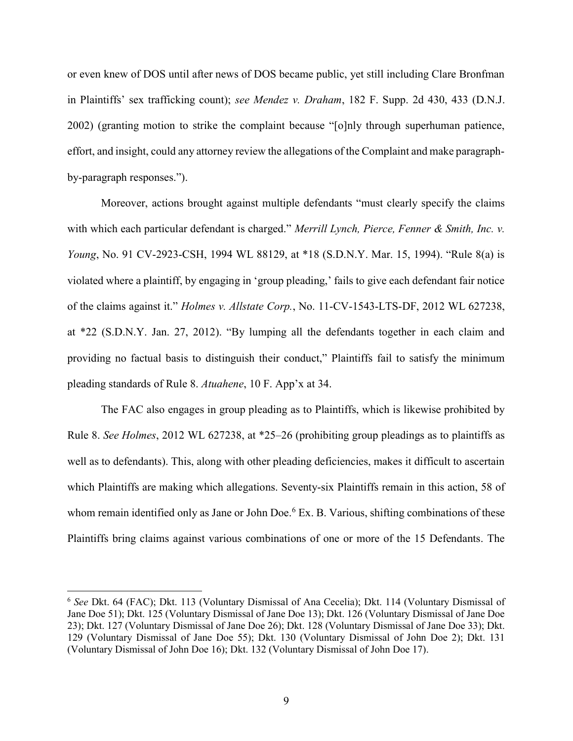or even knew of DOS until after news of DOS became public, yet still including Clare Bronfman in Plaintiffs' sex trafficking count); *see Mendez v. Draham*, 182 F. Supp. 2d 430, 433 (D.N.J. 2002) (granting motion to strike the complaint because "[o]nly through superhuman patience, effort, and insight, could any attorney review the allegations of the Complaint and make paragraph-by-paragraph responses.").

Moreover, actions brought against multiple defendants "must clearly specify the claims with which each particular defendant is charged." *Merrill Lynch, Pierce, Fenner & Smith, Inc. v. Young*, No. 91 CV-2923-CSH, 1994 WL 88129, at *18 (S.D.N.Y. Mar. 15, 1994). "Rule 8(a) is violated where a plaintiff, by engaging in 'group pleading,' fails to give each defendant fair notice of the claims against it." *Holmes v. Allstate Corp.*, No. 11-CV-1543-LTS-DF, 2012 WL 627238, at *22 (S.D.N.Y. Jan. 27, 2012). "By lumping all the defendants together in each claim and providing no factual basis to distinguish their conduct," Plaintiffs fail to satisfy the minimum pleading standards of Rule 8. *Atuahene*, 10 F. App'x at 34.

The FAC also engages in group pleading as to Plaintiffs, which is likewise prohibited by Rule 8. *See Holmes*, 2012 WL 627238, at *25–26 (prohibiting group pleadings as to plaintiffs as well as to defendants). This, along with other pleading deficiencies, makes it difficult to ascertain which Plaintiffs are making which allegations. Seventy-six Plaintiffs remain in this action, 58 of whom remain identified only as Jane or John Doe.[6] Ex. B. Various, shifting combinations of these Plaintiffs bring claims against various combinations of one or more of the 15 Defendants. The

---

[6] *See* Dkt. 64 (FAC); Dkt. 113 (Voluntary Dismissal of Ana Cecelia); Dkt. 114 (Voluntary Dismissal of Jane Doe 51); Dkt. 125 (Voluntary Dismissal of Jane Doe 13); Dkt. 126 (Voluntary Dismissal of Jane Doe 23); Dkt. 127 (Voluntary Dismissal of Jane Doe 26); Dkt. 128 (Voluntary Dismissal of Jane Doe 33); Dkt. 129 (Voluntary Dismissal of Jane Doe 55); Dkt. 130 (Voluntary Dismissal of John Doe 2); Dkt. 131 (Voluntary Dismissal of John Doe 16); Dkt. 132 (Voluntary Dismissal of John Doe 17).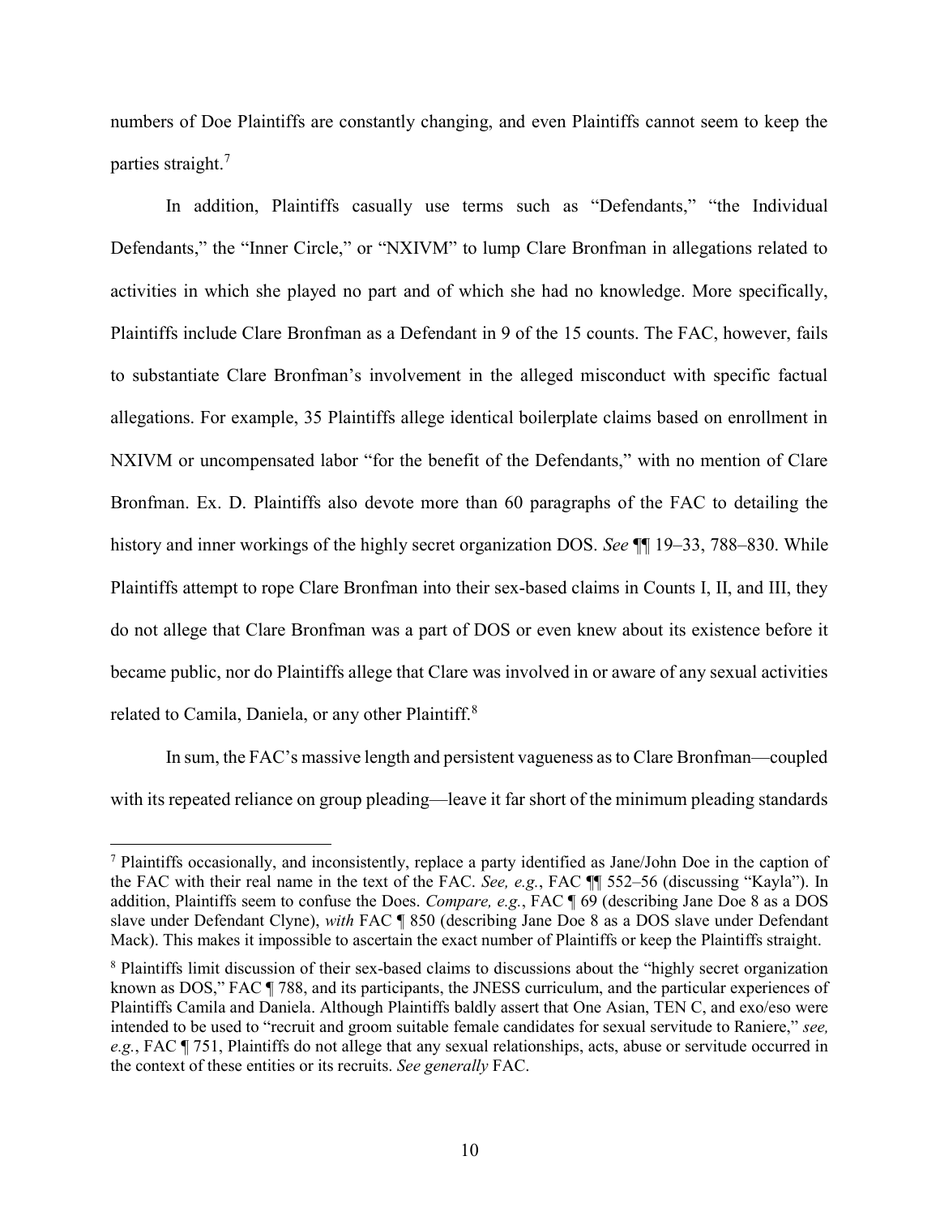numbers of Doe Plaintiffs are constantly changing, and even Plaintiffs cannot seem to keep the parties straight.[7]

In addition, Plaintiffs casually use terms such as "Defendants," "the Individual Defendants," the "Inner Circle," or "NXIVM" to lump Clare Bronfman in allegations related to activities in which she played no part and of which she had no knowledge. More specifically, Plaintiffs include Clare Bronfman as a Defendant in 9 of the 15 counts. The FAC, however, fails to substantiate Clare Bronfman's involvement in the alleged misconduct with specific factual allegations. For example, 35 Plaintiffs allege identical boilerplate claims based on enrollment in NXIVM or uncompensated labor "for the benefit of the Defendants," with no mention of Clare Bronfman. Ex. D. Plaintiffs also devote more than 60 paragraphs of the FAC to detailing the history and inner workings of the highly secret organization DOS. *See* ¶¶ 19–33, 788–830. While Plaintiffs attempt to rope Clare Bronfman into their sex-based claims in Counts I, II, and III, they do not allege that Clare Bronfman was a part of DOS or even knew about its existence before it became public, nor do Plaintiffs allege that Clare was involved in or aware of any sexual activities related to Camila, Daniela, or any other Plaintiff.[8]

In sum, the FAC's massive length and persistent vagueness as to Clare Bronfman—coupled with its repeated reliance on group pleading—leave it far short of the minimum pleading standards

---

[7] Plaintiffs occasionally, and inconsistently, replace a party identified as Jane/John Doe in the caption of the FAC with their real name in the text of the FAC. *See, e.g.*, FAC ¶¶ 552–56 (discussing "Kayla"). In addition, Plaintiffs seem to confuse the Does. *Compare, e.g.*, FAC ¶ 69 (describing Jane Doe 8 as a DOS slave under Defendant Clyne), *with* FAC ¶ 850 (describing Jane Doe 8 as a DOS slave under Defendant Mack). This makes it impossible to ascertain the exact number of Plaintiffs or keep the Plaintiffs straight.

[8] Plaintiffs limit discussion of their sex-based claims to discussions about the "highly secret organization known as DOS," FAC ¶ 788, and its participants, the JNESS curriculum, and the particular experiences of Plaintiffs Camila and Daniela. Although Plaintiffs baldly assert that One Asian, TEN C, and exo/eso were intended to be used to "recruit and groom suitable female candidates for sexual servitude to Raniere," *see, e.g.*, FAC ¶ 751, Plaintiffs do not allege that any sexual relationships, acts, abuse or servitude occurred in the context of these entities or its recruits. *See generally* FAC.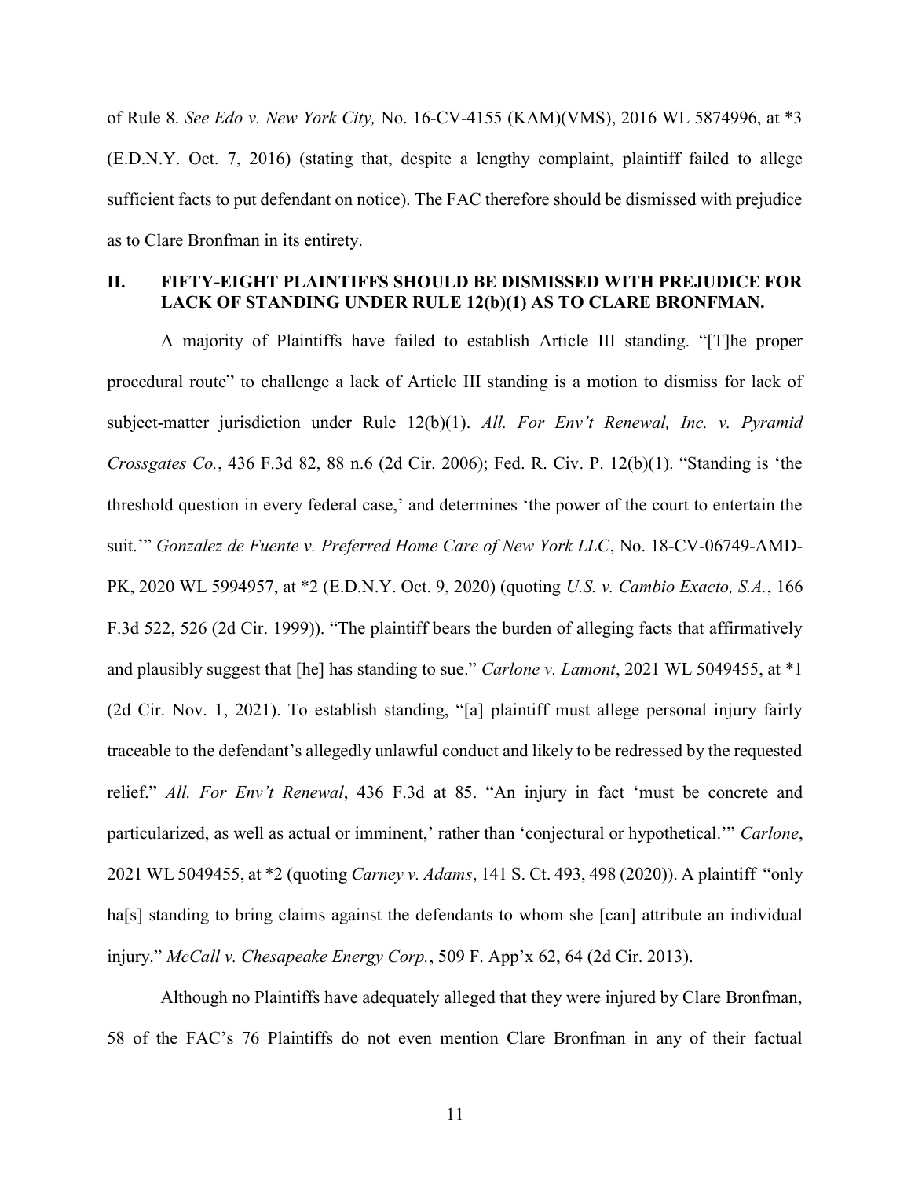of Rule 8. *See Edo v. New York City,* No. 16-CV-4155 (KAM)(VMS), 2016 WL 5874996, at *3 (E.D.N.Y. Oct. 7, 2016) (stating that, despite a lengthy complaint, plaintiff failed to allege sufficient facts to put defendant on notice). The FAC therefore should be dismissed with prejudice as to Clare Bronfman in its entirety.

## II. FIFTY-EIGHT PLAINTIFFS SHOULD BE DISMISSED WITH PREJUDICE FOR LACK OF STANDING UNDER RULE 12(b)(1) AS TO CLARE BRONFMAN.

A majority of Plaintiffs have failed to establish Article III standing. "[T]he proper procedural route" to challenge a lack of Article III standing is a motion to dismiss for lack of subject-matter jurisdiction under Rule 12(b)(1). *All. For Env't Renewal, Inc. v. Pyramid Crossgates Co.*, 436 F.3d 82, 88 n.6 (2d Cir. 2006); Fed. R. Civ. P. 12(b)(1). "Standing is 'the threshold question in every federal case,' and determines 'the power of the court to entertain the suit.'" *Gonzalez de Fuente v. Preferred Home Care of New York LLC*, No. 18-CV-06749-AMD-PK, 2020 WL 5994957, at *2 (E.D.N.Y. Oct. 9, 2020) (quoting *U.S. v. Cambio Exacto, S.A.*, 166 F.3d 522, 526 (2d Cir. 1999)). "The plaintiff bears the burden of alleging facts that affirmatively and plausibly suggest that [he] has standing to sue." *Carlone v. Lamont*, 2021 WL 5049455, at *1 (2d Cir. Nov. 1, 2021). To establish standing, "[a] plaintiff must allege personal injury fairly traceable to the defendant's allegedly unlawful conduct and likely to be redressed by the requested relief." *All. For Env't Renewal*, 436 F.3d at 85. "An injury in fact 'must be concrete and particularized, as well as actual or imminent,' rather than 'conjectural or hypothetical.'" *Carlone*, 2021 WL 5049455, at *2 (quoting *Carney v. Adams*, 141 S. Ct. 493, 498 (2020)). A plaintiff "only ha[s] standing to bring claims against the defendants to whom she [can] attribute an individual injury." *McCall v. Chesapeake Energy Corp.*, 509 F. App'x 62, 64 (2d Cir. 2013).

Although no Plaintiffs have adequately alleged that they were injured by Clare Bronfman, 58 of the FAC's 76 Plaintiffs do not even mention Clare Bronfman in any of their factual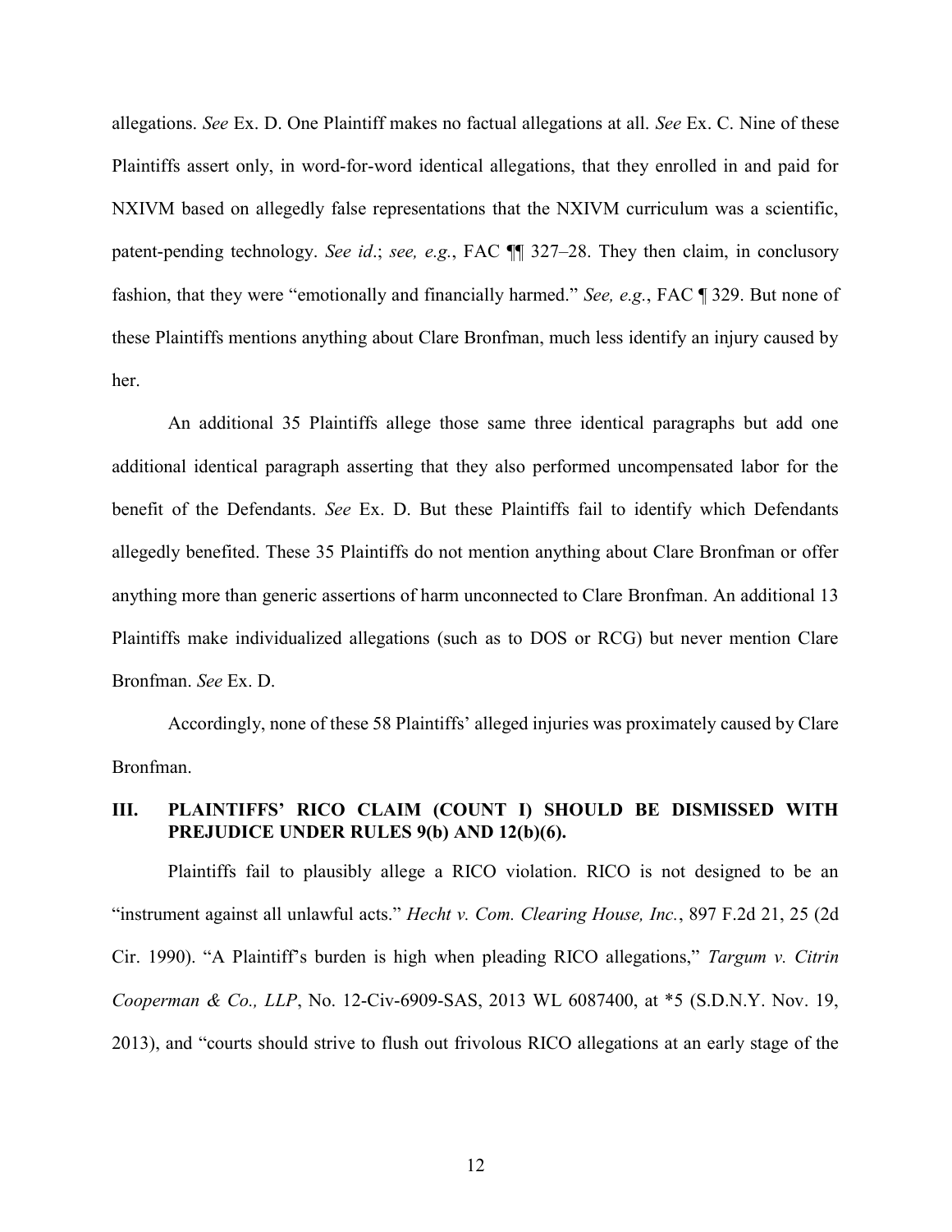allegations. *See* Ex. D. One Plaintiff makes no factual allegations at all. *See* Ex. C. Nine of these Plaintiffs assert only, in word-for-word identical allegations, that they enrolled in and paid for NXIVM based on allegedly false representations that the NXIVM curriculum was a scientific, patent-pending technology. *See id*.; *see, e.g.*, FAC ¶¶ 327–28. They then claim, in conclusory fashion, that they were "emotionally and financially harmed." *See, e.g.*, FAC ¶ 329. But none of these Plaintiffs mentions anything about Clare Bronfman, much less identify an injury caused by her.

An additional 35 Plaintiffs allege those same three identical paragraphs but add one additional identical paragraph asserting that they also performed uncompensated labor for the benefit of the Defendants. *See* Ex. D. But these Plaintiffs fail to identify which Defendants allegedly benefited. These 35 Plaintiffs do not mention anything about Clare Bronfman or offer anything more than generic assertions of harm unconnected to Clare Bronfman. An additional 13 Plaintiffs make individualized allegations (such as to DOS or RCG) but never mention Clare Bronfman. *See* Ex. D.

Accordingly, none of these 58 Plaintiffs' alleged injuries was proximately caused by Clare Bronfman.

## III. PLAINTIFFS' RICO CLAIM (COUNT I) SHOULD BE DISMISSED WITH PREJUDICE UNDER RULES 9(b) AND 12(b)(6).

Plaintiffs fail to plausibly allege a RICO violation. RICO is not designed to be an "instrument against all unlawful acts." *Hecht v. Com. Clearing House, Inc.*, 897 F.2d 21, 25 (2d Cir. 1990). "A Plaintiff's burden is high when pleading RICO allegations," *Targum v. Citrin Cooperman & Co., LLP*, No. 12-Civ-6909-SAS, 2013 WL 6087400, at *5 (S.D.N.Y. Nov. 19, 2013), and "courts should strive to flush out frivolous RICO allegations at an early stage of the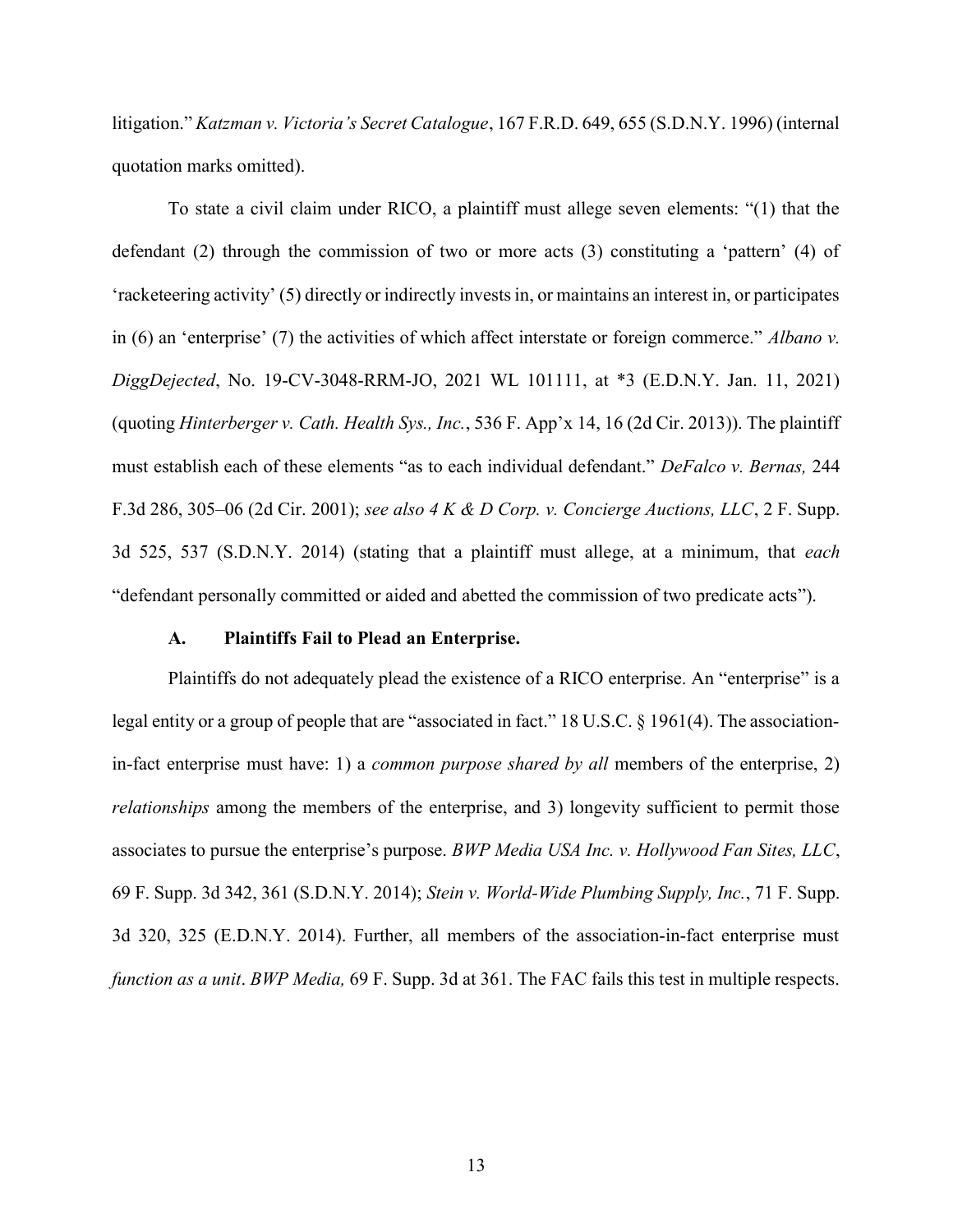litigation." *Katzman v. Victoria's Secret Catalogue*, 167 F.R.D. 649, 655 (S.D.N.Y. 1996) (internal quotation marks omitted).

To state a civil claim under RICO, a plaintiff must allege seven elements: "(1) that the defendant (2) through the commission of two or more acts (3) constituting a 'pattern' (4) of 'racketeering activity' (5) directly or indirectly invests in, or maintains an interest in, or participates in (6) an 'enterprise' (7) the activities of which affect interstate or foreign commerce." *Albano v. DiggDejected*, No. 19-CV-3048-RRM-JO, 2021 WL 101111, at *3 (E.D.N.Y. Jan. 11, 2021) (quoting *Hinterberger v. Cath. Health Sys., Inc.*, 536 F. App'x 14, 16 (2d Cir. 2013)). The plaintiff must establish each of these elements "as to each individual defendant." *DeFalco v. Bernas,* 244 F.3d 286, 305–06 (2d Cir. 2001); *see also 4 K & D Corp. v. Concierge Auctions, LLC*, 2 F. Supp. 3d 525, 537 (S.D.N.Y. 2014) (stating that a plaintiff must allege, at a minimum, that *each* "defendant personally committed or aided and abetted the commission of two predicate acts").

### A. Plaintiffs Fail to Plead an Enterprise.

Plaintiffs do not adequately plead the existence of a RICO enterprise. An "enterprise" is a legal entity or a group of people that are "associated in fact." 18 U.S.C. § 1961(4). The association-in-fact enterprise must have: 1) a *common purpose shared by all* members of the enterprise, 2) *relationships* among the members of the enterprise, and 3) longevity sufficient to permit those associates to pursue the enterprise's purpose. *BWP Media USA Inc. v. Hollywood Fan Sites, LLC*, 69 F. Supp. 3d 342, 361 (S.D.N.Y. 2014); *Stein v. World-Wide Plumbing Supply, Inc.*, 71 F. Supp. 3d 320, 325 (E.D.N.Y. 2014). Further, all members of the association-in-fact enterprise must *function as a unit*. *BWP Media,* 69 F. Supp. 3d at 361. The FAC fails this test in multiple respects.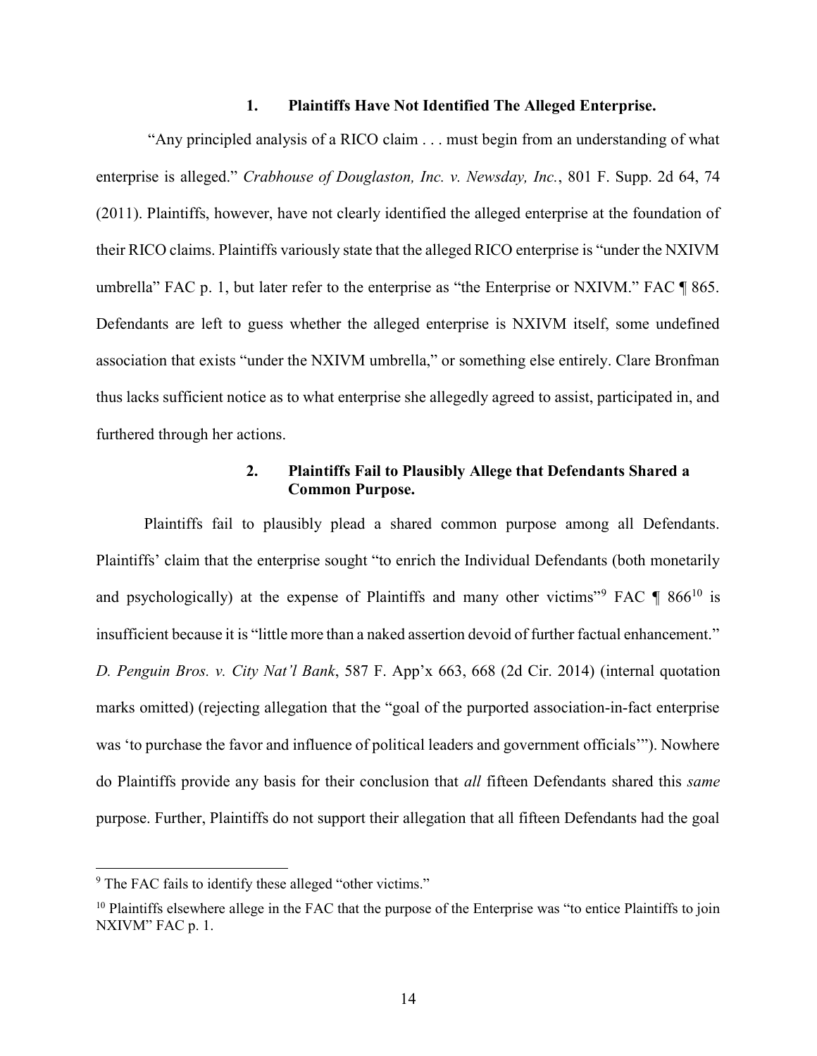### 1. Plaintiffs Have Not Identified The Alleged Enterprise.

"Any principled analysis of a RICO claim . . . must begin from an understanding of what enterprise is alleged." *Crabhouse of Douglaston, Inc. v. Newsday, Inc.*, 801 F. Supp. 2d 64, 74 (2011). Plaintiffs, however, have not clearly identified the alleged enterprise at the foundation of their RICO claims. Plaintiffs variously state that the alleged RICO enterprise is "under the NXIVM umbrella" FAC p. 1, but later refer to the enterprise as "the Enterprise or NXIVM." FAC ¶ 865. Defendants are left to guess whether the alleged enterprise is NXIVM itself, some undefined association that exists "under the NXIVM umbrella," or something else entirely. Clare Bronfman thus lacks sufficient notice as to what enterprise she allegedly agreed to assist, participated in, and furthered through her actions.

### 2. Plaintiffs Fail to Plausibly Allege that Defendants Shared a Common Purpose.

Plaintiffs fail to plausibly plead a shared common purpose among all Defendants. Plaintiffs' claim that the enterprise sought "to enrich the Individual Defendants (both monetarily and psychologically) at the expense of Plaintiffs and many other victims"[9] FAC ¶ 866[10] is insufficient because it is "little more than a naked assertion devoid of further factual enhancement." *D. Penguin Bros. v. City Nat'l Bank*, 587 F. App'x 663, 668 (2d Cir. 2014) (internal quotation marks omitted) (rejecting allegation that the "goal of the purported association-in-fact enterprise was 'to purchase the favor and influence of political leaders and government officials'"). Nowhere do Plaintiffs provide any basis for their conclusion that *all* fifteen Defendants shared this *same* purpose. Further, Plaintiffs do not support their allegation that all fifteen Defendants had the goal

---

[9] The FAC fails to identify these alleged "other victims."

[10] Plaintiffs elsewhere allege in the FAC that the purpose of the Enterprise was "to entice Plaintiffs to join NXIVM" FAC p. 1.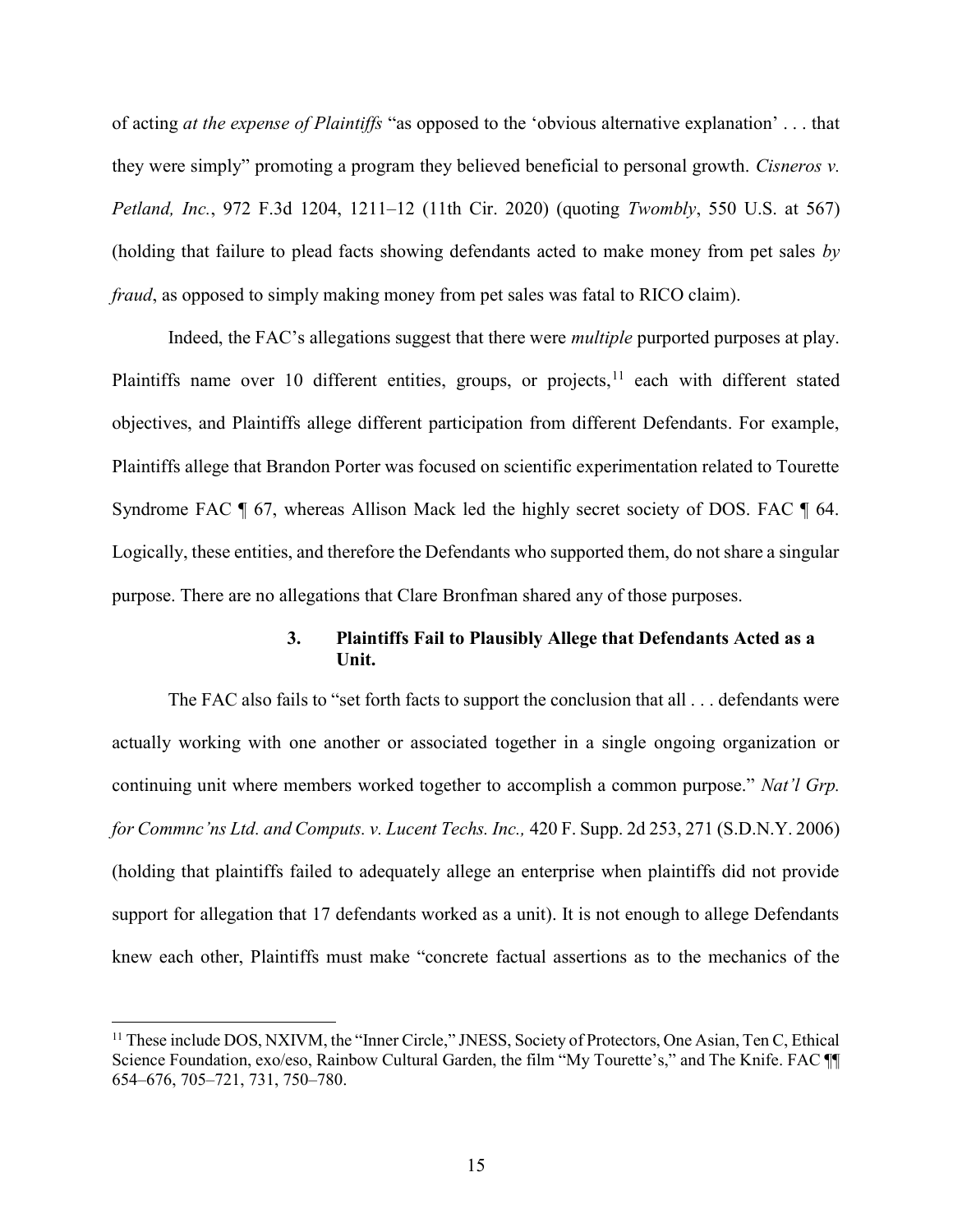of acting *at the expense of Plaintiffs* "as opposed to the 'obvious alternative explanation' . . . that they were simply" promoting a program they believed beneficial to personal growth. *Cisneros v. Petland, Inc.*, 972 F.3d 1204, 1211–12 (11th Cir. 2020) (quoting *Twombly*, 550 U.S. at 567) (holding that failure to plead facts showing defendants acted to make money from pet sales *by fraud*, as opposed to simply making money from pet sales was fatal to RICO claim).

Indeed, the FAC's allegations suggest that there were *multiple* purported purposes at play. Plaintiffs name over 10 different entities, groups, or projects,[11] each with different stated objectives, and Plaintiffs allege different participation from different Defendants. For example, Plaintiffs allege that Brandon Porter was focused on scientific experimentation related to Tourette Syndrome FAC ¶ 67, whereas Allison Mack led the highly secret society of DOS. FAC ¶ 64. Logically, these entities, and therefore the Defendants who supported them, do not share a singular purpose. There are no allegations that Clare Bronfman shared any of those purposes.

### 3. Plaintiffs Fail to Plausibly Allege that Defendants Acted as a Unit.

The FAC also fails to "set forth facts to support the conclusion that all . . . defendants were actually working with one another or associated together in a single ongoing organization or continuing unit where members worked together to accomplish a common purpose." *Nat'l Grp. for Commnc'ns Ltd. and Computs. v. Lucent Techs. Inc.,* 420 F. Supp. 2d 253, 271 (S.D.N.Y. 2006) (holding that plaintiffs failed to adequately allege an enterprise when plaintiffs did not provide support for allegation that 17 defendants worked as a unit). It is not enough to allege Defendants knew each other, Plaintiffs must make "concrete factual assertions as to the mechanics of the

---

[11] These include DOS, NXIVM, the "Inner Circle," JNESS, Society of Protectors, One Asian, Ten C, Ethical Science Foundation, exo/eso, Rainbow Cultural Garden, the film "My Tourette's," and The Knife. FAC ¶¶ 654–676, 705–721, 731, 750–780.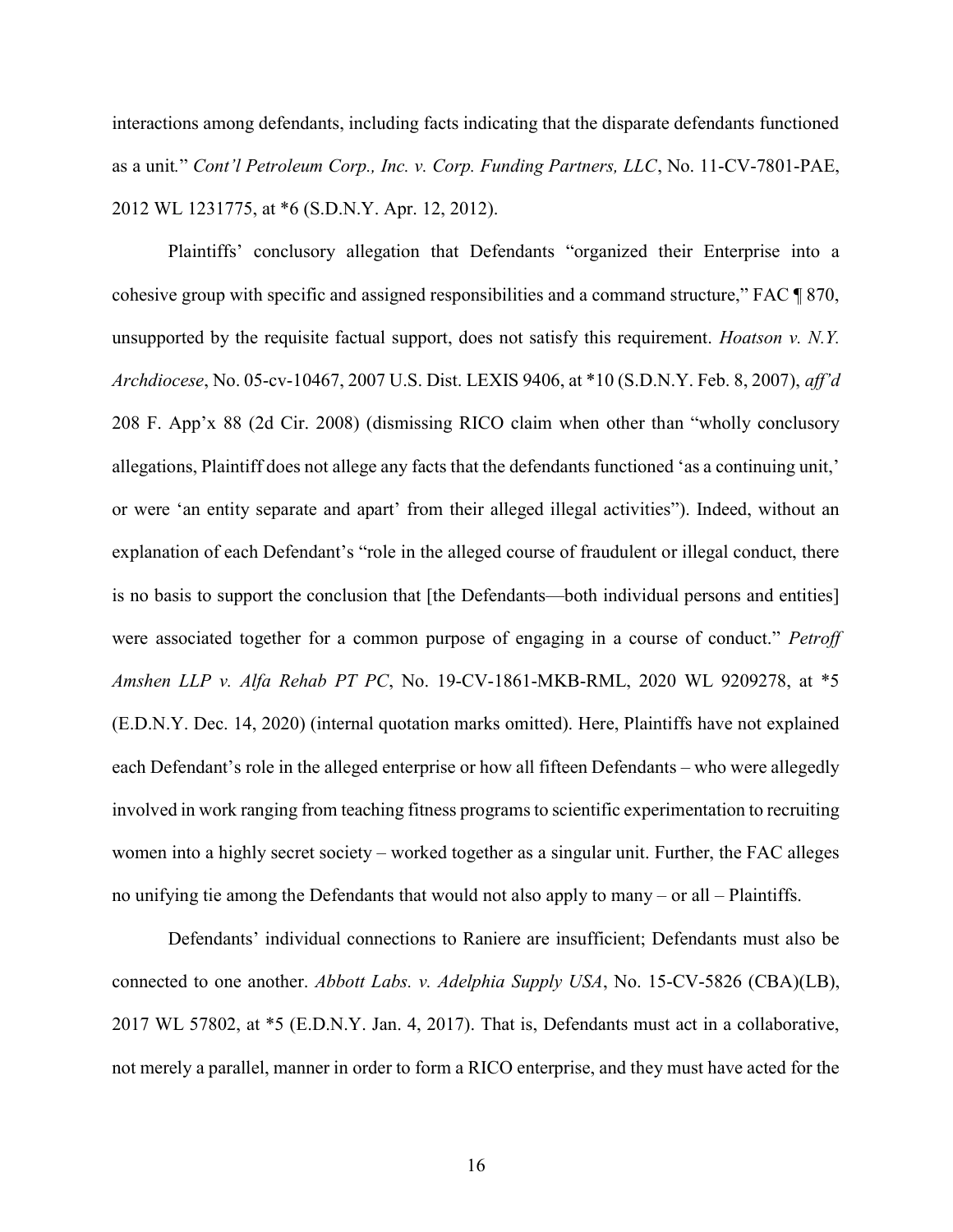interactions among defendants, including facts indicating that the disparate defendants functioned as a unit." *Cont'l Petroleum Corp., Inc. v. Corp. Funding Partners, LLC*, No. 11-CV-7801-PAE, 2012 WL 1231775, at *6 (S.D.N.Y. Apr. 12, 2012).

Plaintiffs' conclusory allegation that Defendants "organized their Enterprise into a cohesive group with specific and assigned responsibilities and a command structure," FAC ¶ 870, unsupported by the requisite factual support, does not satisfy this requirement. *Hoatson v. N.Y. Archdiocese*, No. 05-cv-10467, 2007 U.S. Dist. LEXIS 9406, at *10 (S.D.N.Y. Feb. 8, 2007), *aff'd* 208 F. App'x 88 (2d Cir. 2008) (dismissing RICO claim when other than "wholly conclusory allegations, Plaintiff does not allege any facts that the defendants functioned 'as a continuing unit,' or were 'an entity separate and apart' from their alleged illegal activities"). Indeed, without an explanation of each Defendant's "role in the alleged course of fraudulent or illegal conduct, there is no basis to support the conclusion that [the Defendants—both individual persons and entities] were associated together for a common purpose of engaging in a course of conduct." *Petroff Amshen LLP v. Alfa Rehab PT PC*, No. 19-CV-1861-MKB-RML, 2020 WL 9209278, at *5 (E.D.N.Y. Dec. 14, 2020) (internal quotation marks omitted). Here, Plaintiffs have not explained each Defendant's role in the alleged enterprise or how all fifteen Defendants – who were allegedly involved in work ranging from teaching fitness programs to scientific experimentation to recruiting women into a highly secret society – worked together as a singular unit. Further, the FAC alleges no unifying tie among the Defendants that would not also apply to many – or all – Plaintiffs.

Defendants' individual connections to Raniere are insufficient; Defendants must also be connected to one another. *Abbott Labs. v. Adelphia Supply USA*, No. 15-CV-5826 (CBA)(LB), 2017 WL 57802, at *5 (E.D.N.Y. Jan. 4, 2017). That is, Defendants must act in a collaborative, not merely a parallel, manner in order to form a RICO enterprise, and they must have acted for the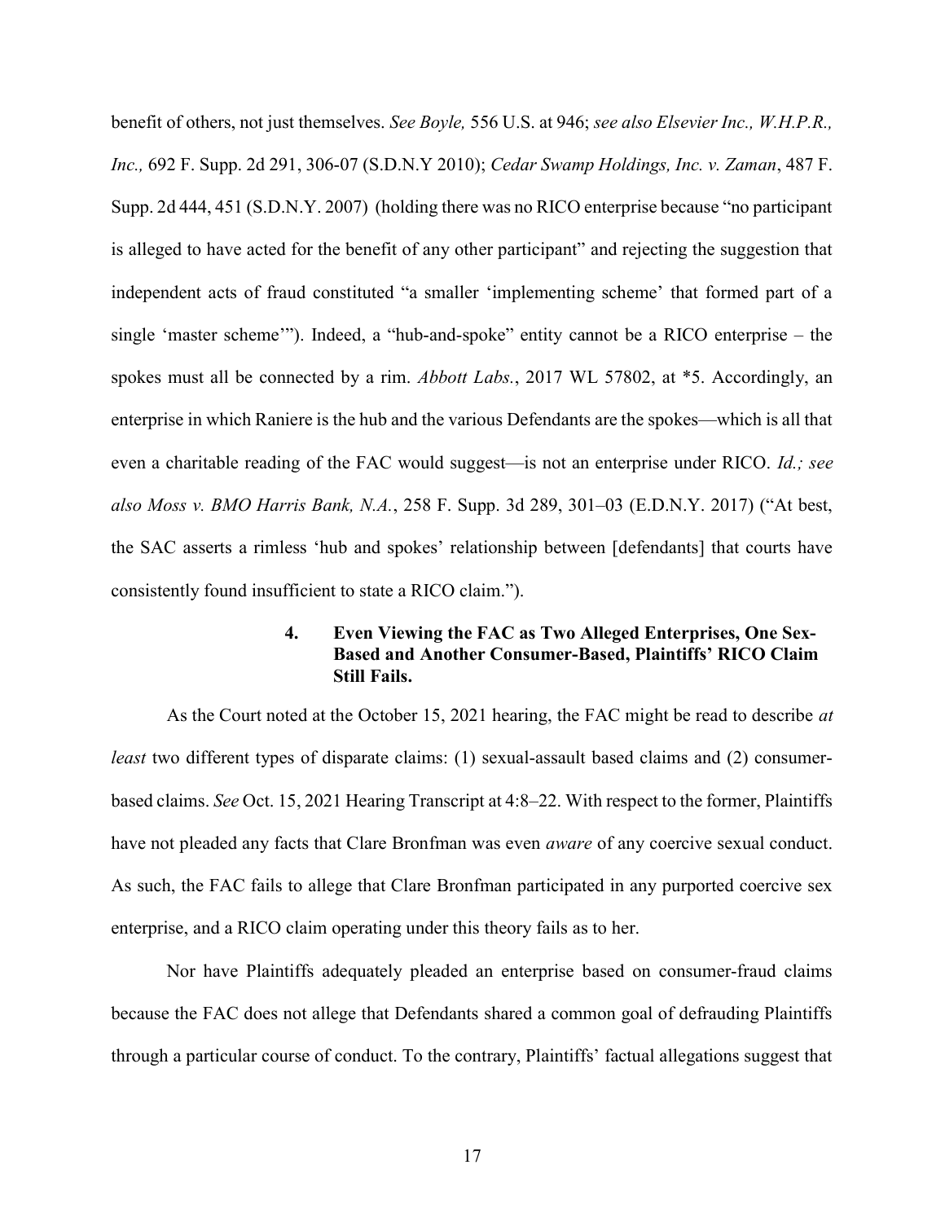benefit of others, not just themselves. *See Boyle,* 556 U.S. at 946; *see also Elsevier Inc., W.H.P.R., Inc.,* 692 F. Supp. 2d 291, 306-07 (S.D.N.Y 2010); *Cedar Swamp Holdings, Inc. v. Zaman*, 487 F. Supp. 2d 444, 451 (S.D.N.Y. 2007) (holding there was no RICO enterprise because "no participant is alleged to have acted for the benefit of any other participant" and rejecting the suggestion that independent acts of fraud constituted "a smaller 'implementing scheme' that formed part of a single 'master scheme'"). Indeed, a "hub-and-spoke" entity cannot be a RICO enterprise – the spokes must all be connected by a rim. *Abbott Labs.*, 2017 WL 57802, at *5. Accordingly, an enterprise in which Raniere is the hub and the various Defendants are the spokes—which is all that even a charitable reading of the FAC would suggest—is not an enterprise under RICO. *Id.; see also Moss v. BMO Harris Bank, N.A.*, 258 F. Supp. 3d 289, 301–03 (E.D.N.Y. 2017) ("At best, the SAC asserts a rimless 'hub and spokes' relationship between [defendants] that courts have consistently found insufficient to state a RICO claim.").

#### 4. Even Viewing the FAC as Two Alleged Enterprises, One Sex-Based and Another Consumer-Based, Plaintiffs' RICO Claim Still Fails.

As the Court noted at the October 15, 2021 hearing, the FAC might be read to describe *at least* two different types of disparate claims: (1) sexual-assault based claims and (2) consumer-based claims. *See* Oct. 15, 2021 Hearing Transcript at 4:8–22. With respect to the former, Plaintiffs have not pleaded any facts that Clare Bronfman was even *aware* of any coercive sexual conduct. As such, the FAC fails to allege that Clare Bronfman participated in any purported coercive sex enterprise, and a RICO claim operating under this theory fails as to her.

Nor have Plaintiffs adequately pleaded an enterprise based on consumer-fraud claims because the FAC does not allege that Defendants shared a common goal of defrauding Plaintiffs through a particular course of conduct. To the contrary, Plaintiffs' factual allegations suggest that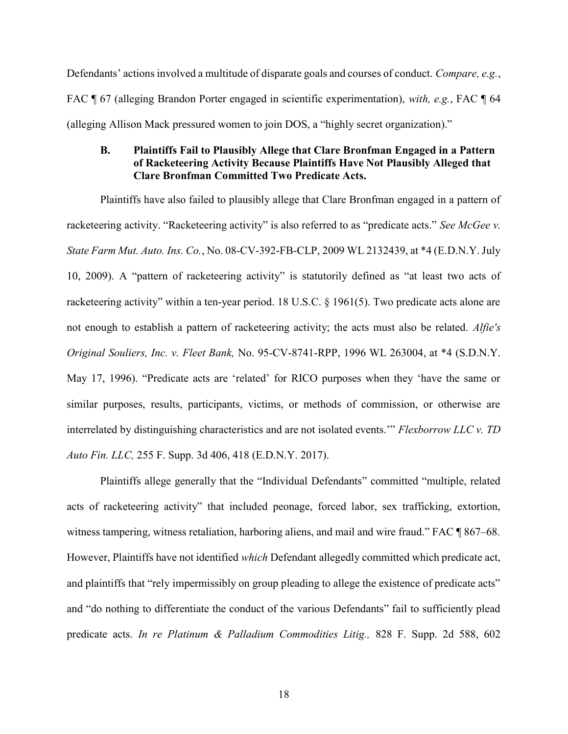Defendants' actions involved a multitude of disparate goals and courses of conduct. *Compare, e.g.*, FAC ¶ 67 (alleging Brandon Porter engaged in scientific experimentation), *with, e.g.*, FAC ¶ 64 (alleging Allison Mack pressured women to join DOS, a "highly secret organization)."

### B. Plaintiffs Fail to Plausibly Allege that Clare Bronfman Engaged in a Pattern of Racketeering Activity Because Plaintiffs Have Not Plausibly Alleged that Clare Bronfman Committed Two Predicate Acts.

Plaintiffs have also failed to plausibly allege that Clare Bronfman engaged in a pattern of racketeering activity. "Racketeering activity" is also referred to as "predicate acts." *See McGee v. State Farm Mut. Auto. Ins. Co.*, No. 08-CV-392-FB-CLP, 2009 WL 2132439, at *4 (E.D.N.Y. July 10, 2009). A "pattern of racketeering activity" is statutorily defined as "at least two acts of racketeering activity" within a ten-year period. 18 U.S.C. § 1961(5). Two predicate acts alone are not enough to establish a pattern of racketeering activity; the acts must also be related. *Alfie's Original Souliers, Inc. v. Fleet Bank,* No. 95-CV-8741-RPP, 1996 WL 263004, at *4 (S.D.N.Y. May 17, 1996). "Predicate acts are 'related' for RICO purposes when they 'have the same or similar purposes, results, participants, victims, or methods of commission, or otherwise are interrelated by distinguishing characteristics and are not isolated events.'" *Flexborrow LLC v. TD Auto Fin. LLC,* 255 F. Supp. 3d 406, 418 (E.D.N.Y. 2017).

Plaintiffs allege generally that the "Individual Defendants" committed "multiple, related acts of racketeering activity" that included peonage, forced labor, sex trafficking, extortion, witness tampering, witness retaliation, harboring aliens, and mail and wire fraud." FAC ¶ 867–68. However, Plaintiffs have not identified *which* Defendant allegedly committed which predicate act, and plaintiffs that "rely impermissibly on group pleading to allege the existence of predicate acts" and "do nothing to differentiate the conduct of the various Defendants" fail to sufficiently plead predicate acts. *In re Platinum & Palladium Commodities Litig.,* 828 F. Supp. 2d 588, 602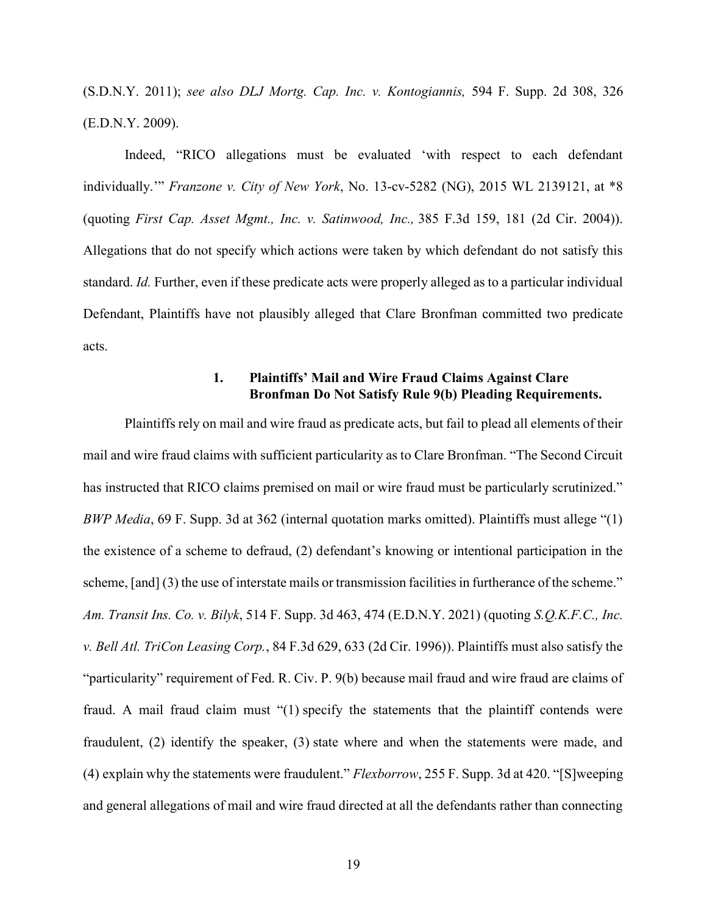(S.D.N.Y. 2011); *see also DLJ Mortg. Cap. Inc. v. Kontogiannis,* 594 F. Supp. 2d 308, 326 (E.D.N.Y. 2009).

Indeed, "RICO allegations must be evaluated 'with respect to each defendant individually.'" *Franzone v. City of New York*, No. 13-cv-5282 (NG), 2015 WL 2139121, at *8 (quoting *First Cap. Asset Mgmt., Inc. v. Satinwood, Inc.,* 385 F.3d 159, 181 (2d Cir. 2004)). Allegations that do not specify which actions were taken by which defendant do not satisfy this standard. *Id.* Further, even if these predicate acts were properly alleged as to a particular individual Defendant, Plaintiffs have not plausibly alleged that Clare Bronfman committed two predicate acts.

#### 1. Plaintiffs' Mail and Wire Fraud Claims Against Clare Bronfman Do Not Satisfy Rule 9(b) Pleading Requirements.

Plaintiffs rely on mail and wire fraud as predicate acts, but fail to plead all elements of their mail and wire fraud claims with sufficient particularity as to Clare Bronfman. "The Second Circuit has instructed that RICO claims premised on mail or wire fraud must be particularly scrutinized." *BWP Media*, 69 F. Supp. 3d at 362 (internal quotation marks omitted). Plaintiffs must allege "(1) the existence of a scheme to defraud, (2) defendant's knowing or intentional participation in the scheme, [and] (3) the use of interstate mails or transmission facilities in furtherance of the scheme." *Am. Transit Ins. Co. v. Bilyk*, 514 F. Supp. 3d 463, 474 (E.D.N.Y. 2021) (quoting *S.Q.K.F.C., Inc. v. Bell Atl. TriCon Leasing Corp.*, 84 F.3d 629, 633 (2d Cir. 1996)). Plaintiffs must also satisfy the "particularity" requirement of Fed. R. Civ. P. 9(b) because mail fraud and wire fraud are claims of fraud. A mail fraud claim must "(1) specify the statements that the plaintiff contends were fraudulent, (2) identify the speaker, (3) state where and when the statements were made, and (4) explain why the statements were fraudulent." *Flexborrow*, 255 F. Supp. 3d at 420. "[S]weeping and general allegations of mail and wire fraud directed at all the defendants rather than connecting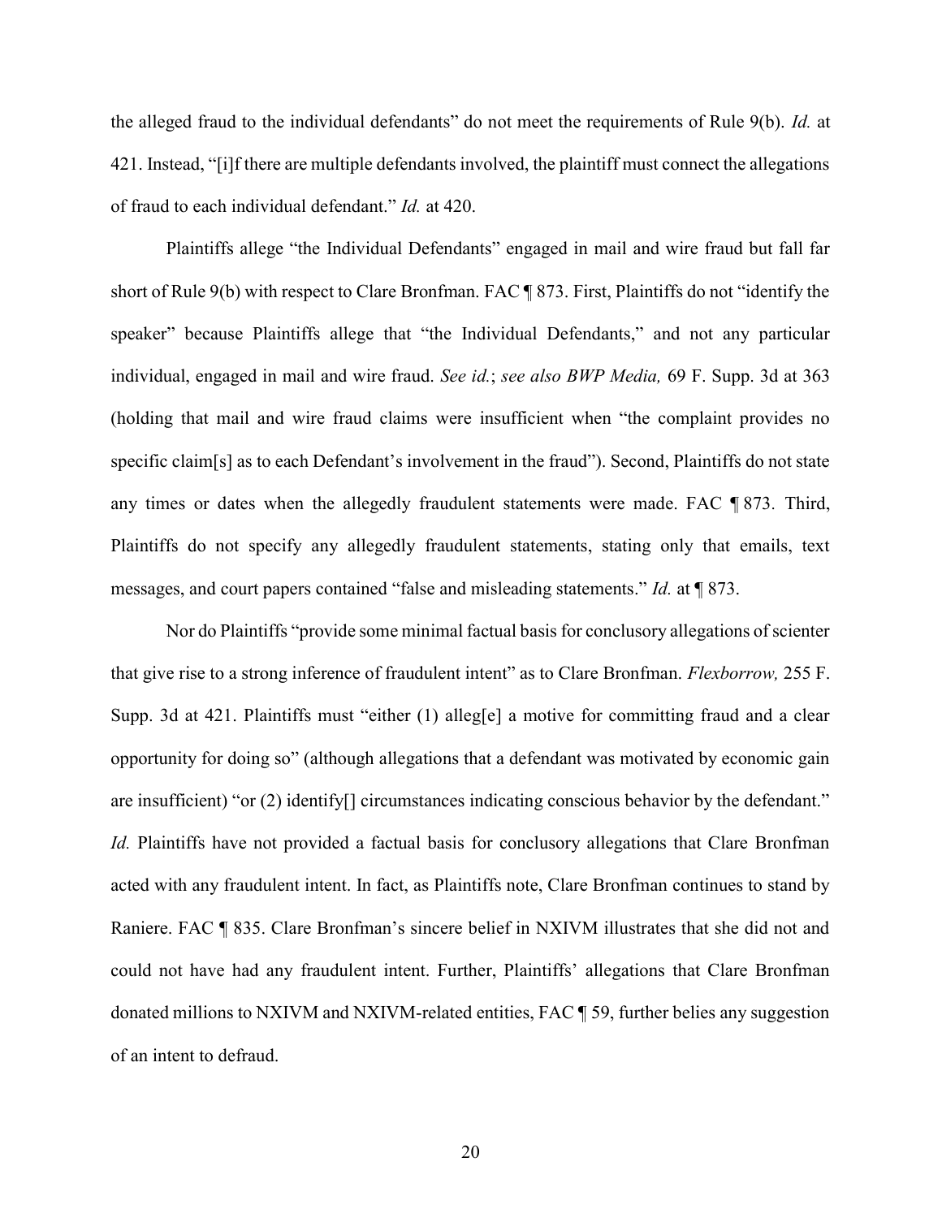the alleged fraud to the individual defendants" do not meet the requirements of Rule 9(b). *Id.* at 421. Instead, "[i]f there are multiple defendants involved, the plaintiff must connect the allegations of fraud to each individual defendant." *Id.* at 420.

Plaintiffs allege "the Individual Defendants" engaged in mail and wire fraud but fall far short of Rule 9(b) with respect to Clare Bronfman. FAC ¶ 873. First, Plaintiffs do not "identify the speaker" because Plaintiffs allege that "the Individual Defendants," and not any particular individual, engaged in mail and wire fraud. *See id.*; *see also BWP Media,* 69 F. Supp. 3d at 363 (holding that mail and wire fraud claims were insufficient when "the complaint provides no specific claim[s] as to each Defendant's involvement in the fraud"). Second, Plaintiffs do not state any times or dates when the allegedly fraudulent statements were made. FAC ¶ 873. Third, Plaintiffs do not specify any allegedly fraudulent statements, stating only that emails, text messages, and court papers contained "false and misleading statements." *Id.* at ¶ 873.

Nor do Plaintiffs "provide some minimal factual basis for conclusory allegations of scienter that give rise to a strong inference of fraudulent intent" as to Clare Bronfman. *Flexborrow,* 255 F. Supp. 3d at 421. Plaintiffs must "either (1) alleg[e] a motive for committing fraud and a clear opportunity for doing so" (although allegations that a defendant was motivated by economic gain are insufficient) "or (2) identify[] circumstances indicating conscious behavior by the defendant." *Id.* Plaintiffs have not provided a factual basis for conclusory allegations that Clare Bronfman acted with any fraudulent intent. In fact, as Plaintiffs note, Clare Bronfman continues to stand by Raniere. FAC ¶ 835. Clare Bronfman's sincere belief in NXIVM illustrates that she did not and could not have had any fraudulent intent. Further, Plaintiffs' allegations that Clare Bronfman donated millions to NXIVM and NXIVM-related entities, FAC ¶ 59, further belies any suggestion of an intent to defraud.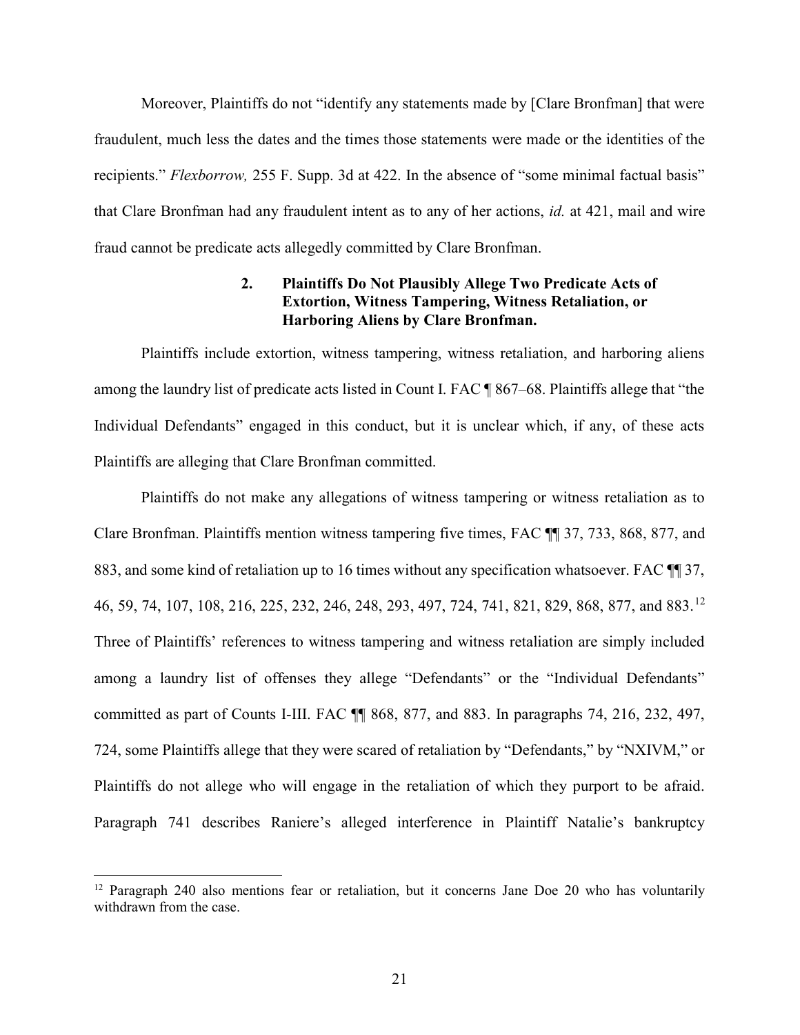Moreover, Plaintiffs do not "identify any statements made by [Clare Bronfman] that were fraudulent, much less the dates and the times those statements were made or the identities of the recipients." *Flexborrow,* 255 F. Supp. 3d at 422. In the absence of "some minimal factual basis" that Clare Bronfman had any fraudulent intent as to any of her actions, *id.* at 421, mail and wire fraud cannot be predicate acts allegedly committed by Clare Bronfman.

### 2. Plaintiffs Do Not Plausibly Allege Two Predicate Acts of Extortion, Witness Tampering, Witness Retaliation, or Harboring Aliens by Clare Bronfman.

Plaintiffs include extortion, witness tampering, witness retaliation, and harboring aliens among the laundry list of predicate acts listed in Count I. FAC ¶ 867–68. Plaintiffs allege that "the Individual Defendants" engaged in this conduct, but it is unclear which, if any, of these acts Plaintiffs are alleging that Clare Bronfman committed.

Plaintiffs do not make any allegations of witness tampering or witness retaliation as to Clare Bronfman. Plaintiffs mention witness tampering five times, FAC ¶¶ 37, 733, 868, 877, and 883, and some kind of retaliation up to 16 times without any specification whatsoever. FAC ¶¶ 37, 46, 59, 74, 107, 108, 216, 225, 232, 246, 248, 293, 497, 724, 741, 821, 829, 868, 877, and 883.[12] Three of Plaintiffs' references to witness tampering and witness retaliation are simply included among a laundry list of offenses they allege "Defendants" or the "Individual Defendants" committed as part of Counts I-III. FAC ¶¶ 868, 877, and 883. In paragraphs 74, 216, 232, 497, 724, some Plaintiffs allege that they were scared of retaliation by "Defendants," by "NXIVM," or Plaintiffs do not allege who will engage in the retaliation of which they purport to be afraid. Paragraph 741 describes Raniere's alleged interference in Plaintiff Natalie's bankruptcy

[12] Paragraph 240 also mentions fear or retaliation, but it concerns Jane Doe 20 who has voluntarily withdrawn from the case.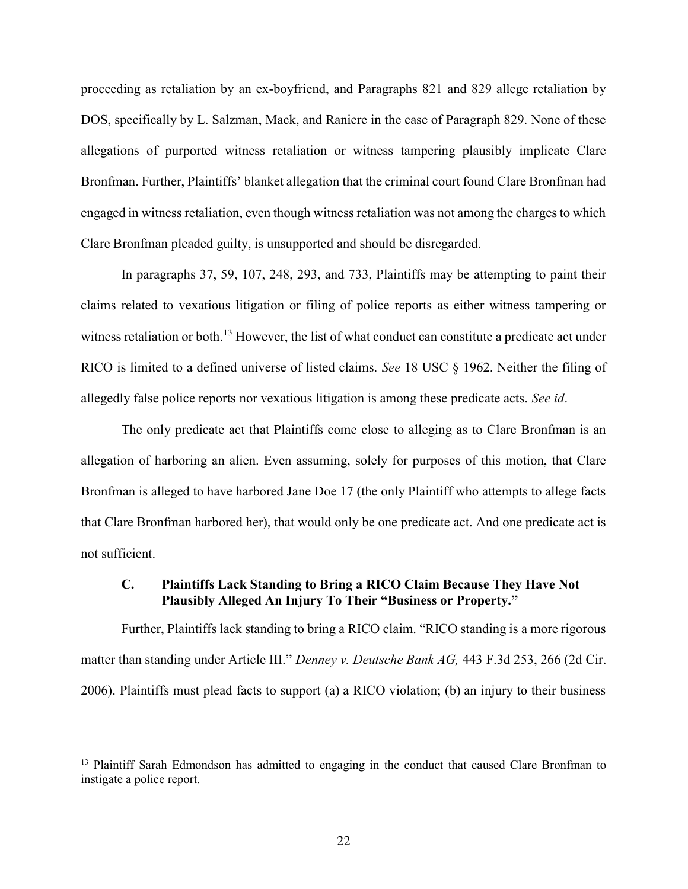proceeding as retaliation by an ex-boyfriend, and Paragraphs 821 and 829 allege retaliation by DOS, specifically by L. Salzman, Mack, and Raniere in the case of Paragraph 829. None of these allegations of purported witness retaliation or witness tampering plausibly implicate Clare Bronfman. Further, Plaintiffs' blanket allegation that the criminal court found Clare Bronfman had engaged in witness retaliation, even though witness retaliation was not among the charges to which Clare Bronfman pleaded guilty, is unsupported and should be disregarded.

In paragraphs 37, 59, 107, 248, 293, and 733, Plaintiffs may be attempting to paint their claims related to vexatious litigation or filing of police reports as either witness tampering or witness retaliation or both.[13] However, the list of what conduct can constitute a predicate act under RICO is limited to a defined universe of listed claims. *See* 18 USC § 1962. Neither the filing of allegedly false police reports nor vexatious litigation is among these predicate acts. *See id*.

The only predicate act that Plaintiffs come close to alleging as to Clare Bronfman is an allegation of harboring an alien. Even assuming, solely for purposes of this motion, that Clare Bronfman is alleged to have harbored Jane Doe 17 (the only Plaintiff who attempts to allege facts that Clare Bronfman harbored her), that would only be one predicate act. And one predicate act is not sufficient.

### C. Plaintiffs Lack Standing to Bring a RICO Claim Because They Have Not Plausibly Alleged An Injury To Their "Business or Property."

Further, Plaintiffs lack standing to bring a RICO claim. "RICO standing is a more rigorous matter than standing under Article III." *Denney v. Deutsche Bank AG,* 443 F.3d 253, 266 (2d Cir. 2006). Plaintiffs must plead facts to support (a) a RICO violation; (b) an injury to their business

[13] Plaintiff Sarah Edmondson has admitted to engaging in the conduct that caused Clare Bronfman to instigate a police report.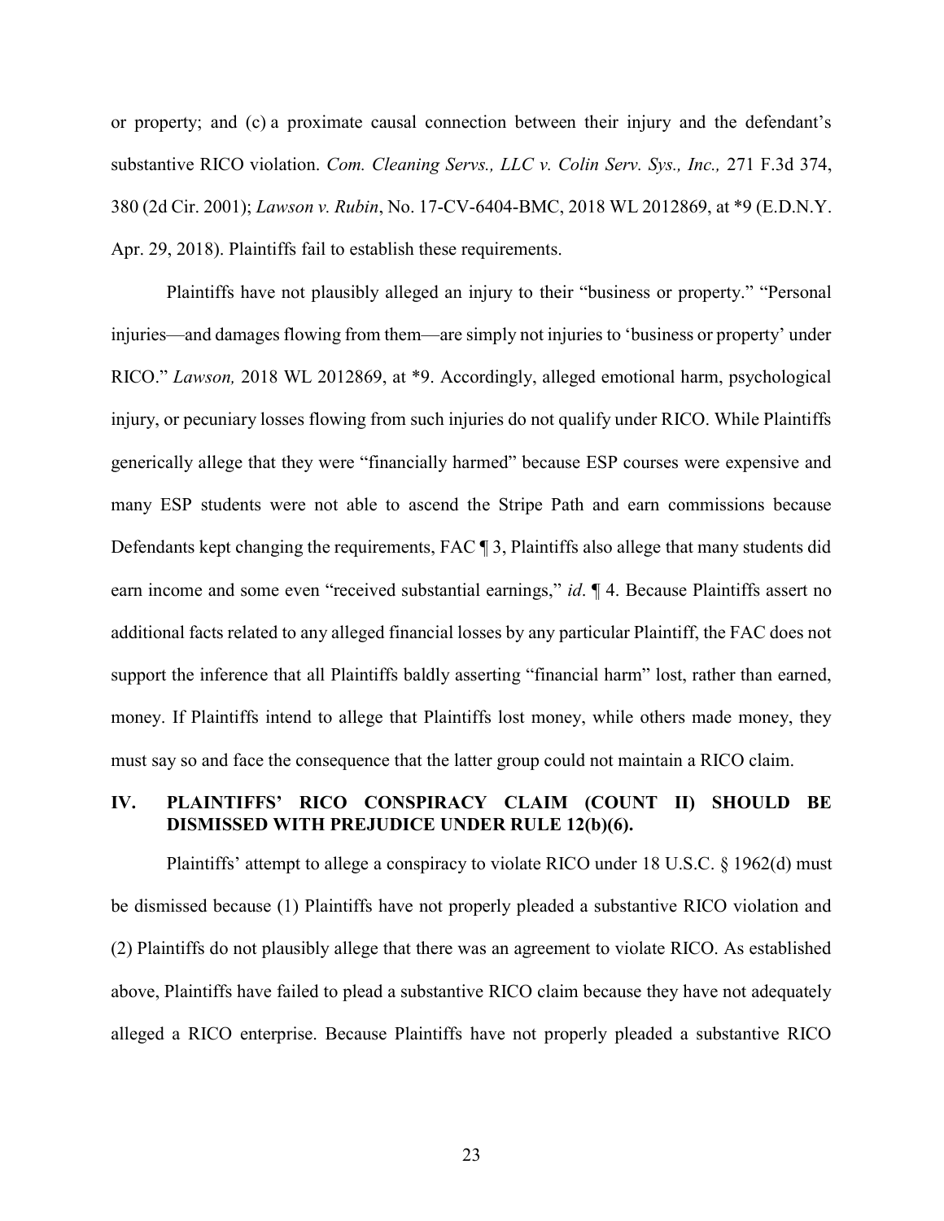or property; and (c) a proximate causal connection between their injury and the defendant's substantive RICO violation. *Com. Cleaning Servs., LLC v. Colin Serv. Sys., Inc.,* 271 F.3d 374, 380 (2d Cir. 2001); *Lawson v. Rubin*, No. 17-CV-6404-BMC, 2018 WL 2012869, at *9 (E.D.N.Y. Apr. 29, 2018). Plaintiffs fail to establish these requirements.

Plaintiffs have not plausibly alleged an injury to their "business or property." "Personal injuries—and damages flowing from them—are simply not injuries to 'business or property' under RICO." *Lawson,* 2018 WL 2012869, at *9. Accordingly, alleged emotional harm, psychological injury, or pecuniary losses flowing from such injuries do not qualify under RICO. While Plaintiffs generically allege that they were "financially harmed" because ESP courses were expensive and many ESP students were not able to ascend the Stripe Path and earn commissions because Defendants kept changing the requirements, FAC ¶ 3, Plaintiffs also allege that many students did earn income and some even "received substantial earnings," *id*. ¶ 4. Because Plaintiffs assert no additional facts related to any alleged financial losses by any particular Plaintiff, the FAC does not support the inference that all Plaintiffs baldly asserting "financial harm" lost, rather than earned, money. If Plaintiffs intend to allege that Plaintiffs lost money, while others made money, they must say so and face the consequence that the latter group could not maintain a RICO claim.

## IV. PLAINTIFFS' RICO CONSPIRACY CLAIM (COUNT II) SHOULD BE DISMISSED WITH PREJUDICE UNDER RULE 12(b)(6).

Plaintiffs' attempt to allege a conspiracy to violate RICO under 18 U.S.C. § 1962(d) must be dismissed because (1) Plaintiffs have not properly pleaded a substantive RICO violation and (2) Plaintiffs do not plausibly allege that there was an agreement to violate RICO. As established above, Plaintiffs have failed to plead a substantive RICO claim because they have not adequately alleged a RICO enterprise. Because Plaintiffs have not properly pleaded a substantive RICO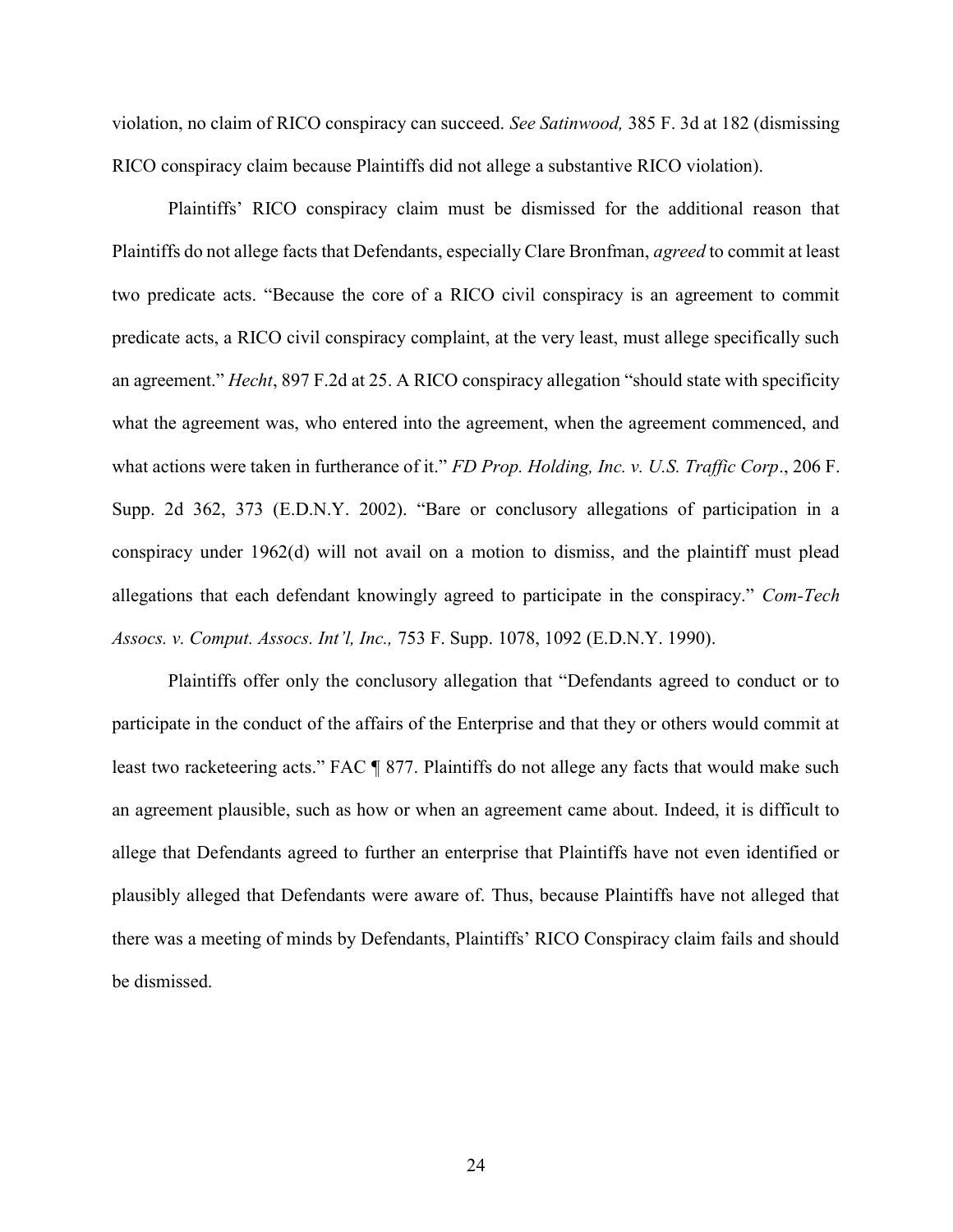violation, no claim of RICO conspiracy can succeed. *See Satinwood,* 385 F. 3d at 182 (dismissing RICO conspiracy claim because Plaintiffs did not allege a substantive RICO violation).

Plaintiffs' RICO conspiracy claim must be dismissed for the additional reason that Plaintiffs do not allege facts that Defendants, especially Clare Bronfman, *agreed* to commit at least two predicate acts. "Because the core of a RICO civil conspiracy is an agreement to commit predicate acts, a RICO civil conspiracy complaint, at the very least, must allege specifically such an agreement." *Hecht*, 897 F.2d at 25. A RICO conspiracy allegation "should state with specificity what the agreement was, who entered into the agreement, when the agreement commenced, and what actions were taken in furtherance of it." *FD Prop. Holding, Inc. v. U.S. Traffic Corp*., 206 F. Supp. 2d 362, 373 (E.D.N.Y. 2002). "Bare or conclusory allegations of participation in a conspiracy under 1962(d) will not avail on a motion to dismiss, and the plaintiff must plead allegations that each defendant knowingly agreed to participate in the conspiracy." *Com-Tech Assocs. v. Comput. Assocs. Int'l, Inc.,* 753 F. Supp. 1078, 1092 (E.D.N.Y. 1990).

Plaintiffs offer only the conclusory allegation that "Defendants agreed to conduct or to participate in the conduct of the affairs of the Enterprise and that they or others would commit at least two racketeering acts." FAC ¶ 877. Plaintiffs do not allege any facts that would make such an agreement plausible, such as how or when an agreement came about. Indeed, it is difficult to allege that Defendants agreed to further an enterprise that Plaintiffs have not even identified or plausibly alleged that Defendants were aware of. Thus, because Plaintiffs have not alleged that there was a meeting of minds by Defendants, Plaintiffs' RICO Conspiracy claim fails and should be dismissed.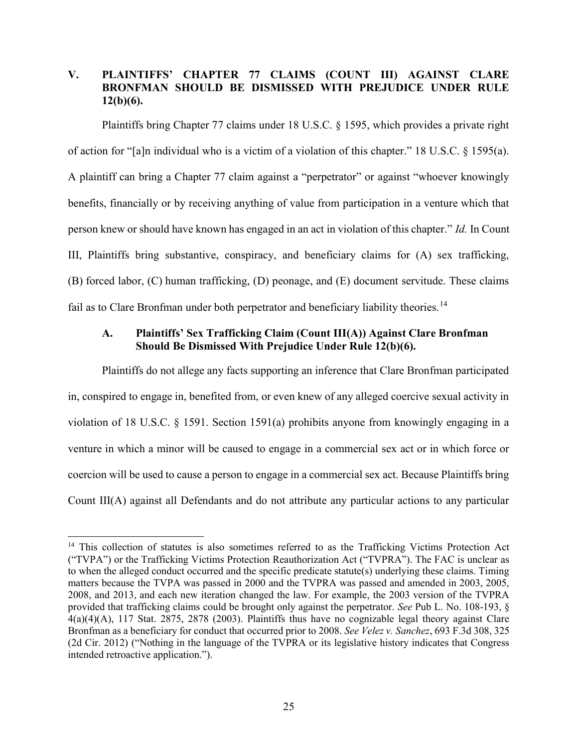## V. PLAINTIFFS' CHAPTER 77 CLAIMS (COUNT III) AGAINST CLARE BRONFMAN SHOULD BE DISMISSED WITH PREJUDICE UNDER RULE 12(b)(6).

Plaintiffs bring Chapter 77 claims under 18 U.S.C. § 1595, which provides a private right of action for "[a]n individual who is a victim of a violation of this chapter." 18 U.S.C. § 1595(a). A plaintiff can bring a Chapter 77 claim against a "perpetrator" or against "whoever knowingly benefits, financially or by receiving anything of value from participation in a venture which that person knew or should have known has engaged in an act in violation of this chapter." *Id.* In Count III, Plaintiffs bring substantive, conspiracy, and beneficiary claims for (A) sex trafficking, (B) forced labor, (C) human trafficking, (D) peonage, and (E) document servitude. These claims fail as to Clare Bronfman under both perpetrator and beneficiary liability theories.[14]

### A. Plaintiffs' Sex Trafficking Claim (Count III(A)) Against Clare Bronfman Should Be Dismissed With Prejudice Under Rule 12(b)(6).

Plaintiffs do not allege any facts supporting an inference that Clare Bronfman participated in, conspired to engage in, benefited from, or even knew of any alleged coercive sexual activity in violation of 18 U.S.C. § 1591. Section 1591(a) prohibits anyone from knowingly engaging in a venture in which a minor will be caused to engage in a commercial sex act or in which force or coercion will be used to cause a person to engage in a commercial sex act. Because Plaintiffs bring Count III(A) against all Defendants and do not attribute any particular actions to any particular

[14] This collection of statutes is also sometimes referred to as the Trafficking Victims Protection Act ("TVPA") or the Trafficking Victims Protection Reauthorization Act ("TVPRA"). The FAC is unclear as to when the alleged conduct occurred and the specific predicate statute(s) underlying these claims. Timing matters because the TVPA was passed in 2000 and the TVPRA was passed and amended in 2003, 2005, 2008, and 2013, and each new iteration changed the law. For example, the 2003 version of the TVPRA provided that trafficking claims could be brought only against the perpetrator. *See* Pub L. No. 108-193, § 4(a)(4)(A), 117 Stat. 2875, 2878 (2003). Plaintiffs thus have no cognizable legal theory against Clare Bronfman as a beneficiary for conduct that occurred prior to 2008. *See Velez v. Sanchez*, 693 F.3d 308, 325 (2d Cir. 2012) ("Nothing in the language of the TVPRA or its legislative history indicates that Congress intended retroactive application.").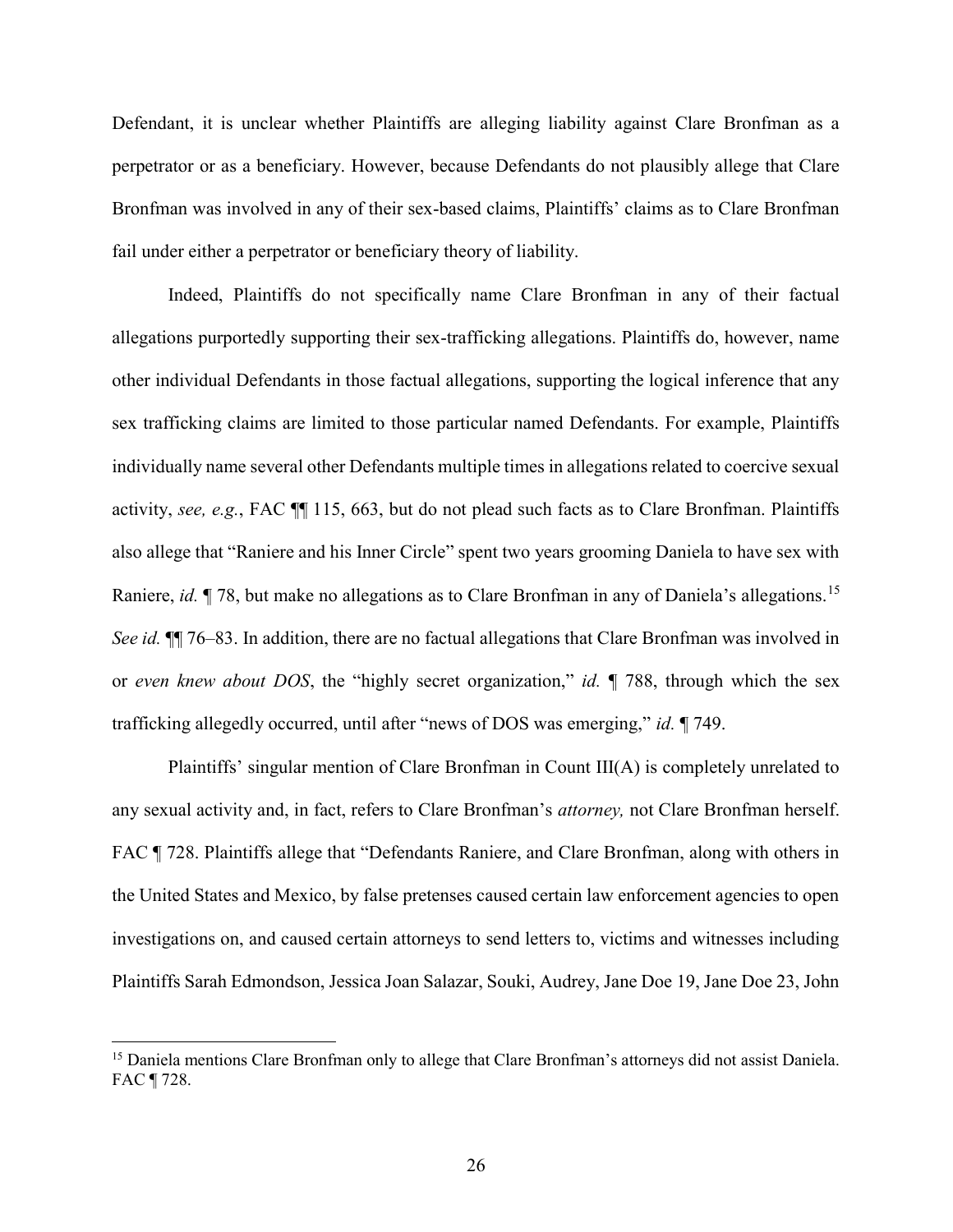Defendant, it is unclear whether Plaintiffs are alleging liability against Clare Bronfman as a perpetrator or as a beneficiary. However, because Defendants do not plausibly allege that Clare Bronfman was involved in any of their sex-based claims, Plaintiffs' claims as to Clare Bronfman fail under either a perpetrator or beneficiary theory of liability.

Indeed, Plaintiffs do not specifically name Clare Bronfman in any of their factual allegations purportedly supporting their sex-trafficking allegations. Plaintiffs do, however, name other individual Defendants in those factual allegations, supporting the logical inference that any sex trafficking claims are limited to those particular named Defendants. For example, Plaintiffs individually name several other Defendants multiple times in allegations related to coercive sexual activity, *see, e.g.*, FAC ¶¶ 115, 663, but do not plead such facts as to Clare Bronfman. Plaintiffs also allege that "Raniere and his Inner Circle" spent two years grooming Daniela to have sex with Raniere, *id.* ¶ 78, but make no allegations as to Clare Bronfman in any of Daniela's allegations.[15] *See id.* ¶¶ 76–83. In addition, there are no factual allegations that Clare Bronfman was involved in or *even knew about DOS*, the "highly secret organization," *id.* ¶ 788, through which the sex trafficking allegedly occurred, until after "news of DOS was emerging," *id.* ¶ 749.

Plaintiffs' singular mention of Clare Bronfman in Count III(A) is completely unrelated to any sexual activity and, in fact, refers to Clare Bronfman's *attorney,* not Clare Bronfman herself. FAC ¶ 728. Plaintiffs allege that "Defendants Raniere, and Clare Bronfman, along with others in the United States and Mexico, by false pretenses caused certain law enforcement agencies to open investigations on, and caused certain attorneys to send letters to, victims and witnesses including Plaintiffs Sarah Edmondson, Jessica Joan Salazar, Souki, Audrey, Jane Doe 19, Jane Doe 23, John

[15] Daniela mentions Clare Bronfman only to allege that Clare Bronfman's attorneys did not assist Daniela. FAC ¶ 728.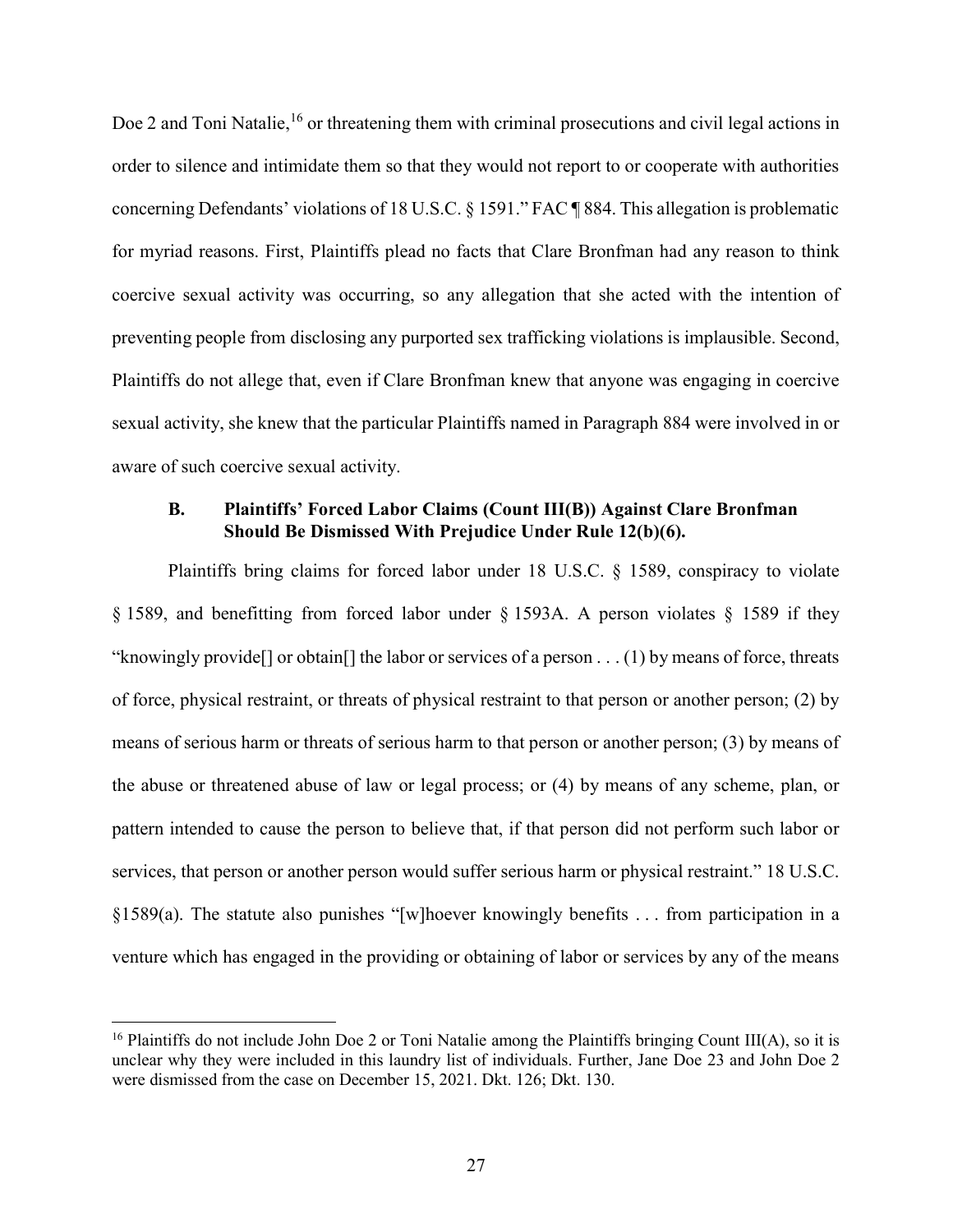Doe 2 and Toni Natalie,[16] or threatening them with criminal prosecutions and civil legal actions in order to silence and intimidate them so that they would not report to or cooperate with authorities concerning Defendants' violations of 18 U.S.C. § 1591." FAC ¶ 884. This allegation is problematic for myriad reasons. First, Plaintiffs plead no facts that Clare Bronfman had any reason to think coercive sexual activity was occurring, so any allegation that she acted with the intention of preventing people from disclosing any purported sex trafficking violations is implausible. Second, Plaintiffs do not allege that, even if Clare Bronfman knew that anyone was engaging in coercive sexual activity, she knew that the particular Plaintiffs named in Paragraph 884 were involved in or aware of such coercive sexual activity.

### B. Plaintiffs' Forced Labor Claims (Count III(B)) Against Clare Bronfman Should Be Dismissed With Prejudice Under Rule 12(b)(6).

Plaintiffs bring claims for forced labor under 18 U.S.C. § 1589, conspiracy to violate § 1589, and benefitting from forced labor under § 1593A. A person violates § 1589 if they "knowingly provide[] or obtain[] the labor or services of a person . . . (1) by means of force, threats of force, physical restraint, or threats of physical restraint to that person or another person; (2) by means of serious harm or threats of serious harm to that person or another person; (3) by means of the abuse or threatened abuse of law or legal process; or (4) by means of any scheme, plan, or pattern intended to cause the person to believe that, if that person did not perform such labor or services, that person or another person would suffer serious harm or physical restraint." 18 U.S.C. §1589(a). The statute also punishes "[w]hoever knowingly benefits . . . from participation in a venture which has engaged in the providing or obtaining of labor or services by any of the means

[16] Plaintiffs do not include John Doe 2 or Toni Natalie among the Plaintiffs bringing Count III(A), so it is unclear why they were included in this laundry list of individuals. Further, Jane Doe 23 and John Doe 2 were dismissed from the case on December 15, 2021. Dkt. 126; Dkt. 130.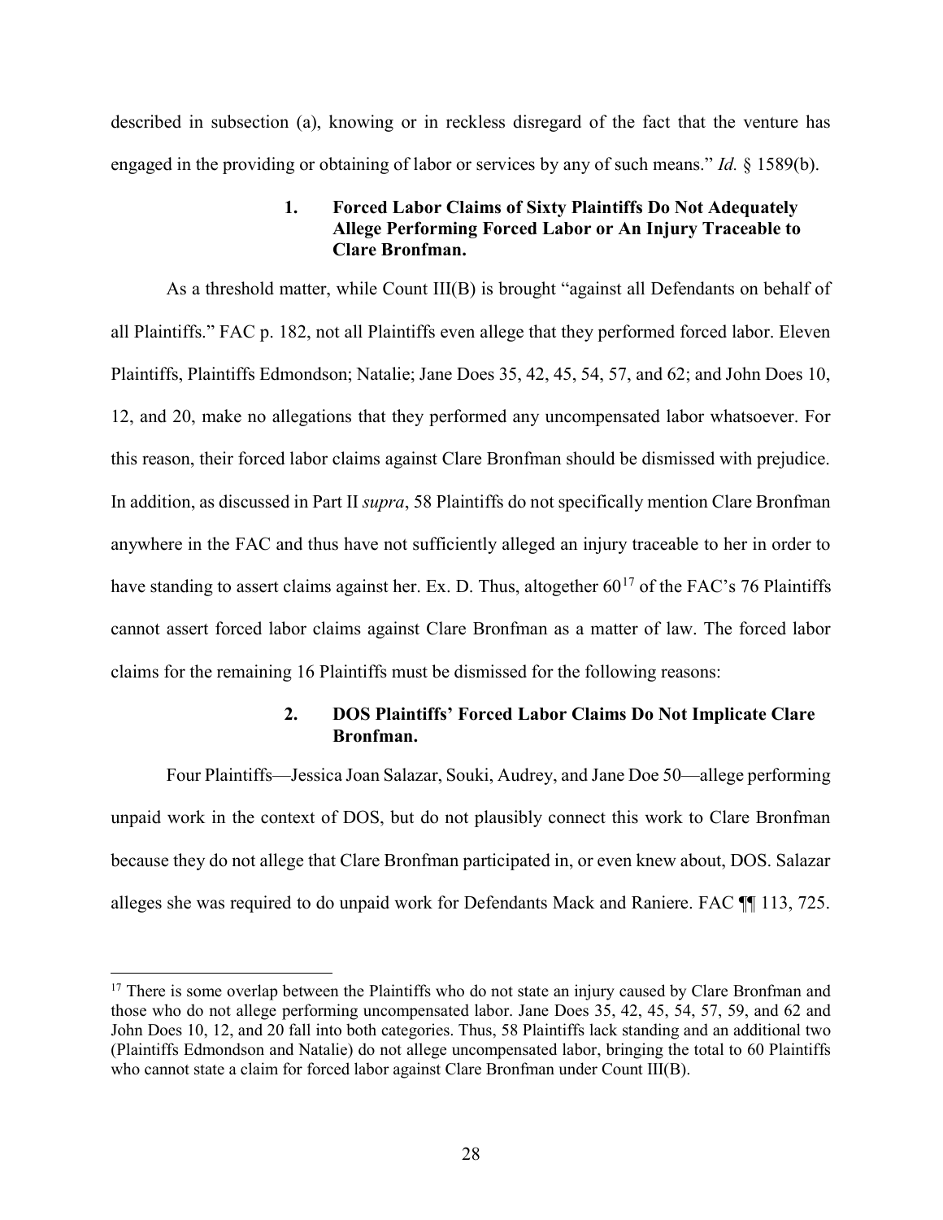described in subsection (a), knowing or in reckless disregard of the fact that the venture has engaged in the providing or obtaining of labor or services by any of such means." *Id.* § 1589(b).

### 1. Forced Labor Claims of Sixty Plaintiffs Do Not Adequately Allege Performing Forced Labor or An Injury Traceable to Clare Bronfman.

As a threshold matter, while Count III(B) is brought "against all Defendants on behalf of all Plaintiffs." FAC p. 182, not all Plaintiffs even allege that they performed forced labor. Eleven Plaintiffs, Plaintiffs Edmondson; Natalie; Jane Does 35, 42, 45, 54, 57, and 62; and John Does 10, 12, and 20, make no allegations that they performed any uncompensated labor whatsoever. For this reason, their forced labor claims against Clare Bronfman should be dismissed with prejudice. In addition, as discussed in Part II *supra*, 58 Plaintiffs do not specifically mention Clare Bronfman anywhere in the FAC and thus have not sufficiently alleged an injury traceable to her in order to have standing to assert claims against her. Ex. D. Thus, altogether 60[17] of the FAC's 76 Plaintiffs cannot assert forced labor claims against Clare Bronfman as a matter of law. The forced labor claims for the remaining 16 Plaintiffs must be dismissed for the following reasons:

### 2. DOS Plaintiffs' Forced Labor Claims Do Not Implicate Clare Bronfman.

Four Plaintiffs—Jessica Joan Salazar, Souki, Audrey, and Jane Doe 50—allege performing unpaid work in the context of DOS, but do not plausibly connect this work to Clare Bronfman because they do not allege that Clare Bronfman participated in, or even knew about, DOS. Salazar alleges she was required to do unpaid work for Defendants Mack and Raniere. FAC ¶¶ 113, 725.

[17] There is some overlap between the Plaintiffs who do not state an injury caused by Clare Bronfman and those who do not allege performing uncompensated labor. Jane Does 35, 42, 45, 54, 57, 59, and 62 and John Does 10, 12, and 20 fall into both categories. Thus, 58 Plaintiffs lack standing and an additional two (Plaintiffs Edmondson and Natalie) do not allege uncompensated labor, bringing the total to 60 Plaintiffs who cannot state a claim for forced labor against Clare Bronfman under Count III(B).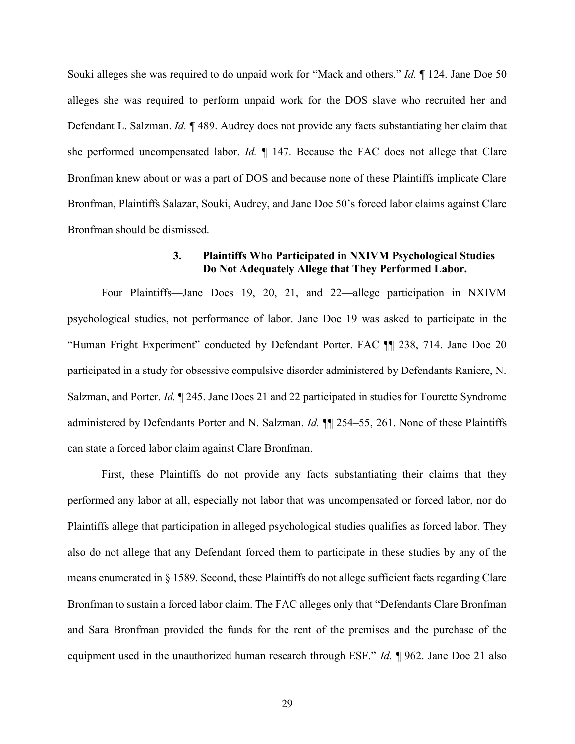Souki alleges she was required to do unpaid work for "Mack and others." *Id.* ¶ 124. Jane Doe 50 alleges she was required to perform unpaid work for the DOS slave who recruited her and Defendant L. Salzman. *Id.* ¶ 489. Audrey does not provide any facts substantiating her claim that she performed uncompensated labor. *Id.* ¶ 147. Because the FAC does not allege that Clare Bronfman knew about or was a part of DOS and because none of these Plaintiffs implicate Clare Bronfman, Plaintiffs Salazar, Souki, Audrey, and Jane Doe 50's forced labor claims against Clare Bronfman should be dismissed.

### 3. Plaintiffs Who Participated in NXIVM Psychological Studies Do Not Adequately Allege that They Performed Labor.

Four Plaintiffs—Jane Does 19, 20, 21, and 22—allege participation in NXIVM psychological studies, not performance of labor. Jane Doe 19 was asked to participate in the "Human Fright Experiment" conducted by Defendant Porter. FAC ¶¶ 238, 714. Jane Doe 20 participated in a study for obsessive compulsive disorder administered by Defendants Raniere, N. Salzman, and Porter. *Id.* ¶ 245. Jane Does 21 and 22 participated in studies for Tourette Syndrome administered by Defendants Porter and N. Salzman. *Id.* ¶¶ 254–55, 261. None of these Plaintiffs can state a forced labor claim against Clare Bronfman.

First, these Plaintiffs do not provide any facts substantiating their claims that they performed any labor at all, especially not labor that was uncompensated or forced labor, nor do Plaintiffs allege that participation in alleged psychological studies qualifies as forced labor. They also do not allege that any Defendant forced them to participate in these studies by any of the means enumerated in § 1589. Second, these Plaintiffs do not allege sufficient facts regarding Clare Bronfman to sustain a forced labor claim. The FAC alleges only that "Defendants Clare Bronfman and Sara Bronfman provided the funds for the rent of the premises and the purchase of the equipment used in the unauthorized human research through ESF." *Id.* ¶ 962. Jane Doe 21 also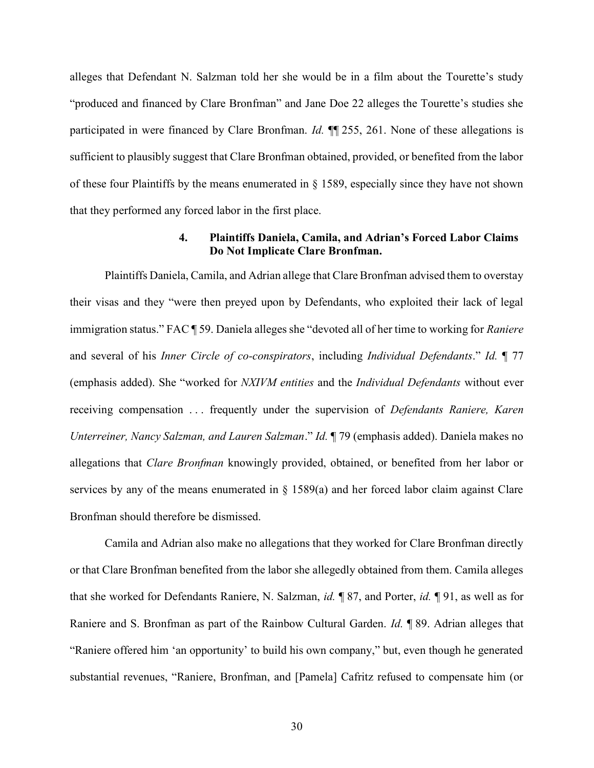alleges that Defendant N. Salzman told her she would be in a film about the Tourette's study "produced and financed by Clare Bronfman" and Jane Doe 22 alleges the Tourette's studies she participated in were financed by Clare Bronfman. *Id.* ¶¶ 255, 261. None of these allegations is sufficient to plausibly suggest that Clare Bronfman obtained, provided, or benefited from the labor of these four Plaintiffs by the means enumerated in § 1589, especially since they have not shown that they performed any forced labor in the first place.

#### 4. Plaintiffs Daniela, Camila, and Adrian's Forced Labor Claims Do Not Implicate Clare Bronfman.

Plaintiffs Daniela, Camila, and Adrian allege that Clare Bronfman advised them to overstay their visas and they "were then preyed upon by Defendants, who exploited their lack of legal immigration status." FAC ¶ 59. Daniela alleges she "devoted all of her time to working for *Raniere* and several of his *Inner Circle of co-conspirators*, including *Individual Defendants*." *Id.* ¶ 77 (emphasis added). She "worked for *NXIVM entities* and the *Individual Defendants* without ever receiving compensation . . . frequently under the supervision of *Defendants Raniere, Karen Unterreiner, Nancy Salzman, and Lauren Salzman*." *Id.* ¶ 79 (emphasis added). Daniela makes no allegations that *Clare Bronfman* knowingly provided, obtained, or benefited from her labor or services by any of the means enumerated in § 1589(a) and her forced labor claim against Clare Bronfman should therefore be dismissed.

Camila and Adrian also make no allegations that they worked for Clare Bronfman directly or that Clare Bronfman benefited from the labor she allegedly obtained from them. Camila alleges that she worked for Defendants Raniere, N. Salzman, *id.* ¶ 87, and Porter, *id.* ¶ 91, as well as for Raniere and S. Bronfman as part of the Rainbow Cultural Garden. *Id.* ¶ 89. Adrian alleges that "Raniere offered him 'an opportunity' to build his own company," but, even though he generated substantial revenues, "Raniere, Bronfman, and [Pamela] Cafritz refused to compensate him (or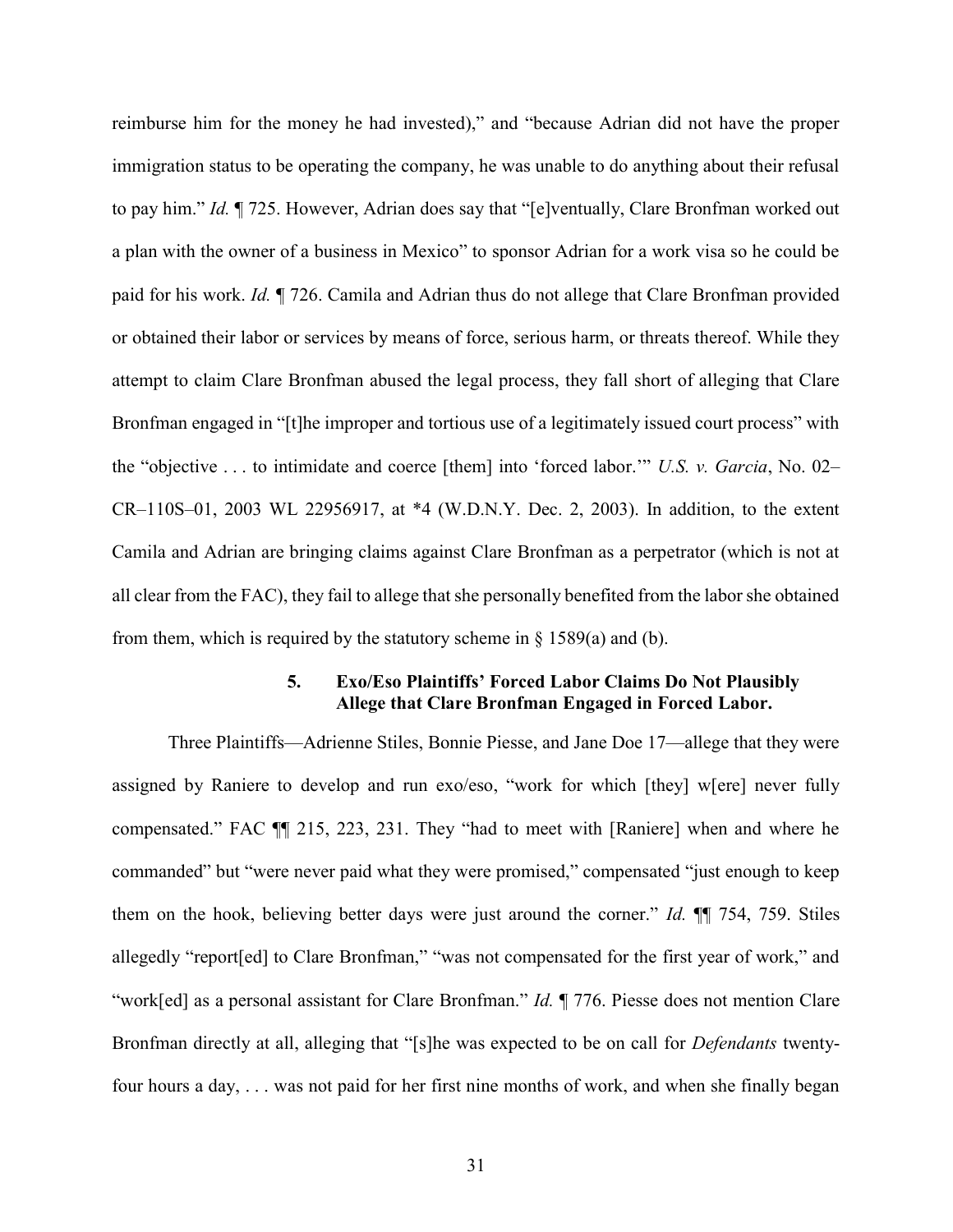reimburse him for the money he had invested)," and "because Adrian did not have the proper immigration status to be operating the company, he was unable to do anything about their refusal to pay him." *Id.* ¶ 725. However, Adrian does say that "[e]ventually, Clare Bronfman worked out a plan with the owner of a business in Mexico" to sponsor Adrian for a work visa so he could be paid for his work. *Id.* ¶ 726. Camila and Adrian thus do not allege that Clare Bronfman provided or obtained their labor or services by means of force, serious harm, or threats thereof. While they attempt to claim Clare Bronfman abused the legal process, they fall short of alleging that Clare Bronfman engaged in "[t]he improper and tortious use of a legitimately issued court process" with the "objective . . . to intimidate and coerce [them] into 'forced labor.'" *U.S. v. Garcia*, No. 02–CR–110S–01, 2003 WL 22956917, at *4 (W.D.N.Y. Dec. 2, 2003). In addition, to the extent Camila and Adrian are bringing claims against Clare Bronfman as a perpetrator (which is not at all clear from the FAC), they fail to allege that she personally benefited from the labor she obtained from them, which is required by the statutory scheme in § 1589(a) and (b).

### 5. Exo/Eso Plaintiffs' Forced Labor Claims Do Not Plausibly Allege that Clare Bronfman Engaged in Forced Labor.

Three Plaintiffs—Adrienne Stiles, Bonnie Piesse, and Jane Doe 17—allege that they were assigned by Raniere to develop and run exo/eso, "work for which [they] w[ere] never fully compensated." FAC ¶¶ 215, 223, 231. They "had to meet with [Raniere] when and where he commanded" but "were never paid what they were promised," compensated "just enough to keep them on the hook, believing better days were just around the corner." *Id.* ¶¶ 754, 759. Stiles allegedly "report[ed] to Clare Bronfman," "was not compensated for the first year of work," and "work[ed] as a personal assistant for Clare Bronfman." *Id.* ¶ 776. Piesse does not mention Clare Bronfman directly at all, alleging that "[s]he was expected to be on call for *Defendants* twenty-four hours a day, . . . was not paid for her first nine months of work, and when she finally began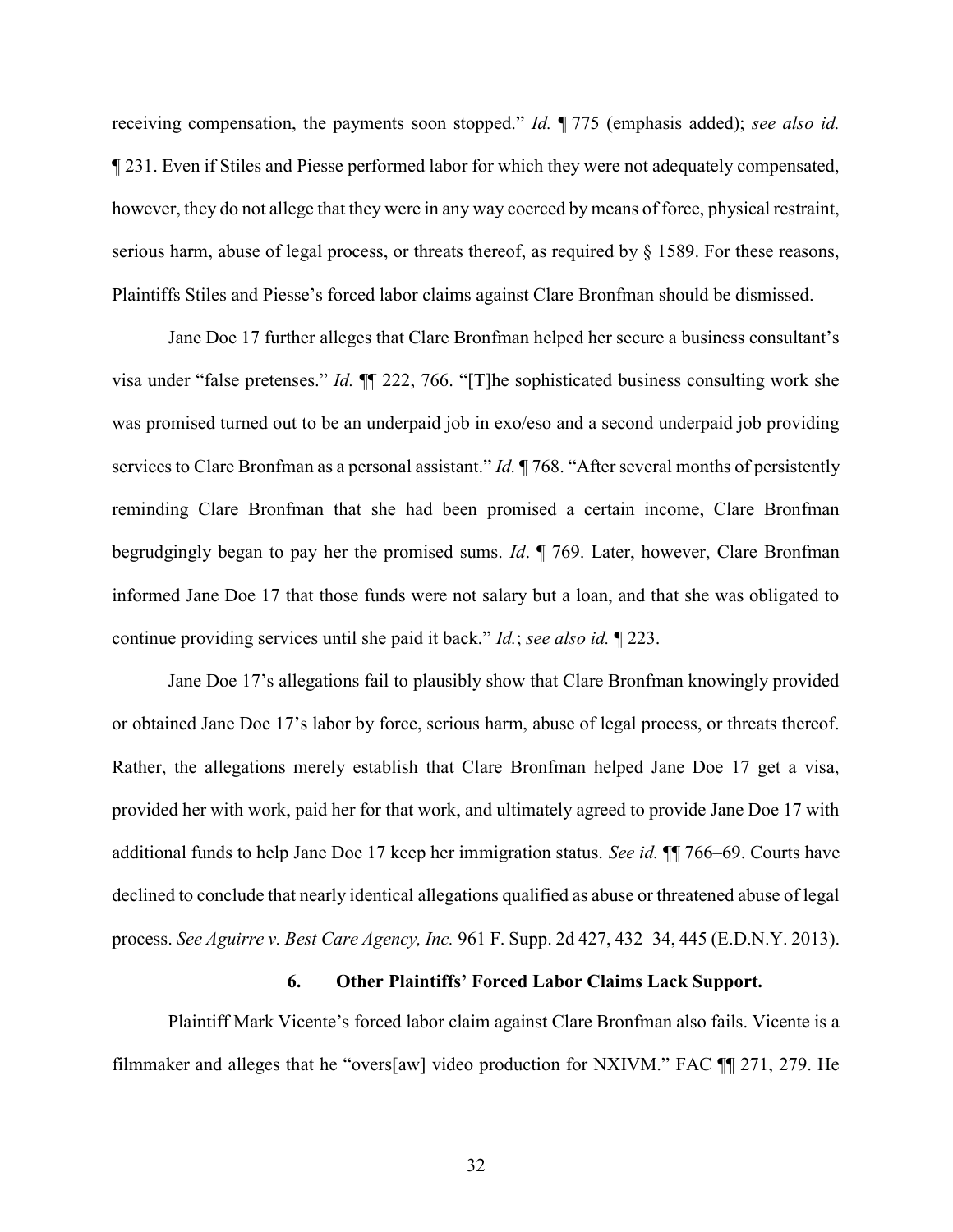receiving compensation, the payments soon stopped." *Id.* ¶ 775 (emphasis added); *see also id.* ¶ 231. Even if Stiles and Piesse performed labor for which they were not adequately compensated, however, they do not allege that they were in any way coerced by means of force, physical restraint, serious harm, abuse of legal process, or threats thereof, as required by § 1589. For these reasons, Plaintiffs Stiles and Piesse's forced labor claims against Clare Bronfman should be dismissed.

Jane Doe 17 further alleges that Clare Bronfman helped her secure a business consultant's visa under "false pretenses." *Id.* ¶¶ 222, 766. "[T]he sophisticated business consulting work she was promised turned out to be an underpaid job in exo/eso and a second underpaid job providing services to Clare Bronfman as a personal assistant." *Id.* ¶ 768. "After several months of persistently reminding Clare Bronfman that she had been promised a certain income, Clare Bronfman begrudgingly began to pay her the promised sums. *Id*. ¶ 769. Later, however, Clare Bronfman informed Jane Doe 17 that those funds were not salary but a loan, and that she was obligated to continue providing services until she paid it back." *Id.*; *see also id.* ¶ 223.

Jane Doe 17's allegations fail to plausibly show that Clare Bronfman knowingly provided or obtained Jane Doe 17's labor by force, serious harm, abuse of legal process, or threats thereof. Rather, the allegations merely establish that Clare Bronfman helped Jane Doe 17 get a visa, provided her with work, paid her for that work, and ultimately agreed to provide Jane Doe 17 with additional funds to help Jane Doe 17 keep her immigration status. *See id.* ¶¶ 766–69. Courts have declined to conclude that nearly identical allegations qualified as abuse or threatened abuse of legal process. *See Aguirre v. Best Care Agency, Inc.* 961 F. Supp. 2d 427, 432–34, 445 (E.D.N.Y. 2013).

### 6. Other Plaintiffs' Forced Labor Claims Lack Support.

Plaintiff Mark Vicente's forced labor claim against Clare Bronfman also fails. Vicente is a filmmaker and alleges that he "overs[aw] video production for NXIVM." FAC ¶¶ 271, 279. He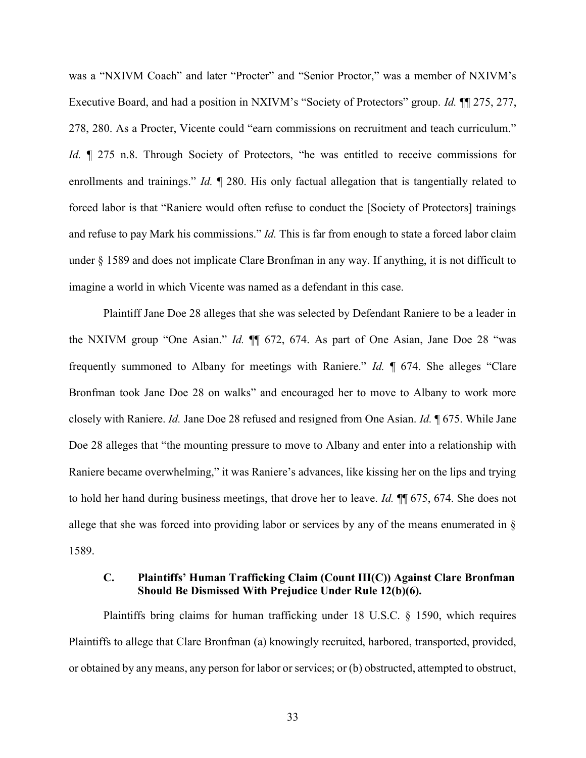was a "NXIVM Coach" and later "Procter" and "Senior Proctor," was a member of NXIVM's Executive Board, and had a position in NXIVM's "Society of Protectors" group. *Id.* ¶¶ 275, 277, 278, 280. As a Procter, Vicente could "earn commissions on recruitment and teach curriculum." *Id.* ¶ 275 n.8. Through Society of Protectors, "he was entitled to receive commissions for enrollments and trainings." *Id.* ¶ 280. His only factual allegation that is tangentially related to forced labor is that "Raniere would often refuse to conduct the [Society of Protectors] trainings and refuse to pay Mark his commissions." *Id.* This is far from enough to state a forced labor claim under § 1589 and does not implicate Clare Bronfman in any way. If anything, it is not difficult to imagine a world in which Vicente was named as a defendant in this case.

Plaintiff Jane Doe 28 alleges that she was selected by Defendant Raniere to be a leader in the NXIVM group "One Asian." *Id.* ¶¶ 672, 674. As part of One Asian, Jane Doe 28 "was frequently summoned to Albany for meetings with Raniere." *Id.* ¶ 674. She alleges "Clare Bronfman took Jane Doe 28 on walks" and encouraged her to move to Albany to work more closely with Raniere. *Id.* Jane Doe 28 refused and resigned from One Asian. *Id.* ¶ 675. While Jane Doe 28 alleges that "the mounting pressure to move to Albany and enter into a relationship with Raniere became overwhelming," it was Raniere's advances, like kissing her on the lips and trying to hold her hand during business meetings, that drove her to leave. *Id.* ¶¶ 675, 674. She does not allege that she was forced into providing labor or services by any of the means enumerated in § 1589.

### C. Plaintiffs' Human Trafficking Claim (Count III(C)) Against Clare Bronfman Should Be Dismissed With Prejudice Under Rule 12(b)(6).

Plaintiffs bring claims for human trafficking under 18 U.S.C. § 1590, which requires Plaintiffs to allege that Clare Bronfman (a) knowingly recruited, harbored, transported, provided, or obtained by any means, any person for labor or services; or (b) obstructed, attempted to obstruct,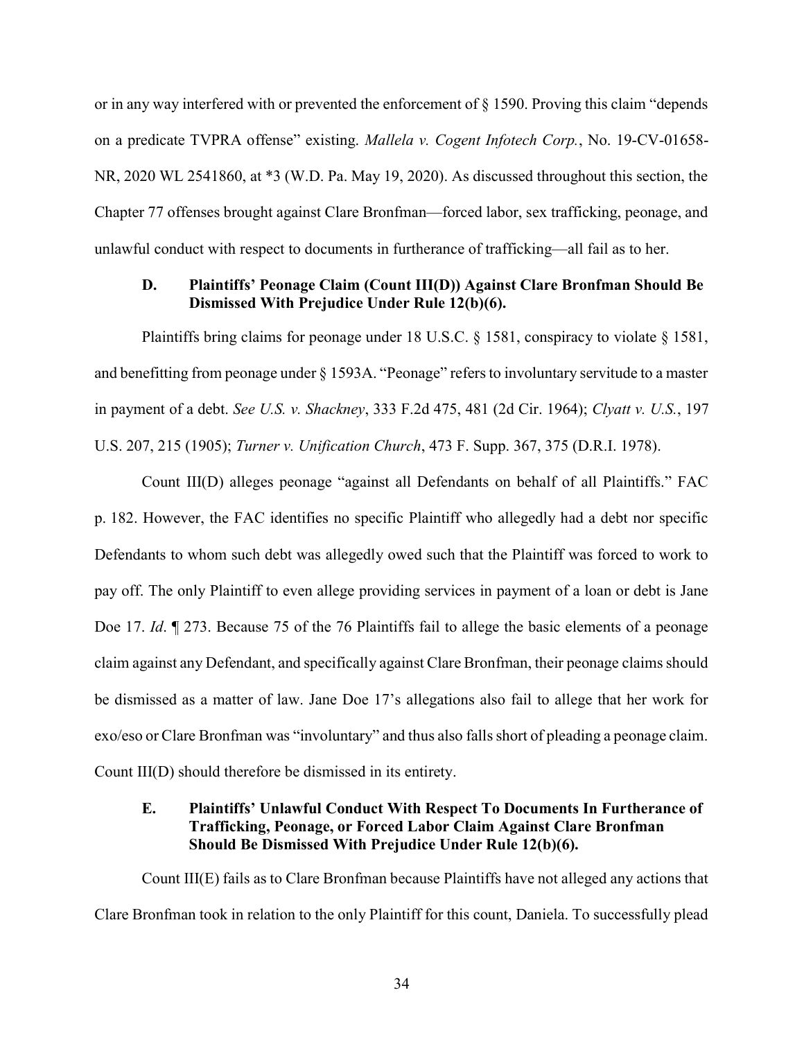or in any way interfered with or prevented the enforcement of § 1590. Proving this claim "depends on a predicate TVPRA offense" existing. *Mallela v. Cogent Infotech Corp.*, No. 19-CV-01658-NR, 2020 WL 2541860, at *3 (W.D. Pa. May 19, 2020). As discussed throughout this section, the Chapter 77 offenses brought against Clare Bronfman—forced labor, sex trafficking, peonage, and unlawful conduct with respect to documents in furtherance of trafficking—all fail as to her.

### D. Plaintiffs' Peonage Claim (Count III(D)) Against Clare Bronfman Should Be Dismissed With Prejudice Under Rule 12(b)(6).

Plaintiffs bring claims for peonage under 18 U.S.C. § 1581, conspiracy to violate § 1581, and benefitting from peonage under § 1593A. "Peonage" refers to involuntary servitude to a master in payment of a debt. *See U.S. v. Shackney*, 333 F.2d 475, 481 (2d Cir. 1964); *Clyatt v. U.S.*, 197 U.S. 207, 215 (1905); *Turner v. Unification Church*, 473 F. Supp. 367, 375 (D.R.I. 1978).

Count III(D) alleges peonage "against all Defendants on behalf of all Plaintiffs." FAC p. 182. However, the FAC identifies no specific Plaintiff who allegedly had a debt nor specific Defendants to whom such debt was allegedly owed such that the Plaintiff was forced to work to pay off. The only Plaintiff to even allege providing services in payment of a loan or debt is Jane Doe 17. *Id*. ¶ 273. Because 75 of the 76 Plaintiffs fail to allege the basic elements of a peonage claim against any Defendant, and specifically against Clare Bronfman, their peonage claims should be dismissed as a matter of law. Jane Doe 17's allegations also fail to allege that her work for exo/eso or Clare Bronfman was "involuntary" and thus also falls short of pleading a peonage claim. Count III(D) should therefore be dismissed in its entirety.

### E. Plaintiffs' Unlawful Conduct With Respect To Documents In Furtherance of Trafficking, Peonage, or Forced Labor Claim Against Clare Bronfman Should Be Dismissed With Prejudice Under Rule 12(b)(6).

Count III(E) fails as to Clare Bronfman because Plaintiffs have not alleged any actions that Clare Bronfman took in relation to the only Plaintiff for this count, Daniela. To successfully plead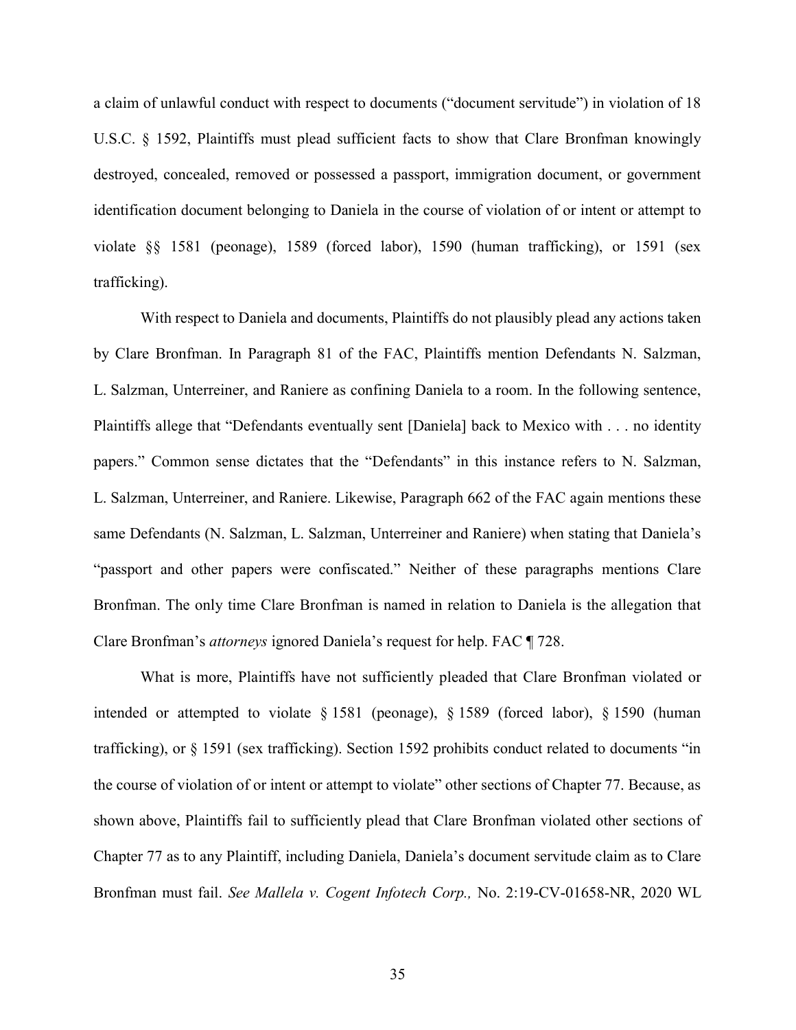a claim of unlawful conduct with respect to documents ("document servitude") in violation of 18 U.S.C. § 1592, Plaintiffs must plead sufficient facts to show that Clare Bronfman knowingly destroyed, concealed, removed or possessed a passport, immigration document, or government identification document belonging to Daniela in the course of violation of or intent or attempt to violate §§ 1581 (peonage), 1589 (forced labor), 1590 (human trafficking), or 1591 (sex trafficking).

With respect to Daniela and documents, Plaintiffs do not plausibly plead any actions taken by Clare Bronfman. In Paragraph 81 of the FAC, Plaintiffs mention Defendants N. Salzman, L. Salzman, Unterreiner, and Raniere as confining Daniela to a room. In the following sentence, Plaintiffs allege that "Defendants eventually sent [Daniela] back to Mexico with . . . no identity papers." Common sense dictates that the "Defendants" in this instance refers to N. Salzman, L. Salzman, Unterreiner, and Raniere. Likewise, Paragraph 662 of the FAC again mentions these same Defendants (N. Salzman, L. Salzman, Unterreiner and Raniere) when stating that Daniela's "passport and other papers were confiscated." Neither of these paragraphs mentions Clare Bronfman. The only time Clare Bronfman is named in relation to Daniela is the allegation that Clare Bronfman's *attorneys* ignored Daniela's request for help. FAC ¶ 728.

What is more, Plaintiffs have not sufficiently pleaded that Clare Bronfman violated or intended or attempted to violate § 1581 (peonage), § 1589 (forced labor), § 1590 (human trafficking), or § 1591 (sex trafficking). Section 1592 prohibits conduct related to documents "in the course of violation of or intent or attempt to violate" other sections of Chapter 77. Because, as shown above, Plaintiffs fail to sufficiently plead that Clare Bronfman violated other sections of Chapter 77 as to any Plaintiff, including Daniela, Daniela's document servitude claim as to Clare Bronfman must fail. *See Mallela v. Cogent Infotech Corp.,* No. 2:19-CV-01658-NR, 2020 WL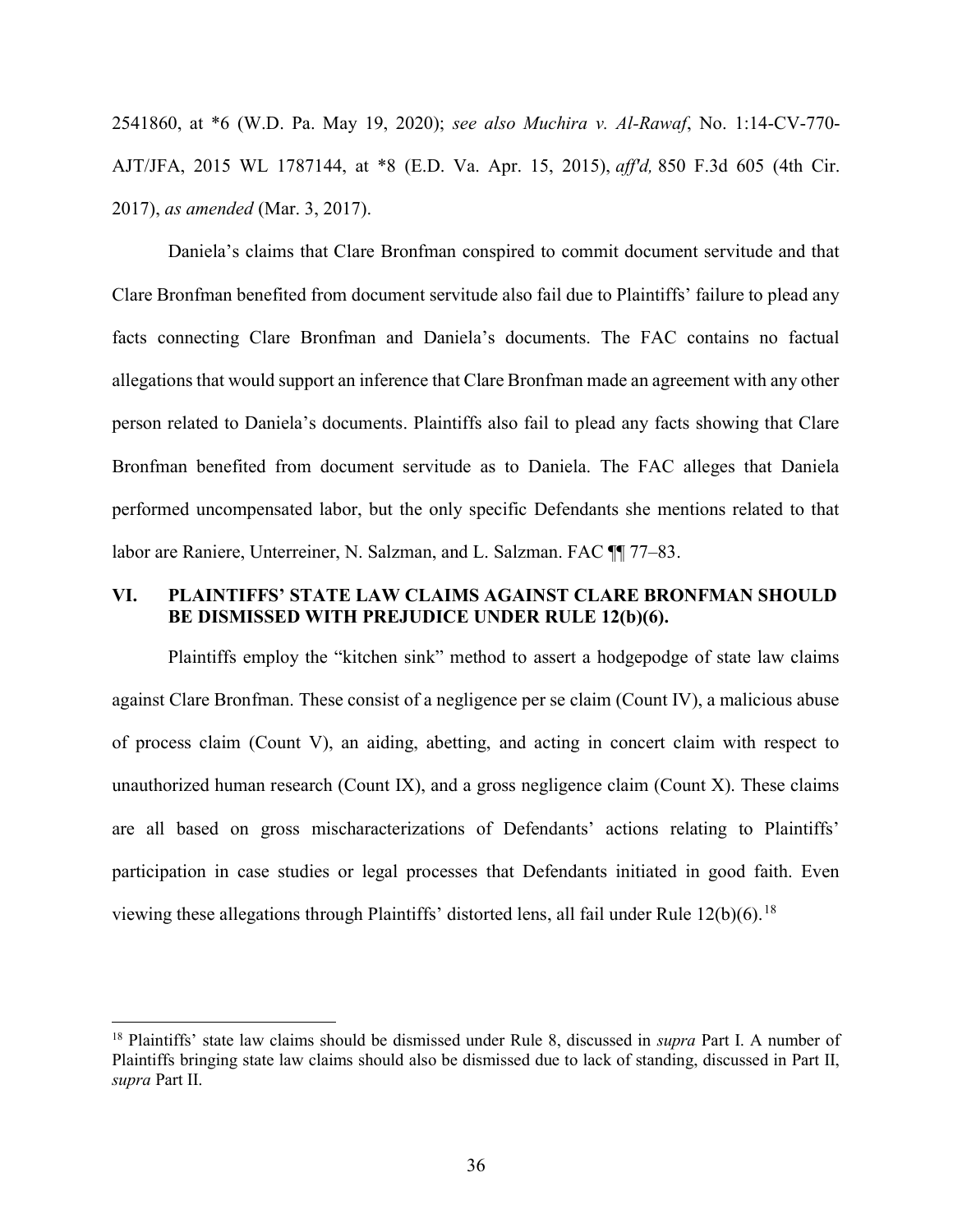2541860, at *6 (W.D. Pa. May 19, 2020); *see also Muchira v. Al-Rawaf*, No. 1:14-CV-770-AJT/JFA, 2015 WL 1787144, at *8 (E.D. Va. Apr. 15, 2015), *aff'd,* 850 F.3d 605 (4th Cir. 2017), *as amended* (Mar. 3, 2017).

Daniela's claims that Clare Bronfman conspired to commit document servitude and that Clare Bronfman benefited from document servitude also fail due to Plaintiffs' failure to plead any facts connecting Clare Bronfman and Daniela's documents. The FAC contains no factual allegations that would support an inference that Clare Bronfman made an agreement with any other person related to Daniela's documents. Plaintiffs also fail to plead any facts showing that Clare Bronfman benefited from document servitude as to Daniela. The FAC alleges that Daniela performed uncompensated labor, but the only specific Defendants she mentions related to that labor are Raniere, Unterreiner, N. Salzman, and L. Salzman. FAC ¶¶ 77–83.

## VI. PLAINTIFFS' STATE LAW CLAIMS AGAINST CLARE BRONFMAN SHOULD BE DISMISSED WITH PREJUDICE UNDER RULE 12(b)(6).

Plaintiffs employ the "kitchen sink" method to assert a hodgepodge of state law claims against Clare Bronfman. These consist of a negligence per se claim (Count IV), a malicious abuse of process claim (Count V), an aiding, abetting, and acting in concert claim with respect to unauthorized human research (Count IX), and a gross negligence claim (Count X). These claims are all based on gross mischaracterizations of Defendants' actions relating to Plaintiffs' participation in case studies or legal processes that Defendants initiated in good faith. Even viewing these allegations through Plaintiffs' distorted lens, all fail under Rule 12(b)(6).[18]

[18] Plaintiffs' state law claims should be dismissed under Rule 8, discussed in *supra* Part I. A number of Plaintiffs bringing state law claims should also be dismissed due to lack of standing, discussed in Part II, *supra* Part II.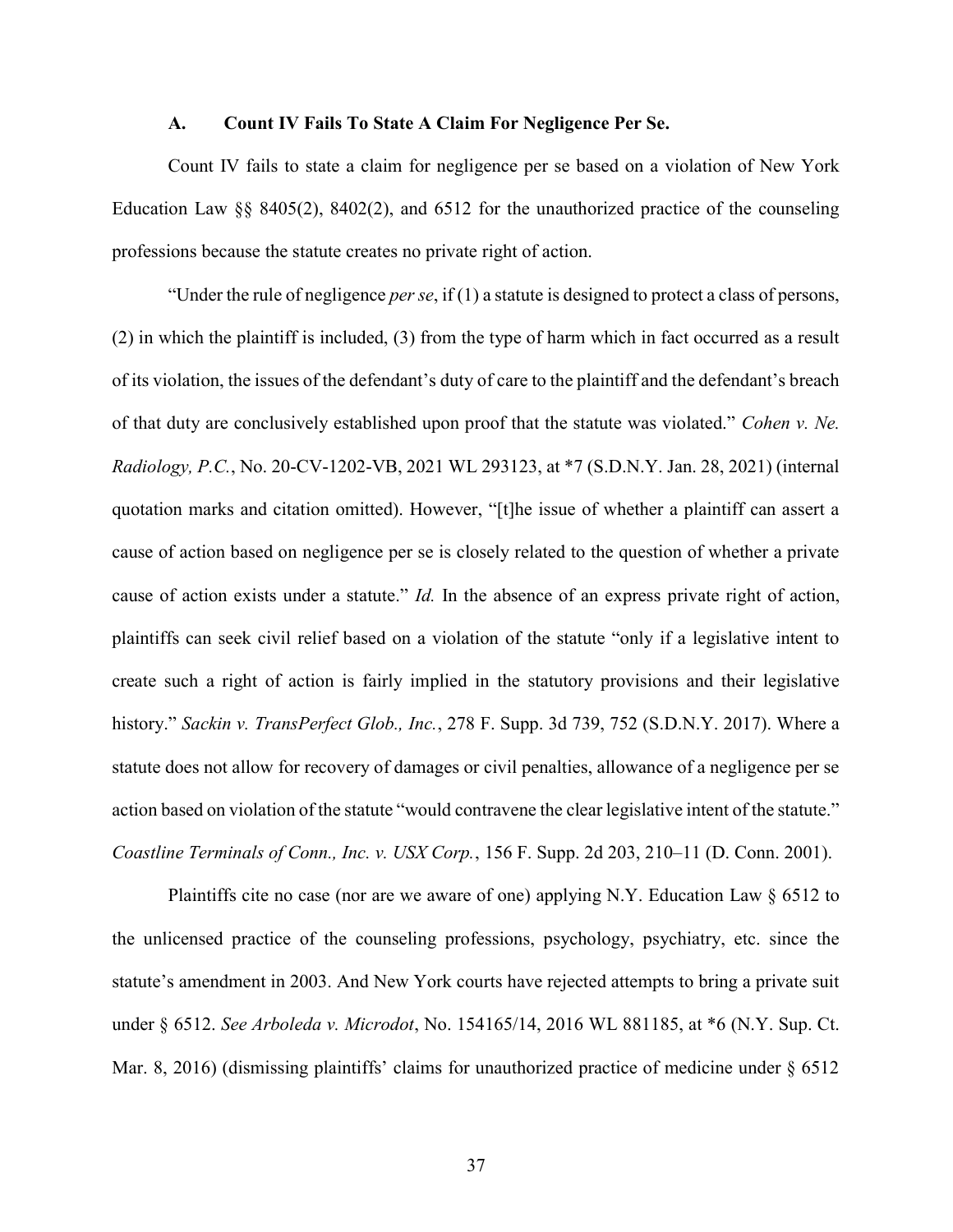### A. Count IV Fails To State A Claim For Negligence Per Se.

Count IV fails to state a claim for negligence per se based on a violation of New York Education Law §§ 8405(2), 8402(2), and 6512 for the unauthorized practice of the counseling professions because the statute creates no private right of action.

"Under the rule of negligence *per se*, if (1) a statute is designed to protect a class of persons, (2) in which the plaintiff is included, (3) from the type of harm which in fact occurred as a result of its violation, the issues of the defendant's duty of care to the plaintiff and the defendant's breach of that duty are conclusively established upon proof that the statute was violated." *Cohen v. Ne. Radiology, P.C.*, No. 20-CV-1202-VB, 2021 WL 293123, at *7 (S.D.N.Y. Jan. 28, 2021) (internal quotation marks and citation omitted). However, "[t]he issue of whether a plaintiff can assert a cause of action based on negligence per se is closely related to the question of whether a private cause of action exists under a statute." *Id.* In the absence of an express private right of action, plaintiffs can seek civil relief based on a violation of the statute "only if a legislative intent to create such a right of action is fairly implied in the statutory provisions and their legislative history." *Sackin v. TransPerfect Glob., Inc.*, 278 F. Supp. 3d 739, 752 (S.D.N.Y. 2017). Where a statute does not allow for recovery of damages or civil penalties, allowance of a negligence per se action based on violation of the statute "would contravene the clear legislative intent of the statute." *Coastline Terminals of Conn., Inc. v. USX Corp.*, 156 F. Supp. 2d 203, 210–11 (D. Conn. 2001).

Plaintiffs cite no case (nor are we aware of one) applying N.Y. Education Law § 6512 to the unlicensed practice of the counseling professions, psychology, psychiatry, etc. since the statute's amendment in 2003. And New York courts have rejected attempts to bring a private suit under § 6512. *See Arboleda v. Microdot*, No. 154165/14, 2016 WL 881185, at *6 (N.Y. Sup. Ct. Mar. 8, 2016) (dismissing plaintiffs' claims for unauthorized practice of medicine under § 6512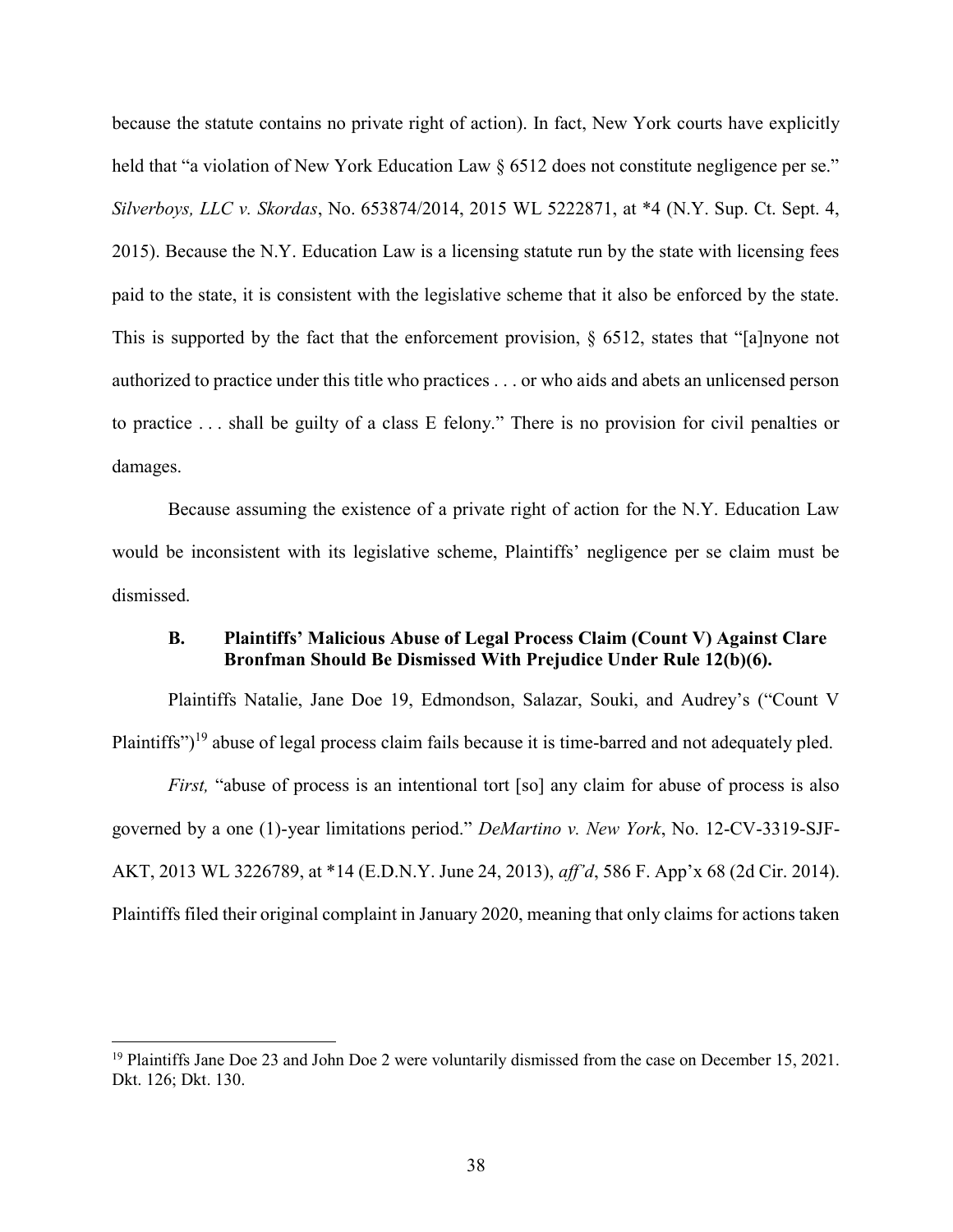because the statute contains no private right of action). In fact, New York courts have explicitly held that "a violation of New York Education Law § 6512 does not constitute negligence per se." *Silverboys, LLC v. Skordas*, No. 653874/2014, 2015 WL 5222871, at *4 (N.Y. Sup. Ct. Sept. 4, 2015). Because the N.Y. Education Law is a licensing statute run by the state with licensing fees paid to the state, it is consistent with the legislative scheme that it also be enforced by the state. This is supported by the fact that the enforcement provision, § 6512, states that "[a]nyone not authorized to practice under this title who practices . . . or who aids and abets an unlicensed person to practice . . . shall be guilty of a class E felony." There is no provision for civil penalties or damages.

Because assuming the existence of a private right of action for the N.Y. Education Law would be inconsistent with its legislative scheme, Plaintiffs' negligence per se claim must be dismissed.

### B. Plaintiffs' Malicious Abuse of Legal Process Claim (Count V) Against Clare Bronfman Should Be Dismissed With Prejudice Under Rule 12(b)(6).

Plaintiffs Natalie, Jane Doe 19, Edmondson, Salazar, Souki, and Audrey's ("Count V Plaintiffs")[19] abuse of legal process claim fails because it is time-barred and not adequately pled.

*First,* "abuse of process is an intentional tort [so] any claim for abuse of process is also governed by a one (1)-year limitations period." *DeMartino v. New York*, No. 12-CV-3319-SJF-AKT, 2013 WL 3226789, at *14 (E.D.N.Y. June 24, 2013), *aff'd*, 586 F. App'x 68 (2d Cir. 2014). Plaintiffs filed their original complaint in January 2020, meaning that only claims for actions taken

[19] Plaintiffs Jane Doe 23 and John Doe 2 were voluntarily dismissed from the case on December 15, 2021. Dkt. 126; Dkt. 130.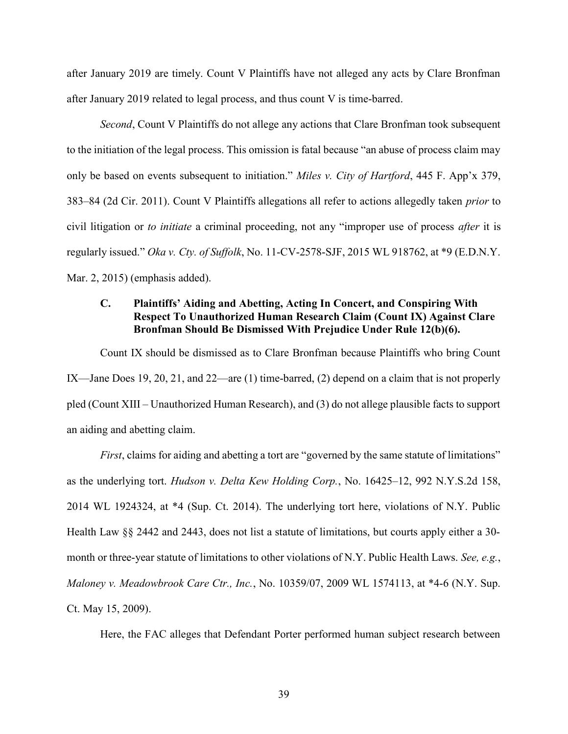after January 2019 are timely. Count V Plaintiffs have not alleged any acts by Clare Bronfman after January 2019 related to legal process, and thus count V is time-barred.

*Second*, Count V Plaintiffs do not allege any actions that Clare Bronfman took subsequent to the initiation of the legal process. This omission is fatal because "an abuse of process claim may only be based on events subsequent to initiation." *Miles v. City of Hartford*, 445 F. App'x 379, 383–84 (2d Cir. 2011). Count V Plaintiffs allegations all refer to actions allegedly taken *prior* to civil litigation or *to initiate* a criminal proceeding, not any "improper use of process *after* it is regularly issued." *Oka v. Cty. of Suffolk*, No. 11-CV-2578-SJF, 2015 WL 918762, at *9 (E.D.N.Y. Mar. 2, 2015) (emphasis added).

### C. Plaintiffs' Aiding and Abetting, Acting In Concert, and Conspiring With Respect To Unauthorized Human Research Claim (Count IX) Against Clare Bronfman Should Be Dismissed With Prejudice Under Rule 12(b)(6).

Count IX should be dismissed as to Clare Bronfman because Plaintiffs who bring Count IX—Jane Does 19, 20, 21, and 22—are (1) time-barred, (2) depend on a claim that is not properly pled (Count XIII – Unauthorized Human Research), and (3) do not allege plausible facts to support an aiding and abetting claim.

*First*, claims for aiding and abetting a tort are "governed by the same statute of limitations" as the underlying tort. *Hudson v. Delta Kew Holding Corp.*, No. 16425–12, 992 N.Y.S.2d 158, 2014 WL 1924324, at *4 (Sup. Ct. 2014). The underlying tort here, violations of N.Y. Public Health Law §§ 2442 and 2443, does not list a statute of limitations, but courts apply either a 30-month or three-year statute of limitations to other violations of N.Y. Public Health Laws. *See, e.g.*, *Maloney v. Meadowbrook Care Ctr., Inc.*, No. 10359/07, 2009 WL 1574113, at *4-6 (N.Y. Sup. Ct. May 15, 2009).

Here, the FAC alleges that Defendant Porter performed human subject research between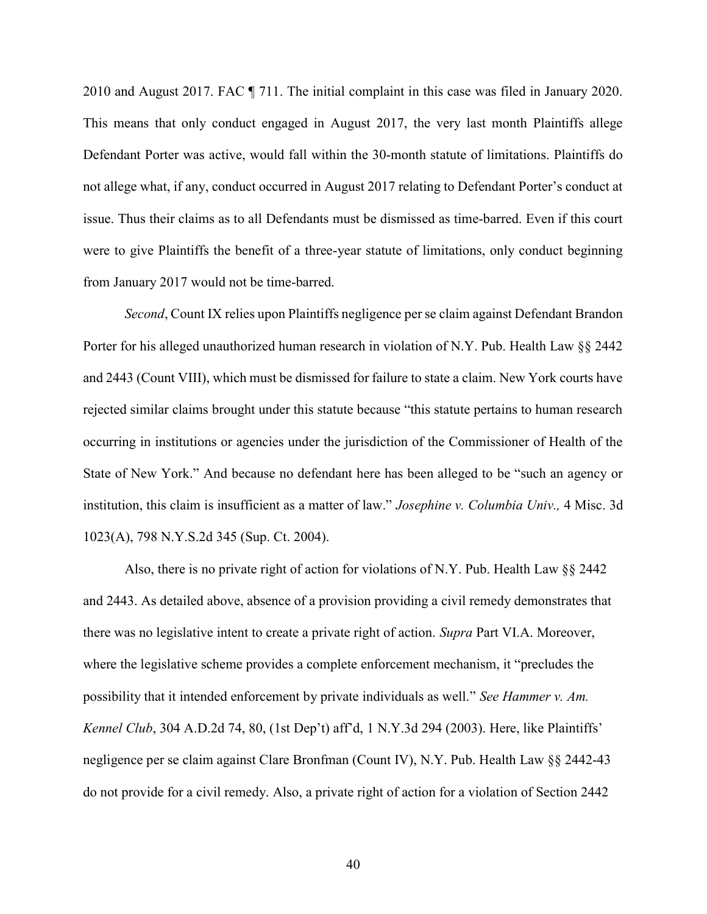2010 and August 2017. FAC ¶ 711. The initial complaint in this case was filed in January 2020. This means that only conduct engaged in August 2017, the very last month Plaintiffs allege Defendant Porter was active, would fall within the 30-month statute of limitations. Plaintiffs do not allege what, if any, conduct occurred in August 2017 relating to Defendant Porter's conduct at issue. Thus their claims as to all Defendants must be dismissed as time-barred. Even if this court were to give Plaintiffs the benefit of a three-year statute of limitations, only conduct beginning from January 2017 would not be time-barred.

*Second*, Count IX relies upon Plaintiffs negligence per se claim against Defendant Brandon Porter for his alleged unauthorized human research in violation of N.Y. Pub. Health Law §§ 2442 and 2443 (Count VIII), which must be dismissed for failure to state a claim. New York courts have rejected similar claims brought under this statute because "this statute pertains to human research occurring in institutions or agencies under the jurisdiction of the Commissioner of Health of the State of New York." And because no defendant here has been alleged to be "such an agency or institution, this claim is insufficient as a matter of law." *Josephine v. Columbia Univ.,* 4 Misc. 3d 1023(A), 798 N.Y.S.2d 345 (Sup. Ct. 2004).

Also, there is no private right of action for violations of N.Y. Pub. Health Law §§ 2442 and 2443. As detailed above, absence of a provision providing a civil remedy demonstrates that there was no legislative intent to create a private right of action. *Supra* Part VI.A. Moreover, where the legislative scheme provides a complete enforcement mechanism, it "precludes the possibility that it intended enforcement by private individuals as well." *See Hammer v. Am. Kennel Club*, 304 A.D.2d 74, 80, (1st Dep't) aff'd, 1 N.Y.3d 294 (2003). Here, like Plaintiffs' negligence per se claim against Clare Bronfman (Count IV), N.Y. Pub. Health Law §§ 2442-43 do not provide for a civil remedy. Also, a private right of action for a violation of Section 2442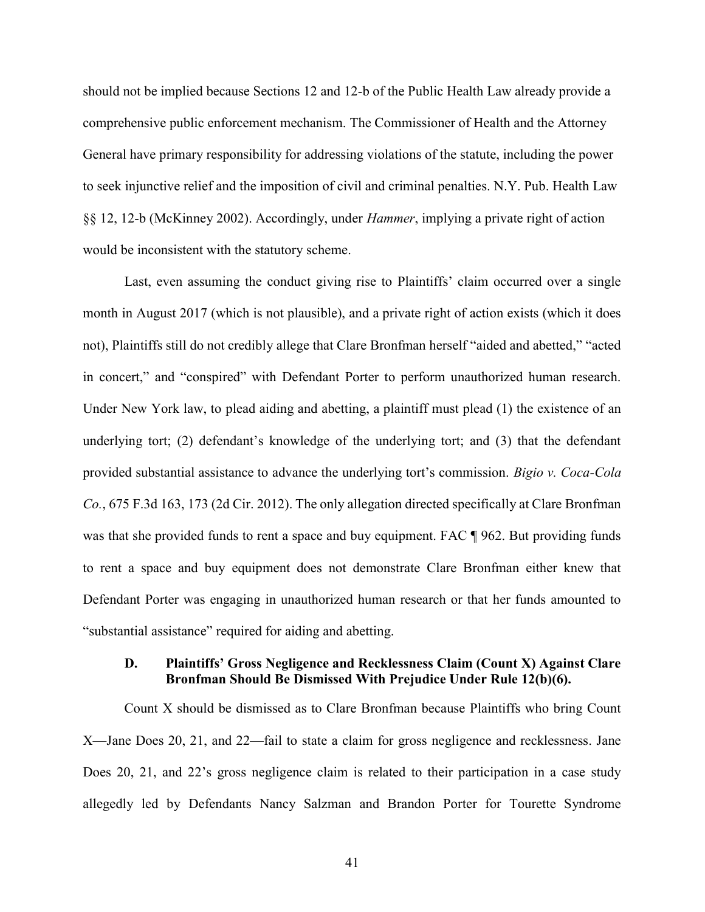should not be implied because Sections 12 and 12-b of the Public Health Law already provide a comprehensive public enforcement mechanism. The Commissioner of Health and the Attorney General have primary responsibility for addressing violations of the statute, including the power to seek injunctive relief and the imposition of civil and criminal penalties. N.Y. Pub. Health Law §§ 12, 12-b (McKinney 2002). Accordingly, under *Hammer*, implying a private right of action would be inconsistent with the statutory scheme.

Last, even assuming the conduct giving rise to Plaintiffs' claim occurred over a single month in August 2017 (which is not plausible), and a private right of action exists (which it does not), Plaintiffs still do not credibly allege that Clare Bronfman herself "aided and abetted," "acted in concert," and "conspired" with Defendant Porter to perform unauthorized human research. Under New York law, to plead aiding and abetting, a plaintiff must plead (1) the existence of an underlying tort; (2) defendant's knowledge of the underlying tort; and (3) that the defendant provided substantial assistance to advance the underlying tort's commission. *Bigio v. Coca-Cola Co.*, 675 F.3d 163, 173 (2d Cir. 2012). The only allegation directed specifically at Clare Bronfman was that she provided funds to rent a space and buy equipment. FAC ¶ 962. But providing funds to rent a space and buy equipment does not demonstrate Clare Bronfman either knew that Defendant Porter was engaging in unauthorized human research or that her funds amounted to "substantial assistance" required for aiding and abetting.

### D. Plaintiffs' Gross Negligence and Recklessness Claim (Count X) Against Clare Bronfman Should Be Dismissed With Prejudice Under Rule 12(b)(6).

Count X should be dismissed as to Clare Bronfman because Plaintiffs who bring Count X—Jane Does 20, 21, and 22—fail to state a claim for gross negligence and recklessness. Jane Does 20, 21, and 22's gross negligence claim is related to their participation in a case study allegedly led by Defendants Nancy Salzman and Brandon Porter for Tourette Syndrome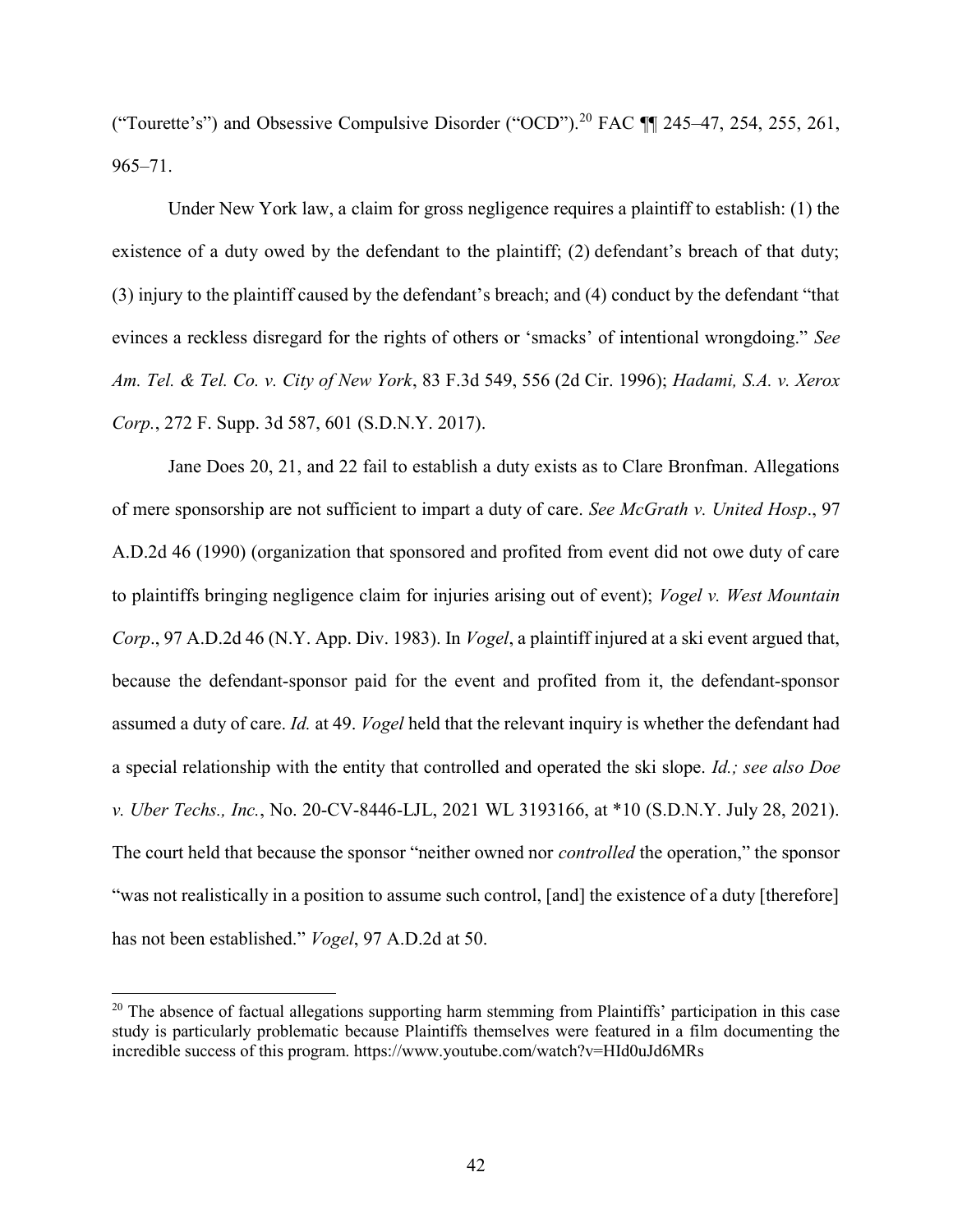("Tourette's") and Obsessive Compulsive Disorder ("OCD").[20] FAC ¶¶ 245–47, 254, 255, 261, 965–71.

Under New York law, a claim for gross negligence requires a plaintiff to establish: (1) the existence of a duty owed by the defendant to the plaintiff; (2) defendant's breach of that duty; (3) injury to the plaintiff caused by the defendant's breach; and (4) conduct by the defendant "that evinces a reckless disregard for the rights of others or 'smacks' of intentional wrongdoing." *See Am. Tel. & Tel. Co. v. City of New York*, 83 F.3d 549, 556 (2d Cir. 1996); *Hadami, S.A. v. Xerox Corp.*, 272 F. Supp. 3d 587, 601 (S.D.N.Y. 2017).

Jane Does 20, 21, and 22 fail to establish a duty exists as to Clare Bronfman. Allegations of mere sponsorship are not sufficient to impart a duty of care. *See McGrath v. United Hosp*., 97 A.D.2d 46 (1990) (organization that sponsored and profited from event did not owe duty of care to plaintiffs bringing negligence claim for injuries arising out of event); *Vogel v. West Mountain Corp*., 97 A.D.2d 46 (N.Y. App. Div. 1983). In *Vogel*, a plaintiff injured at a ski event argued that, because the defendant-sponsor paid for the event and profited from it, the defendant-sponsor assumed a duty of care. *Id.* at 49. *Vogel* held that the relevant inquiry is whether the defendant had a special relationship with the entity that controlled and operated the ski slope. *Id.; see also Doe v. Uber Techs., Inc.*, No. 20-CV-8446-LJL, 2021 WL 3193166, at *10 (S.D.N.Y. July 28, 2021). The court held that because the sponsor "neither owned nor *controlled* the operation," the sponsor "was not realistically in a position to assume such control, [and] the existence of a duty [therefore] has not been established." *Vogel*, 97 A.D.2d at 50.

---

[20] The absence of factual allegations supporting harm stemming from Plaintiffs' participation in this case study is particularly problematic because Plaintiffs themselves were featured in a film documenting the incredible success of this program. https://www.youtube.com/watch?v=HId0uJd6MRs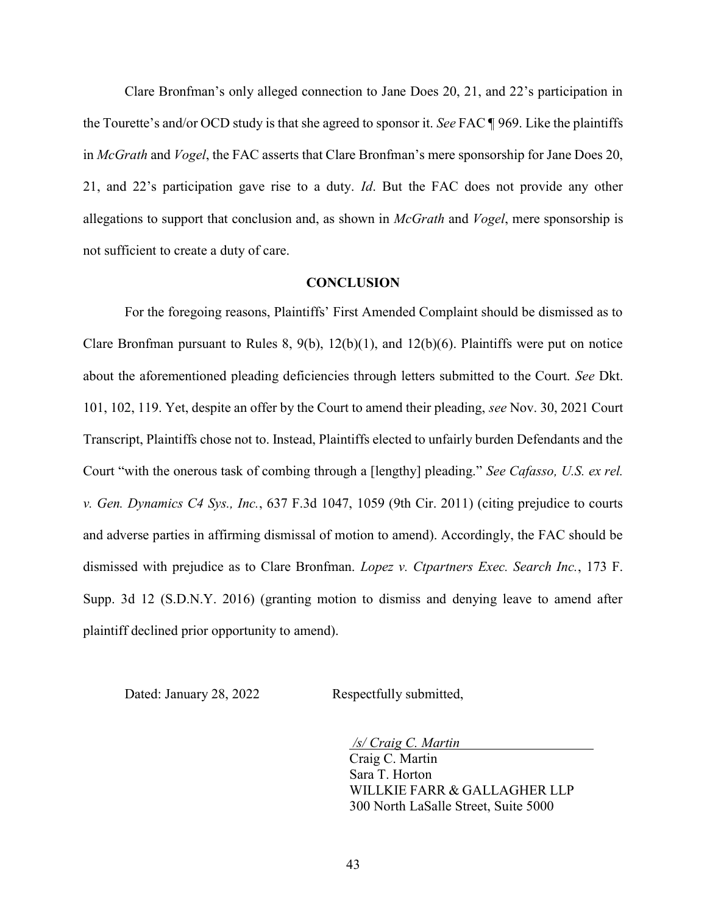Clare Bronfman's only alleged connection to Jane Does 20, 21, and 22's participation in the Tourette's and/or OCD study is that she agreed to sponsor it. *See* FAC ¶ 969. Like the plaintiffs in *McGrath* and *Vogel*, the FAC asserts that Clare Bronfman's mere sponsorship for Jane Does 20, 21, and 22's participation gave rise to a duty. *Id*. But the FAC does not provide any other allegations to support that conclusion and, as shown in *McGrath* and *Vogel*, mere sponsorship is not sufficient to create a duty of care.

**CONCLUSION**

For the foregoing reasons, Plaintiffs' First Amended Complaint should be dismissed as to Clare Bronfman pursuant to Rules 8, 9(b), 12(b)(1), and 12(b)(6). Plaintiffs were put on notice about the aforementioned pleading deficiencies through letters submitted to the Court. *See* Dkt. 101, 102, 119. Yet, despite an offer by the Court to amend their pleading, *see* Nov. 30, 2021 Court Transcript, Plaintiffs chose not to. Instead, Plaintiffs elected to unfairly burden Defendants and the Court "with the onerous task of combing through a [lengthy] pleading." *See Cafasso, U.S. ex rel. v. Gen. Dynamics C4 Sys., Inc.*, 637 F.3d 1047, 1059 (9th Cir. 2011) (citing prejudice to courts and adverse parties in affirming dismissal of motion to amend). Accordingly, the FAC should be dismissed with prejudice as to Clare Bronfman. *Lopez v. Ctpartners Exec. Search Inc.*, 173 F. Supp. 3d 12 (S.D.N.Y. 2016) (granting motion to dismiss and denying leave to amend after plaintiff declined prior opportunity to amend).

Dated: January 28, 2022

Respectfully submitted,

*/s/ Craig C. Martin*

Craig C. Martin
Sara T. Horton
WILLKIE FARR & GALLAGHER LLP
300 North LaSalle Street, Suite 5000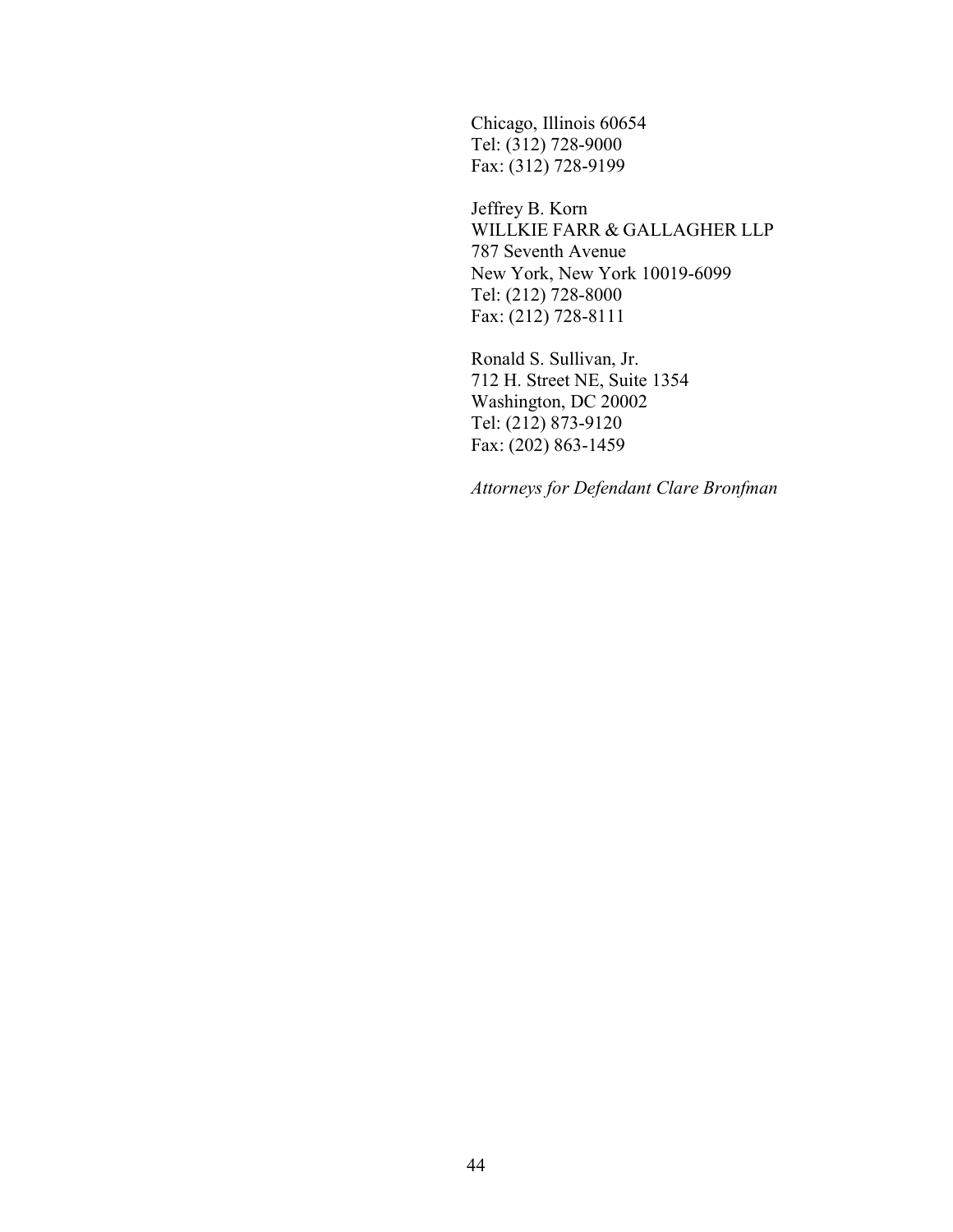Chicago, Illinois 60654
Tel: (312) 728-9000
Fax: (312) 728-9199

Jeffrey B. Korn
WILLKIE FARR & GALLAGHER LLP
787 Seventh Avenue
New York, New York 10019-6099
Tel: (212) 728-8000
Fax: (212) 728-8111

Ronald S. Sullivan, Jr.
712 H. Street NE, Suite 1354
Washington, DC 20002
Tel: (212) 873-9120
Fax: (202) 863-1459

*Attorneys for Defendant Clare Bronfman*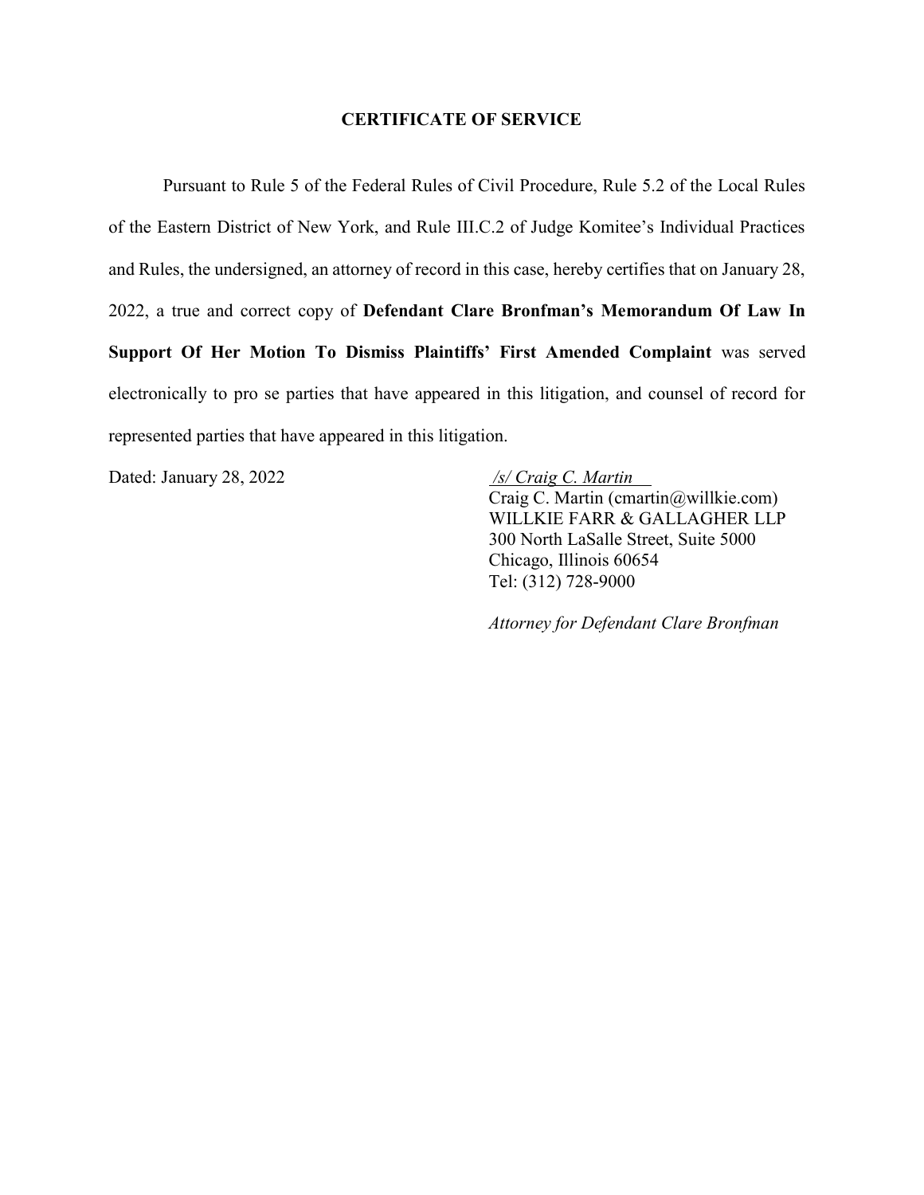## CERTIFICATE OF SERVICE

Pursuant to Rule 5 of the Federal Rules of Civil Procedure, Rule 5.2 of the Local Rules of the Eastern District of New York, and Rule III.C.2 of Judge Komitee's Individual Practices and Rules, the undersigned, an attorney of record in this case, hereby certifies that on January 28, 2022, a true and correct copy of **Defendant Clare Bronfman's Memorandum Of Law In Support Of Her Motion To Dismiss Plaintiffs' First Amended Complaint** was served electronically to pro se parties that have appeared in this litigation, and counsel of record for represented parties that have appeared in this litigation.

Dated: January 28, 2022

*<u>/s/ Craig C. Martin</u>*
Craig C. Martin (cmartin@willkie.com)
WILLKIE FARR & GALLAGHER LLP
300 North LaSalle Street, Suite 5000
Chicago, Illinois 60654
Tel: (312) 728-9000

*Attorney for Defendant Clare Bronfman*